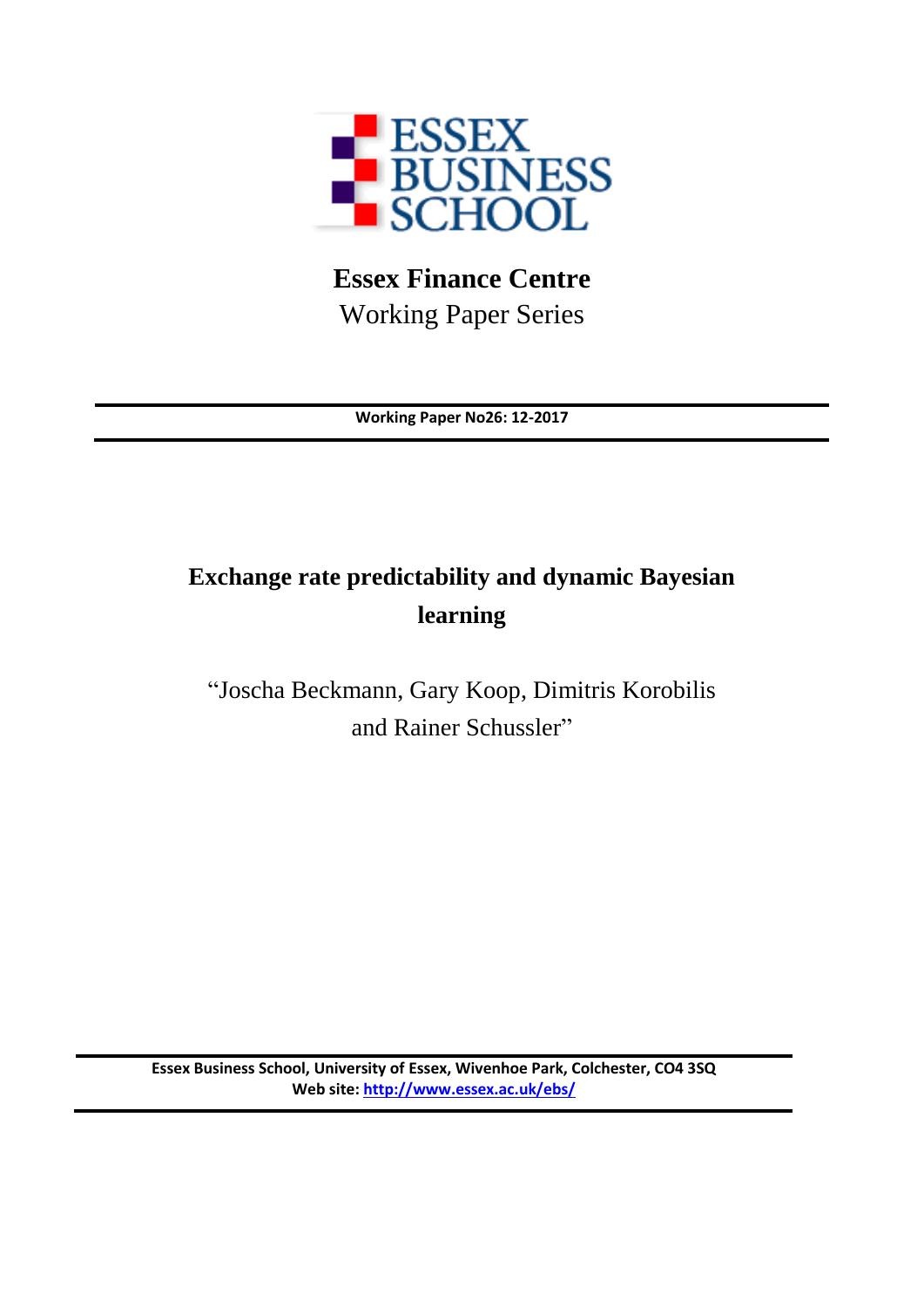ESSEX BUSINESS SCHOOL

**Essex Finance Centre**

Working Paper Series

---

**Working Paper No26: 12-2017**

---

# Exchange rate predictability and dynamic Bayesian learning

"Joscha Beckmann, Gary Koop, Dimitris Korobilis and Rainer Schussler"

---

**Essex Business School, University of Essex, Wivenhoe Park, Colchester, CO4 3SQ**
**Web site: http://www.essex.ac.uk/ebs/**

---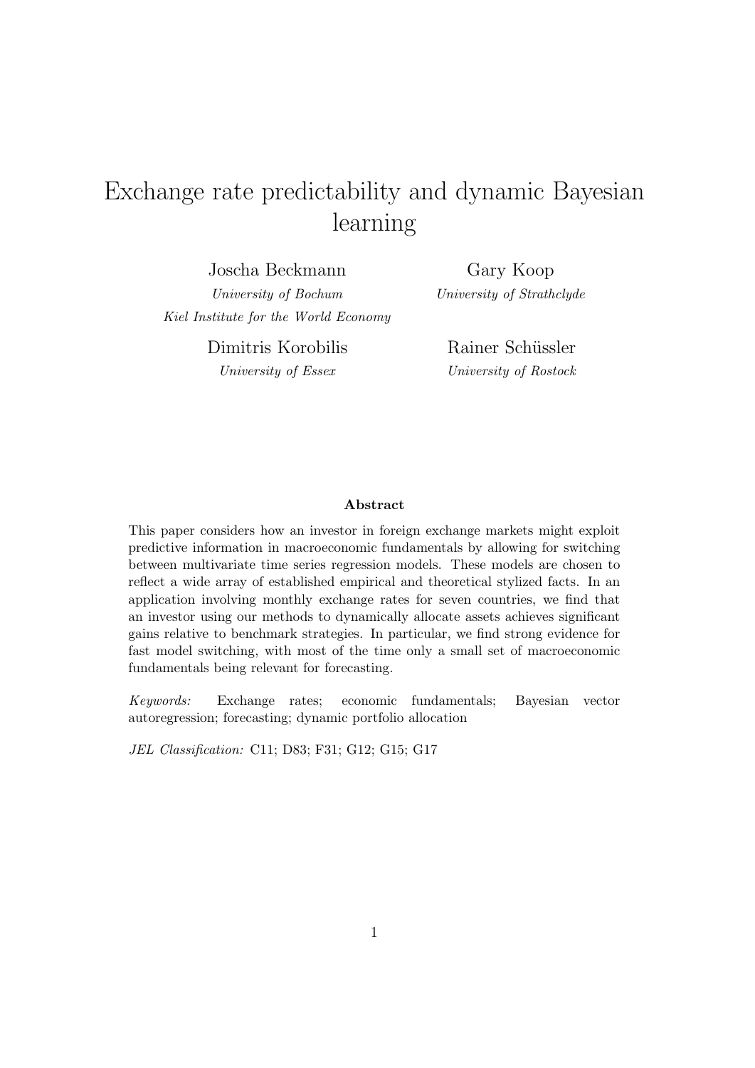# Exchange rate predictability and dynamic Bayesian learning

Joscha Beckmann
*University of Bochum*
*Kiel Institute for the World Economy*

Gary Koop
*University of Strathclyde*

Dimitris Korobilis
*University of Essex*

Rainer Schüssler
*University of Rostock*

**Abstract**

This paper considers how an investor in foreign exchange markets might exploit predictive information in macroeconomic fundamentals by allowing for switching between multivariate time series regression models. These models are chosen to reflect a wide array of established empirical and theoretical stylized facts. In an application involving monthly exchange rates for seven countries, we find that an investor using our methods to dynamically allocate assets achieves significant gains relative to benchmark strategies. In particular, we find strong evidence for fast model switching, with most of the time only a small set of macroeconomic fundamentals being relevant for forecasting.

*Keywords:* Exchange rates; economic fundamentals; Bayesian vector autoregression; forecasting; dynamic portfolio allocation

*JEL Classification:* C11; D83; F31; G12; G15; G17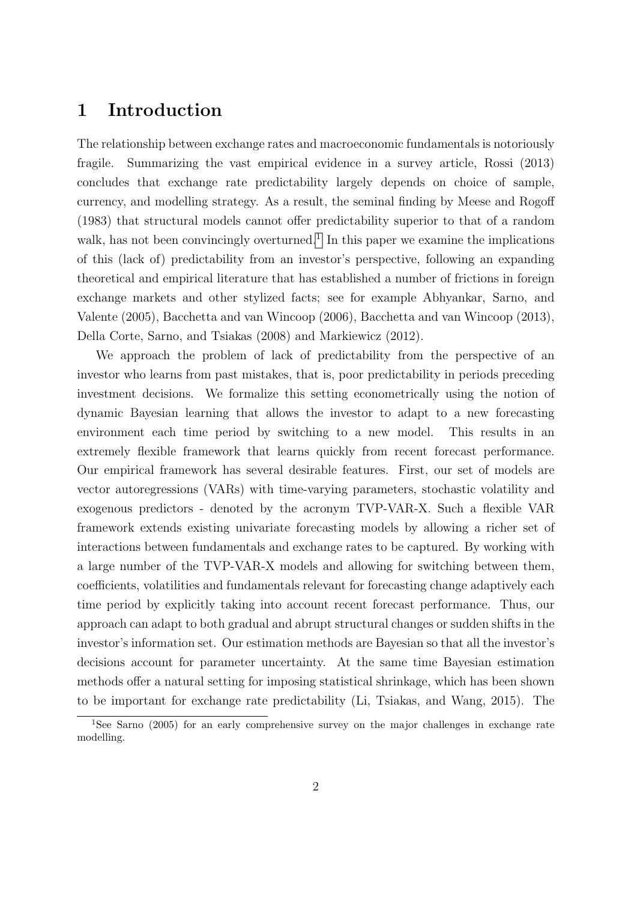# 1 Introduction

The relationship between exchange rates and macroeconomic fundamentals is notoriously fragile. Summarizing the vast empirical evidence in a survey article, Rossi (2013) concludes that exchange rate predictability largely depends on choice of sample, currency, and modelling strategy. As a result, the seminal finding by Meese and Rogoff (1983) that structural models cannot offer predictability superior to that of a random walk, has not been convincingly overturned.[1] In this paper we examine the implications of this (lack of) predictability from an investor's perspective, following an expanding theoretical and empirical literature that has established a number of frictions in foreign exchange markets and other stylized facts; see for example Abhyankar, Sarno, and Valente (2005), Bacchetta and van Wincoop (2006), Bacchetta and van Wincoop (2013), Della Corte, Sarno, and Tsiakas (2008) and Markiewicz (2012).

We approach the problem of lack of predictability from the perspective of an investor who learns from past mistakes, that is, poor predictability in periods preceding investment decisions. We formalize this setting econometrically using the notion of dynamic Bayesian learning that allows the investor to adapt to a new forecasting environment each time period by switching to a new model. This results in an extremely flexible framework that learns quickly from recent forecast performance. Our empirical framework has several desirable features. First, our set of models are vector autoregressions (VARs) with time-varying parameters, stochastic volatility and exogenous predictors - denoted by the acronym TVP-VAR-X. Such a flexible VAR framework extends existing univariate forecasting models by allowing a richer set of interactions between fundamentals and exchange rates to be captured. By working with a large number of the TVP-VAR-X models and allowing for switching between them, coefficients, volatilities and fundamentals relevant for forecasting change adaptively each time period by explicitly taking into account recent forecast performance. Thus, our approach can adapt to both gradual and abrupt structural changes or sudden shifts in the investor's information set. Our estimation methods are Bayesian so that all the investor's decisions account for parameter uncertainty. At the same time Bayesian estimation methods offer a natural setting for imposing statistical shrinkage, which has been shown to be important for exchange rate predictability (Li, Tsiakas, and Wang, 2015). The

[1] See Sarno (2005) for an early comprehensive survey on the major challenges in exchange rate modelling.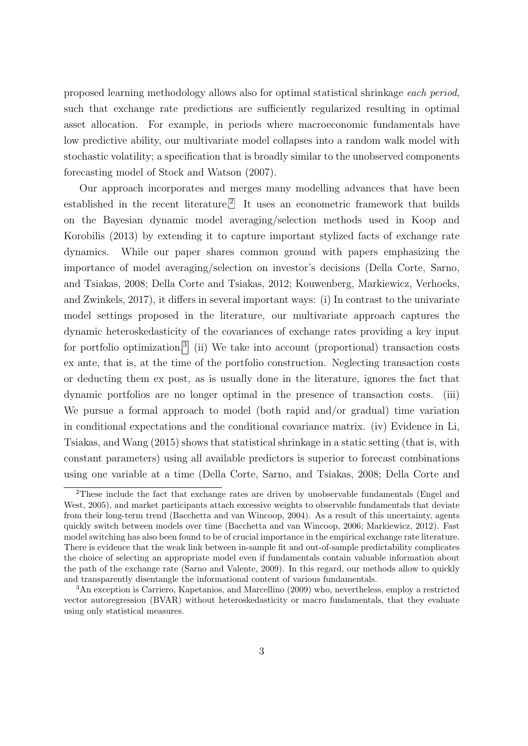proposed learning methodology allows also for optimal statistical shrinkage *each period*, such that exchange rate predictions are sufficiently regularized resulting in optimal asset allocation. For example, in periods where macroeconomic fundamentals have low predictive ability, our multivariate model collapses into a random walk model with stochastic volatility; a specification that is broadly similar to the unobserved components forecasting model of Stock and Watson (2007).

Our approach incorporates and merges many modelling advances that have been established in the recent literature.[2] It uses an econometric framework that builds on the Bayesian dynamic model averaging/selection methods used in Koop and Korobilis (2013) by extending it to capture important stylized facts of exchange rate dynamics. While our paper shares common ground with papers emphasizing the importance of model averaging/selection on investor's decisions (Della Corte, Sarno, and Tsiakas, 2008; Della Corte and Tsiakas, 2012; Kouwenberg, Markiewicz, Verhoeks, and Zwinkels, 2017), it differs in several important ways: (i) In contrast to the univariate model settings proposed in the literature, our multivariate approach captures the dynamic heteroskedasticity of the covariances of exchange rates providing a key input for portfolio optimization.[3] (ii) We take into account (proportional) transaction costs ex ante, that is, at the time of the portfolio construction. Neglecting transaction costs or deducting them ex post, as is usually done in the literature, ignores the fact that dynamic portfolios are no longer optimal in the presence of transaction costs. (iii) We pursue a formal approach to model (both rapid and/or gradual) time variation in conditional expectations and the conditional covariance matrix. (iv) Evidence in Li, Tsiakas, and Wang (2015) shows that statistical shrinkage in a static setting (that is, with constant parameters) using all available predictors is superior to forecast combinations using one variable at a time (Della Corte, Sarno, and Tsiakas, 2008; Della Corte and

[2] These include the fact that exchange rates are driven by unobservable fundamentals (Engel and West, 2005), and market participants attach excessive weights to observable fundamentals that deviate from their long-term trend (Bacchetta and van Wincoop, 2004). As a result of this uncertainty, agents quickly switch between models over time (Bacchetta and van Wincoop, 2006; Markiewicz, 2012). Fast model switching has also been found to be of crucial importance in the empirical exchange rate literature. There is evidence that the weak link between in-sample fit and out-of-sample predictability complicates the choice of selecting an appropriate model even if fundamentals contain valuable information about the path of the exchange rate (Sarno and Valente, 2009). In this regard, our methods allow to quickly and transparently disentangle the informational content of various fundamentals.

[3] An exception is Carriero, Kapetanios, and Marcellino (2009) who, nevertheless, employ a restricted vector autoregression (BVAR) without heteroskedasticity or macro fundamentals, that they evaluate using only statistical measures.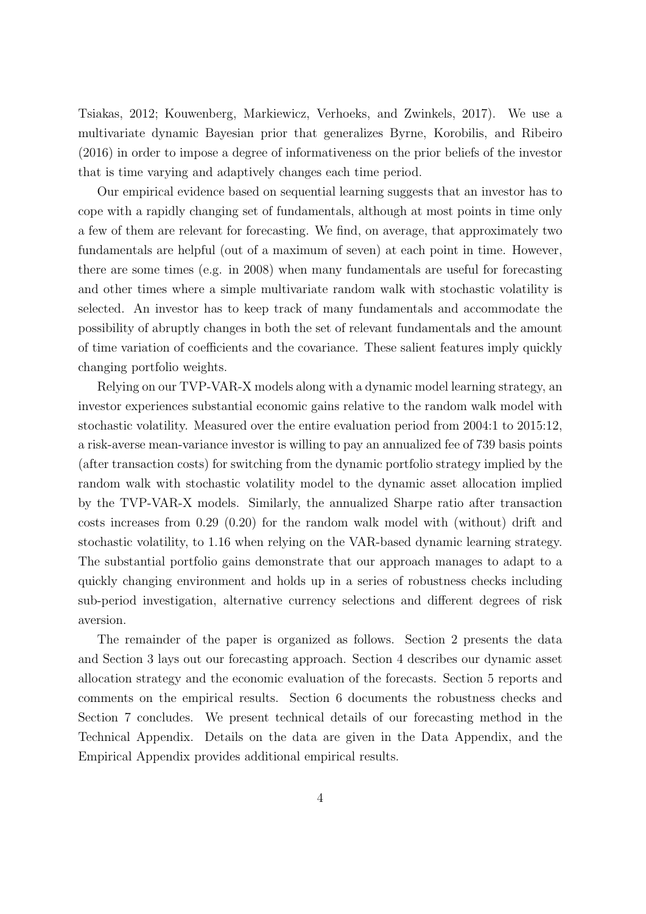Tsiakas, 2012; Kouwenberg, Markiewicz, Verhoeks, and Zwinkels, 2017). We use a multivariate dynamic Bayesian prior that generalizes Byrne, Korobilis, and Ribeiro (2016) in order to impose a degree of informativeness on the prior beliefs of the investor that is time varying and adaptively changes each time period.

Our empirical evidence based on sequential learning suggests that an investor has to cope with a rapidly changing set of fundamentals, although at most points in time only a few of them are relevant for forecasting. We find, on average, that approximately two fundamentals are helpful (out of a maximum of seven) at each point in time. However, there are some times (e.g. in 2008) when many fundamentals are useful for forecasting and other times where a simple multivariate random walk with stochastic volatility is selected. An investor has to keep track of many fundamentals and accommodate the possibility of abruptly changes in both the set of relevant fundamentals and the amount of time variation of coefficients and the covariance. These salient features imply quickly changing portfolio weights.

Relying on our TVP-VAR-X models along with a dynamic model learning strategy, an investor experiences substantial economic gains relative to the random walk model with stochastic volatility. Measured over the entire evaluation period from 2004:1 to 2015:12, a risk-averse mean-variance investor is willing to pay an annualized fee of 739 basis points (after transaction costs) for switching from the dynamic portfolio strategy implied by the random walk with stochastic volatility model to the dynamic asset allocation implied by the TVP-VAR-X models. Similarly, the annualized Sharpe ratio after transaction costs increases from 0.29 (0.20) for the random walk model with (without) drift and stochastic volatility, to 1.16 when relying on the VAR-based dynamic learning strategy. The substantial portfolio gains demonstrate that our approach manages to adapt to a quickly changing environment and holds up in a series of robustness checks including sub-period investigation, alternative currency selections and different degrees of risk aversion.

The remainder of the paper is organized as follows. Section 2 presents the data and Section 3 lays out our forecasting approach. Section 4 describes our dynamic asset allocation strategy and the economic evaluation of the forecasts. Section 5 reports and comments on the empirical results. Section 6 documents the robustness checks and Section 7 concludes. We present technical details of our forecasting method in the Technical Appendix. Details on the data are given in the Data Appendix, and the Empirical Appendix provides additional empirical results.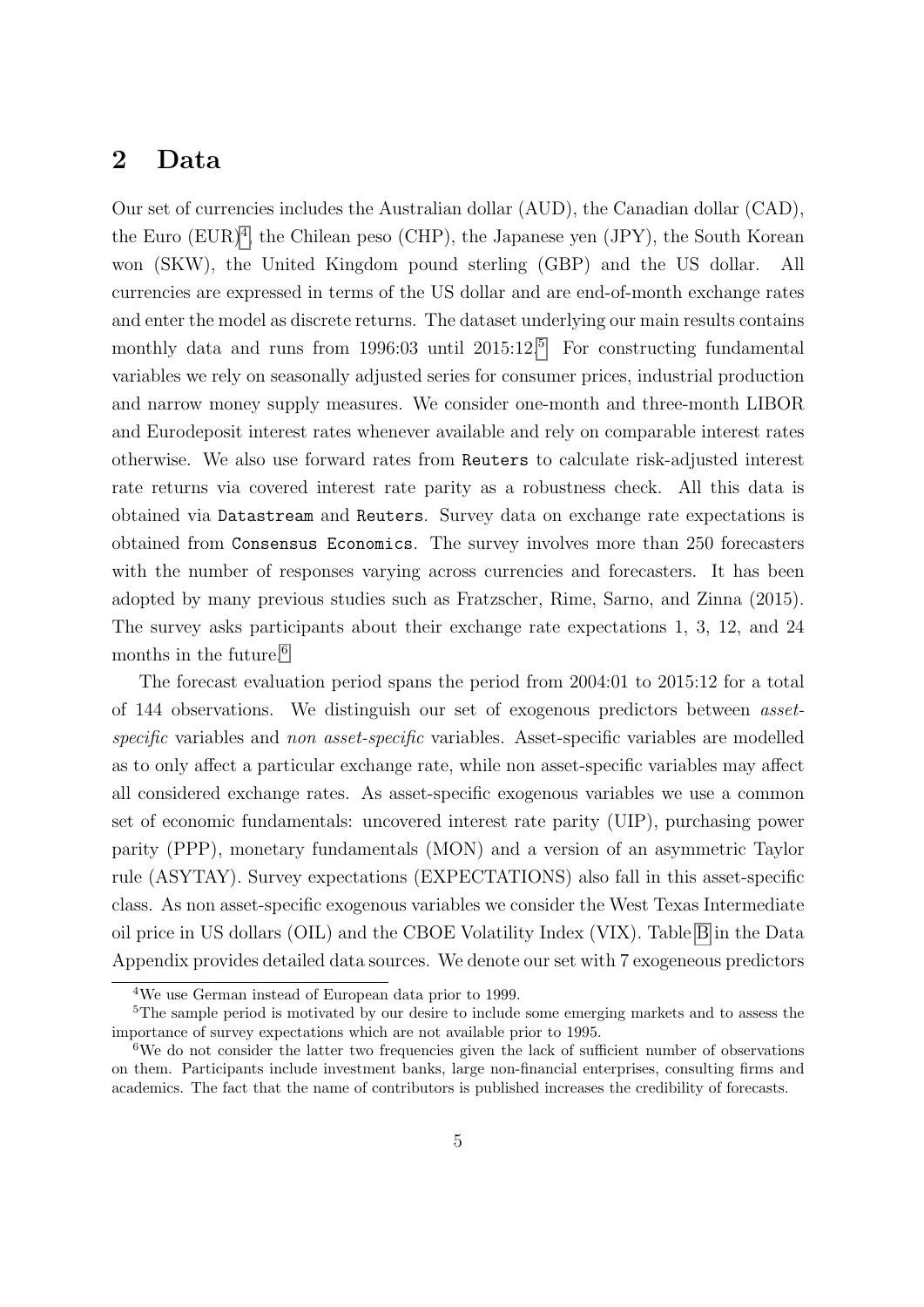## 2 Data

Our set of currencies includes the Australian dollar (AUD), the Canadian dollar (CAD), the Euro (EUR)[4], the Chilean peso (CHP), the Japanese yen (JPY), the South Korean won (SKW), the United Kingdom pound sterling (GBP) and the US dollar. All currencies are expressed in terms of the US dollar and are end-of-month exchange rates and enter the model as discrete returns. The dataset underlying our main results contains monthly data and runs from 1996:03 until 2015:12.[5] For constructing fundamental variables we rely on seasonally adjusted series for consumer prices, industrial production and narrow money supply measures. We consider one-month and three-month LIBOR and Eurodeposit interest rates whenever available and rely on comparable interest rates otherwise. We also use forward rates from `Reuters` to calculate risk-adjusted interest rate returns via covered interest rate parity as a robustness check. All this data is obtained via `Datastream` and `Reuters`. Survey data on exchange rate expectations is obtained from `Consensus Economics`. The survey involves more than 250 forecasters with the number of responses varying across currencies and forecasters. It has been adopted by many previous studies such as Fratzscher, Rime, Sarno, and Zinna (2015). The survey asks participants about their exchange rate expectations 1, 3, 12, and 24 months in the future.[6]

The forecast evaluation period spans the period from 2004:01 to 2015:12 for a total of 144 observations. We distinguish our set of exogenous predictors between *asset-specific* variables and *non asset-specific* variables. Asset-specific variables are modelled as to only affect a particular exchange rate, while non asset-specific variables may affect all considered exchange rates. As asset-specific exogenous variables we use a common set of economic fundamentals: uncovered interest rate parity (UIP), purchasing power parity (PPP), monetary fundamentals (MON) and a version of an asymmetric Taylor rule (ASYTAY). Survey expectations (EXPECTATIONS) also fall in this asset-specific class. As non asset-specific exogenous variables we consider the West Texas Intermediate oil price in US dollars (OIL) and the CBOE Volatility Index (VIX). Table B in the Data Appendix provides detailed data sources. We denote our set with 7 exogeneous predictors

[4] We use German instead of European data prior to 1999.

[5] The sample period is motivated by our desire to include some emerging markets and to assess the importance of survey expectations which are not available prior to 1995.

[6] We do not consider the latter two frequencies given the lack of sufficient number of observations on them. Participants include investment banks, large non-financial enterprises, consulting firms and academics. The fact that the name of contributors is published increases the credibility of forecasts.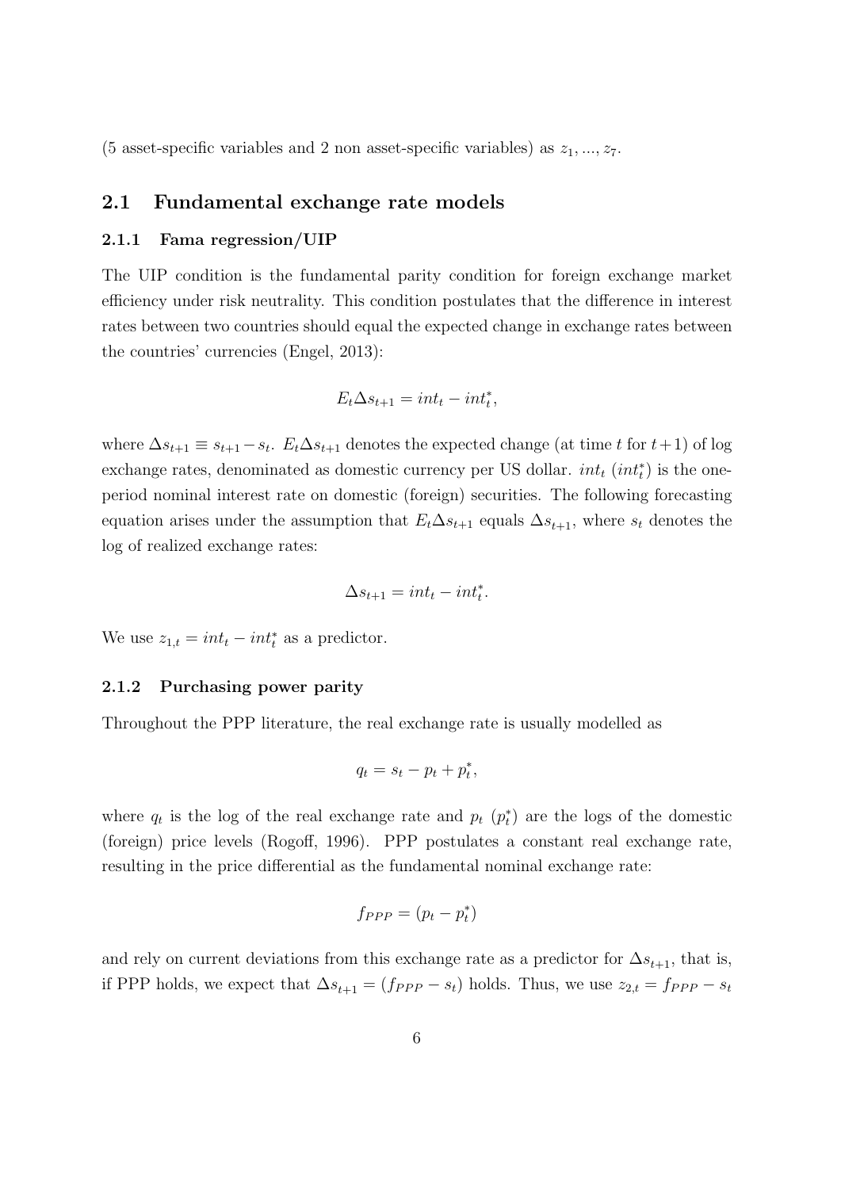(5 asset-specific variables and 2 non asset-specific variables) as $z_1, ..., z_7$.

## 2.1 Fundamental exchange rate models

### 2.1.1 Fama regression/UIP

The UIP condition is the fundamental parity condition for foreign exchange market efficiency under risk neutrality. This condition postulates that the difference in interest rates between two countries should equal the expected change in exchange rates between the countries' currencies (Engel, 2013):

$$E_t \Delta s_{t+1} = int_t - int_t^*,$$

where $\Delta s_{t+1} \equiv s_{t+1} - s_t$. $E_t \Delta s_{t+1}$ denotes the expected change (at time $t$ for $t+1$) of log exchange rates, denominated as domestic currency per US dollar. $int_t$ ($int_t^*$) is the one-period nominal interest rate on domestic (foreign) securities. The following forecasting equation arises under the assumption that $E_t \Delta s_{t+1}$ equals $\Delta s_{t+1}$, where $s_t$ denotes the log of realized exchange rates:

$$\Delta s_{t+1} = int_t - int_t^*.$$

We use $z_{1,t} = int_t - int_t^*$ as a predictor.

### 2.1.2 Purchasing power parity

Throughout the PPP literature, the real exchange rate is usually modelled as

$$q_t = s_t - p_t + p_t^*,$$

where $q_t$ is the log of the real exchange rate and $p_t$ ($p_t^*$) are the logs of the domestic (foreign) price levels (Rogoff, 1996). PPP postulates a constant real exchange rate, resulting in the price differential as the fundamental nominal exchange rate:

$$f_{PPP} = (p_t - p_t^*)$$

and rely on current deviations from this exchange rate as a predictor for $\Delta s_{t+1}$, that is, if PPP holds, we expect that $\Delta s_{t+1} = (f_{PPP} - s_t)$ holds. Thus, we use $z_{2,t} = f_{PPP} - s_t$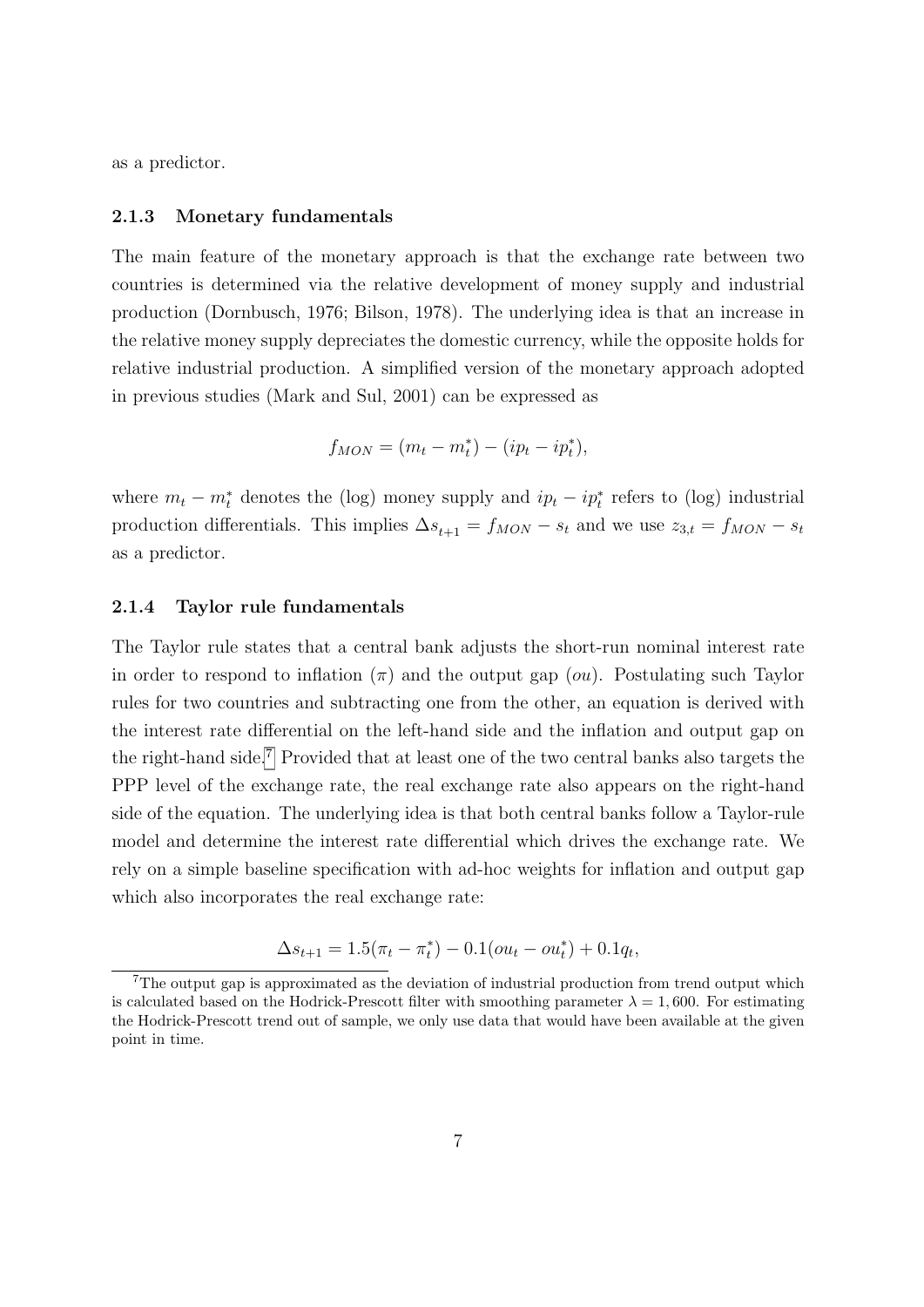as a predictor.

### 2.1.3 Monetary fundamentals

The main feature of the monetary approach is that the exchange rate between two countries is determined via the relative development of money supply and industrial production (Dornbusch, 1976; Bilson, 1978). The underlying idea is that an increase in the relative money supply depreciates the domestic currency, while the opposite holds for relative industrial production. A simplified version of the monetary approach adopted in previous studies (Mark and Sul, 2001) can be expressed as

$$f_{MON} = (m_t - m_t^*) - (ip_t - ip_t^*),$$

where $m_t - m_t^*$ denotes the (log) money supply and $ip_t - ip_t^*$ refers to (log) industrial production differentials. This implies $\Delta s_{t+1} = f_{MON} - s_t$ and we use $z_{3,t} = f_{MON} - s_t$ as a predictor.

### 2.1.4 Taylor rule fundamentals

The Taylor rule states that a central bank adjusts the short-run nominal interest rate in order to respond to inflation ($\pi$) and the output gap ($ou$). Postulating such Taylor rules for two countries and subtracting one from the other, an equation is derived with the interest rate differential on the left-hand side and the inflation and output gap on the right-hand side.[7] Provided that at least one of the two central banks also targets the PPP level of the exchange rate, the real exchange rate also appears on the right-hand side of the equation. The underlying idea is that both central banks follow a Taylor-rule model and determine the interest rate differential which drives the exchange rate. We rely on a simple baseline specification with ad-hoc weights for inflation and output gap which also incorporates the real exchange rate:

$$\Delta s_{t+1} = 1.5(\pi_t - \pi_t^*) - 0.1(ou_t - ou_t^*) + 0.1q_t,$$

[7] The output gap is approximated as the deviation of industrial production from trend output which is calculated based on the Hodrick-Prescott filter with smoothing parameter $\lambda = 1,600$. For estimating the Hodrick-Prescott trend out of sample, we only use data that would have been available at the given point in time.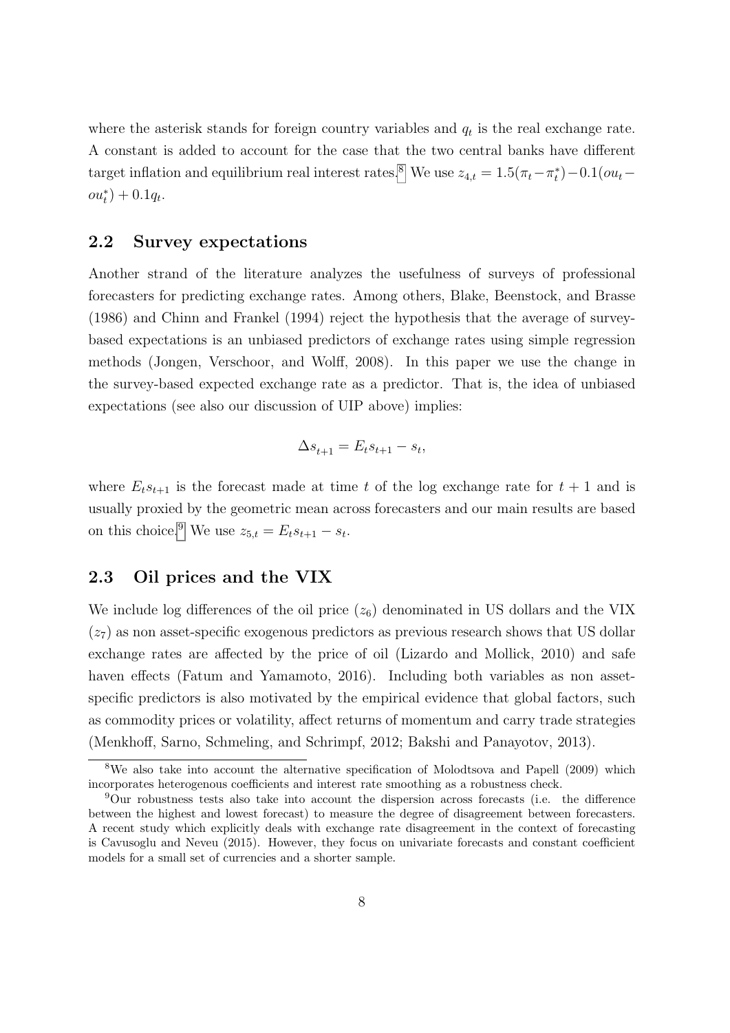where the asterisk stands for foreign country variables and $q_t$ is the real exchange rate. A constant is added to account for the case that the two central banks have different target inflation and equilibrium real interest rates.[8] We use $z_{4,t} = 1.5(\pi_t - \pi_t^*) - 0.1(ou_t - ou_t^*) + 0.1q_t$.

## 2.2 Survey expectations

Another strand of the literature analyzes the usefulness of surveys of professional forecasters for predicting exchange rates. Among others, Blake, Beenstock, and Brasse (1986) and Chinn and Frankel (1994) reject the hypothesis that the average of survey-based expectations is an unbiased predictors of exchange rates using simple regression methods (Jongen, Verschoor, and Wolff, 2008). In this paper we use the change in the survey-based expected exchange rate as a predictor. That is, the idea of unbiased expectations (see also our discussion of UIP above) implies:

$$\Delta s_{t+1} = E_t s_{t+1} - s_t,$$

where $E_t s_{t+1}$ is the forecast made at time $t$ of the log exchange rate for $t+1$ and is usually proxied by the geometric mean across forecasters and our main results are based on this choice.[9] We use $z_{5,t} = E_t s_{t+1} - s_t$.

## 2.3 Oil prices and the VIX

We include log differences of the oil price ($z_6$) denominated in US dollars and the VIX ($z_7$) as non asset-specific exogenous predictors as previous research shows that US dollar exchange rates are affected by the price of oil (Lizardo and Mollick, 2010) and safe haven effects (Fatum and Yamamoto, 2016). Including both variables as non asset-specific predictors is also motivated by the empirical evidence that global factors, such as commodity prices or volatility, affect returns of momentum and carry trade strategies (Menkhoff, Sarno, Schmeling, and Schrimpf, 2012; Bakshi and Panayotov, 2013).

[8] We also take into account the alternative specification of Molodtsova and Papell (2009) which incorporates heterogenous coefficients and interest rate smoothing as a robustness check.

[9] Our robustness tests also take into account the dispersion across forecasts (i.e. the difference between the highest and lowest forecast) to measure the degree of disagreement between forecasters. A recent study which explicitly deals with exchange rate disagreement in the context of forecasting is Cavusoglu and Neveu (2015). However, they focus on univariate forecasts and constant coefficient models for a small set of currencies and a shorter sample.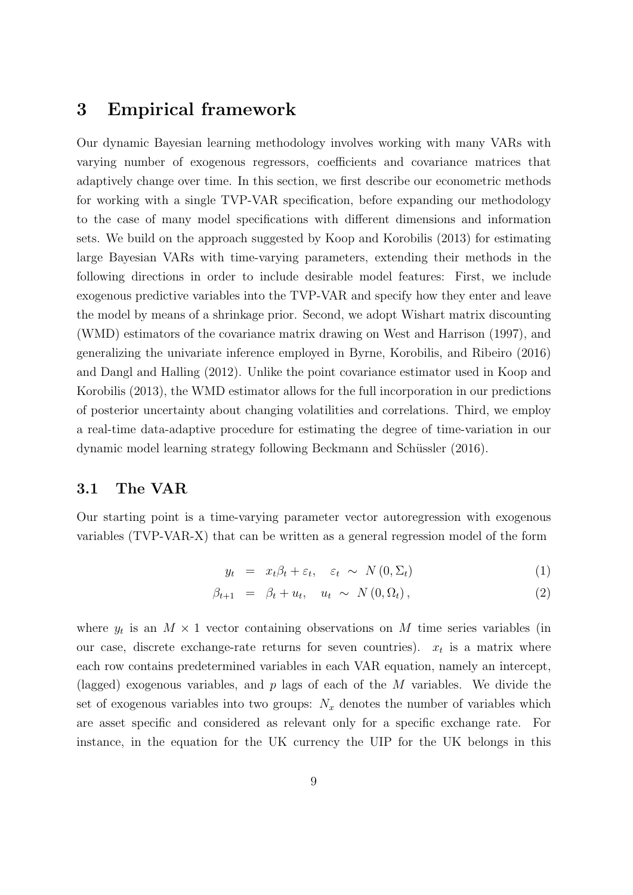# 3 Empirical framework

Our dynamic Bayesian learning methodology involves working with many VARs with varying number of exogenous regressors, coefficients and covariance matrices that adaptively change over time. In this section, we first describe our econometric methods for working with a single TVP-VAR specification, before expanding our methodology to the case of many model specifications with different dimensions and information sets. We build on the approach suggested by Koop and Korobilis (2013) for estimating large Bayesian VARs with time-varying parameters, extending their methods in the following directions in order to include desirable model features: First, we include exogenous predictive variables into the TVP-VAR and specify how they enter and leave the model by means of a shrinkage prior. Second, we adopt Wishart matrix discounting (WMD) estimators of the covariance matrix drawing on West and Harrison (1997), and generalizing the univariate inference employed in Byrne, Korobilis, and Ribeiro (2016) and Dangl and Halling (2012). Unlike the point covariance estimator used in Koop and Korobilis (2013), the WMD estimator allows for the full incorporation in our predictions of posterior uncertainty about changing volatilities and correlations. Third, we employ a real-time data-adaptive procedure for estimating the degree of time-variation in our dynamic model learning strategy following Beckmann and Schüssler (2016).

## 3.1 The VAR

Our starting point is a time-varying parameter vector autoregression with exogenous variables (TVP-VAR-X) that can be written as a general regression model of the form

$$y_t = x_t\beta_t + \varepsilon_t, \quad \varepsilon_t \sim N(0, \Sigma_t) \tag{1}$$

$$\beta_{t+1} = \beta_t + u_t, \quad u_t \sim N(0, \Omega_t), \tag{2}$$

where $y_t$ is an $M \times 1$ vector containing observations on $M$ time series variables (in our case, discrete exchange-rate returns for seven countries). $x_t$ is a matrix where each row contains predetermined variables in each VAR equation, namely an intercept, (lagged) exogenous variables, and $p$ lags of each of the $M$ variables. We divide the set of exogenous variables into two groups: $N_x$ denotes the number of variables which are asset specific and considered as relevant only for a specific exchange rate. For instance, in the equation for the UK currency the UIP for the UK belongs in this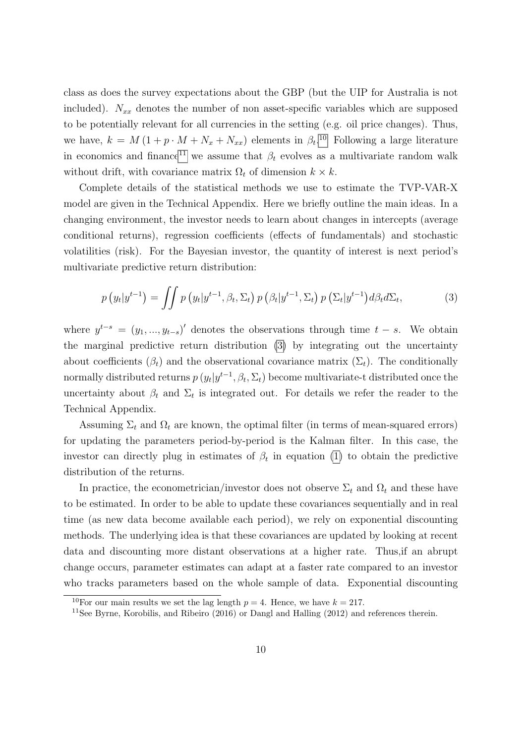class as does the survey expectations about the GBP (but the UIP for Australia is not included). $N_{xx}$ denotes the number of non asset-specific variables which are supposed to be potentially relevant for all currencies in the setting (e.g. oil price changes). Thus, we have, $k = M(1 + p \cdot M + N_x + N_{xx})$ elements in $\beta_t$.[10] Following a large literature in economics and finance[11] we assume that $\beta_t$ evolves as a multivariate random walk without drift, with covariance matrix $\Omega_t$ of dimension $k \times k$.

Complete details of the statistical methods we use to estimate the TVP-VAR-X model are given in the Technical Appendix. Here we briefly outline the main ideas. In a changing environment, the investor needs to learn about changes in intercepts (average conditional returns), regression coefficients (effects of fundamentals) and stochastic volatilities (risk). For the Bayesian investor, the quantity of interest is next period's multivariate predictive return distribution:

$$p\left(y_t|y^{t-1}\right) = \iint p\left(y_t|y^{t-1}, \beta_t, \Sigma_t\right) p\left(\beta_t|y^{t-1}, \Sigma_t\right) p\left(\Sigma_t|y^{t-1}\right) d\beta_t d\Sigma_t, \tag{3}$$

where $y^{t-s} = (y_1, ..., y_{t-s})'$ denotes the observations through time $t - s$. We obtain the marginal predictive return distribution (3) by integrating out the uncertainty about coefficients ($\beta_t$) and the observational covariance matrix ($\Sigma_t$). The conditionally normally distributed returns $p\left(y_t|y^{t-1}, \beta_t, \Sigma_t\right)$ become multivariate-t distributed once the uncertainty about $\beta_t$ and $\Sigma_t$ is integrated out. For details we refer the reader to the Technical Appendix.

Assuming $\Sigma_t$ and $\Omega_t$ are known, the optimal filter (in terms of mean-squared errors) for updating the parameters period-by-period is the Kalman filter. In this case, the investor can directly plug in estimates of $\beta_t$ in equation (1) to obtain the predictive distribution of the returns.

In practice, the econometrician/investor does not observe $\Sigma_t$ and $\Omega_t$ and these have to be estimated. In order to be able to update these covariances sequentially and in real time (as new data become available each period), we rely on exponential discounting methods. The underlying idea is that these covariances are updated by looking at recent data and discounting more distant observations at a higher rate. Thus,if an abrupt change occurs, parameter estimates can adapt at a faster rate compared to an investor who tracks parameters based on the whole sample of data. Exponential discounting

[10] For our main results we set the lag length $p = 4$. Hence, we have $k = 217$.

[11] See Byrne, Korobilis, and Ribeiro (2016) or Dangl and Halling (2012) and references therein.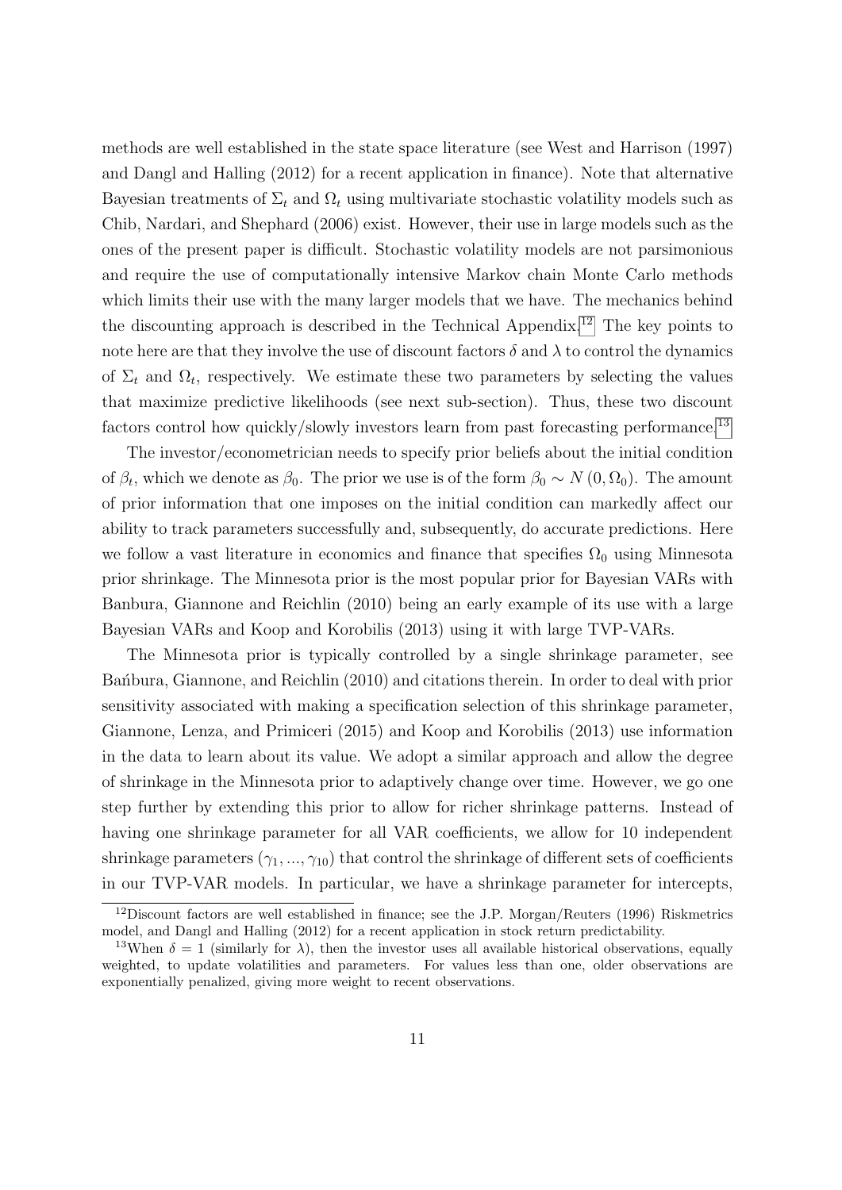methods are well established in the state space literature (see West and Harrison (1997) and Dangl and Halling (2012) for a recent application in finance). Note that alternative Bayesian treatments of $\Sigma_t$ and $\Omega_t$ using multivariate stochastic volatility models such as Chib, Nardari, and Shephard (2006) exist. However, their use in large models such as the ones of the present paper is difficult. Stochastic volatility models are not parsimonious and require the use of computationally intensive Markov chain Monte Carlo methods which limits their use with the many larger models that we have. The mechanics behind the discounting approach is described in the Technical Appendix.[12] The key points to note here are that they involve the use of discount factors $\delta$ and $\lambda$ to control the dynamics of $\Sigma_t$ and $\Omega_t$, respectively. We estimate these two parameters by selecting the values that maximize predictive likelihoods (see next sub-section). Thus, these two discount factors control how quickly/slowly investors learn from past forecasting performance.[13]

The investor/econometrician needs to specify prior beliefs about the initial condition of $\beta_t$, which we denote as $\beta_0$. The prior we use is of the form $\beta_0 \sim N(0, \Omega_0)$. The amount of prior information that one imposes on the initial condition can markedly affect our ability to track parameters successfully and, subsequently, do accurate predictions. Here we follow a vast literature in economics and finance that specifies $\Omega_0$ using Minnesota prior shrinkage. The Minnesota prior is the most popular prior for Bayesian VARs with Banbura, Giannone and Reichlin (2010) being an early example of its use with a large Bayesian VARs and Koop and Korobilis (2013) using it with large TVP-VARs.

The Minnesota prior is typically controlled by a single shrinkage parameter, see Bańbura, Giannone, and Reichlin (2010) and citations therein. In order to deal with prior sensitivity associated with making a specification selection of this shrinkage parameter, Giannone, Lenza, and Primiceri (2015) and Koop and Korobilis (2013) use information in the data to learn about its value. We adopt a similar approach and allow the degree of shrinkage in the Minnesota prior to adaptively change over time. However, we go one step further by extending this prior to allow for richer shrinkage patterns. Instead of having one shrinkage parameter for all VAR coefficients, we allow for 10 independent shrinkage parameters $(\gamma_1, ..., \gamma_{10})$ that control the shrinkage of different sets of coefficients in our TVP-VAR models. In particular, we have a shrinkage parameter for intercepts,

---

[12] Discount factors are well established in finance; see the J.P. Morgan/Reuters (1996) Riskmetrics model, and Dangl and Halling (2012) for a recent application in stock return predictability.

[13] When $\delta = 1$ (similarly for $\lambda$), then the investor uses all available historical observations, equally weighted, to update volatilities and parameters. For values less than one, older observations are exponentially penalized, giving more weight to recent observations.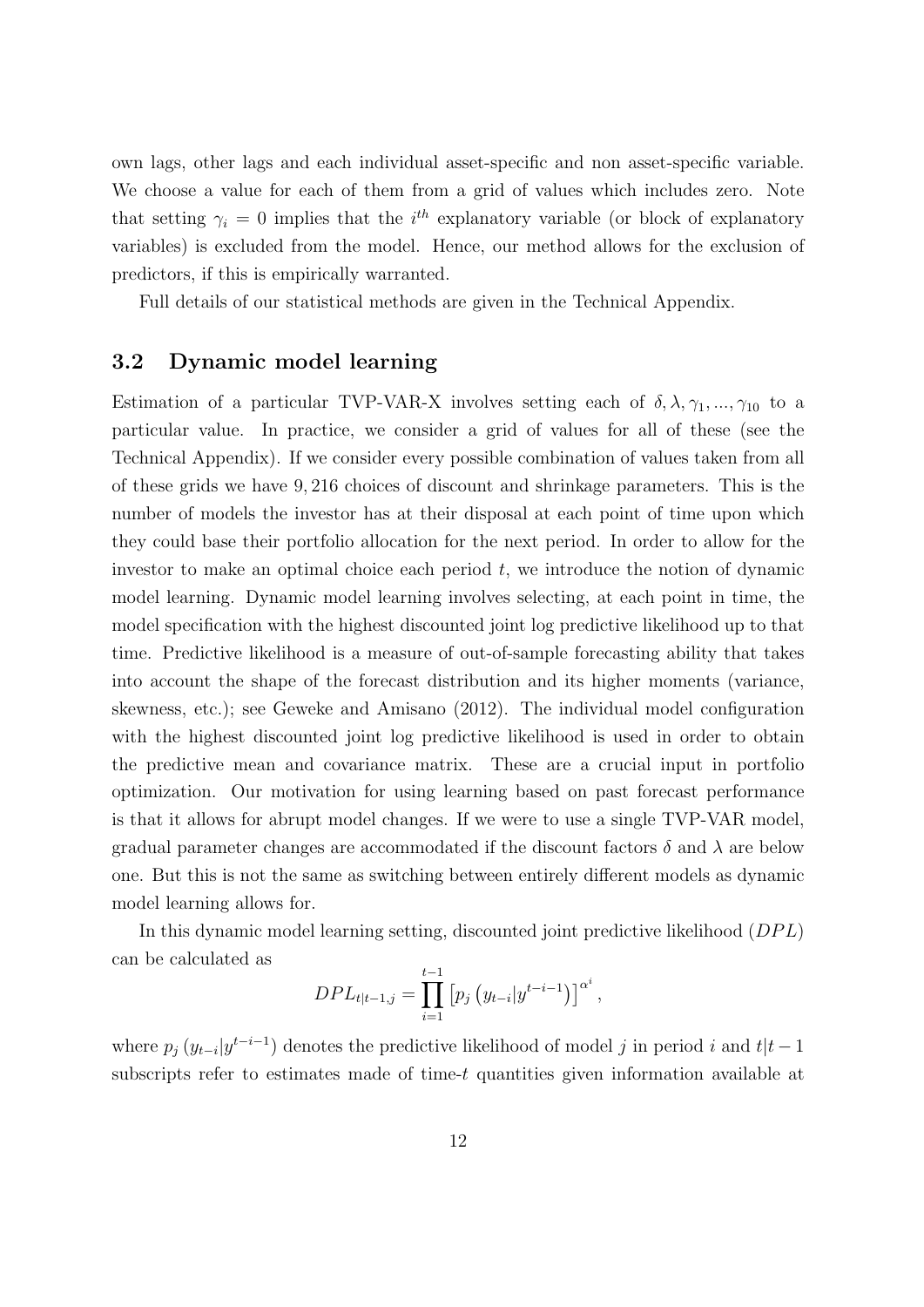own lags, other lags and each individual asset-specific and non asset-specific variable. We choose a value for each of them from a grid of values which includes zero. Note that setting $\gamma_i = 0$ implies that the $i^{th}$ explanatory variable (or block of explanatory variables) is excluded from the model. Hence, our method allows for the exclusion of predictors, if this is empirically warranted.

Full details of our statistical methods are given in the Technical Appendix.

### 3.2 Dynamic model learning

Estimation of a particular TVP-VAR-X involves setting each of $\delta, \lambda, \gamma_1, ..., \gamma_{10}$ to a particular value. In practice, we consider a grid of values for all of these (see the Technical Appendix). If we consider every possible combination of values taken from all of these grids we have 9,216 choices of discount and shrinkage parameters. This is the number of models the investor has at their disposal at each point of time upon which they could base their portfolio allocation for the next period. In order to allow for the investor to make an optimal choice each period $t$, we introduce the notion of dynamic model learning. Dynamic model learning involves selecting, at each point in time, the model specification with the highest discounted joint log predictive likelihood up to that time. Predictive likelihood is a measure of out-of-sample forecasting ability that takes into account the shape of the forecast distribution and its higher moments (variance, skewness, etc.); see Geweke and Amisano (2012). The individual model configuration with the highest discounted joint log predictive likelihood is used in order to obtain the predictive mean and covariance matrix. These are a crucial input in portfolio optimization. Our motivation for using learning based on past forecast performance is that it allows for abrupt model changes. If we were to use a single TVP-VAR model, gradual parameter changes are accommodated if the discount factors $\delta$ and $\lambda$ are below one. But this is not the same as switching between entirely different models as dynamic model learning allows for.

In this dynamic model learning setting, discounted joint predictive likelihood ($DPL$) can be calculated as

$$DPL_{t|t-1,j} = \prod_{i=1}^{t-1} \left[ p_j \left( y_{t-i} | y^{t-i-1} \right) \right]^{\alpha^i},$$

where $p_j \left( y_{t-i} | y^{t-i-1} \right)$ denotes the predictive likelihood of model $j$ in period $i$ and $t|t-1$ subscripts refer to estimates made of time-$t$ quantities given information available at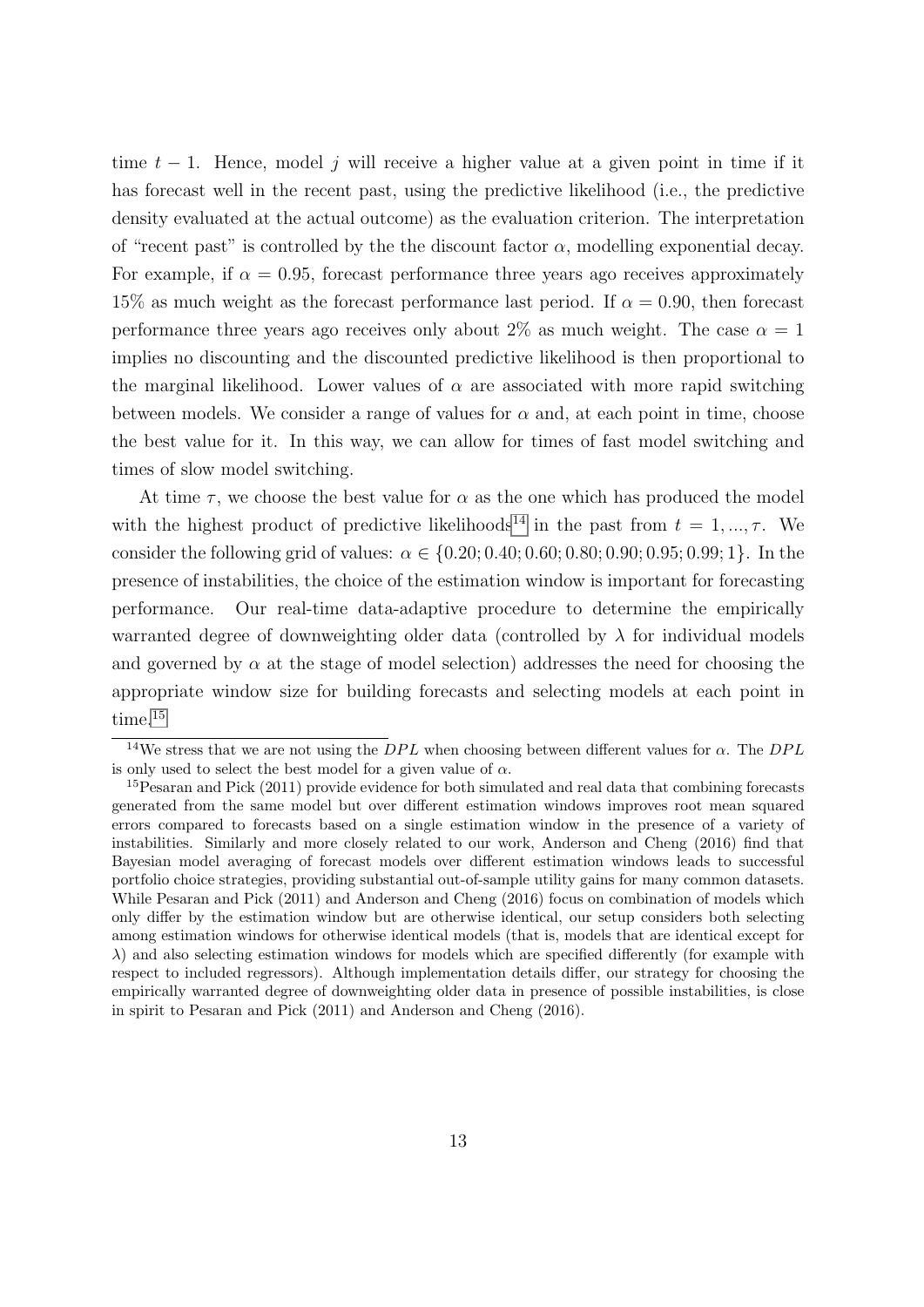time $t-1$. Hence, model $j$ will receive a higher value at a given point in time if it has forecast well in the recent past, using the predictive likelihood (i.e., the predictive density evaluated at the actual outcome) as the evaluation criterion. The interpretation of "recent past" is controlled by the the discount factor $\alpha$, modelling exponential decay. For example, if $\alpha = 0.95$, forecast performance three years ago receives approximately 15% as much weight as the forecast performance last period. If $\alpha = 0.90$, then forecast performance three years ago receives only about 2% as much weight. The case $\alpha = 1$ implies no discounting and the discounted predictive likelihood is then proportional to the marginal likelihood. Lower values of $\alpha$ are associated with more rapid switching between models. We consider a range of values for $\alpha$ and, at each point in time, choose the best value for it. In this way, we can allow for times of fast model switching and times of slow model switching.

At time $\tau$, we choose the best value for $\alpha$ as the one which has produced the model with the highest product of predictive likelihoods[14] in the past from $t = 1, ..., \tau$. We consider the following grid of values: $\alpha \in \{0.20; 0.40; 0.60; 0.80; 0.90; 0.95; 0.99; 1\}$. In the presence of instabilities, the choice of the estimation window is important for forecasting performance. Our real-time data-adaptive procedure to determine the empirically warranted degree of downweighting older data (controlled by $\lambda$ for individual models and governed by $\alpha$ at the stage of model selection) addresses the need for choosing the appropriate window size for building forecasts and selecting models at each point in time.[15]

[14] We stress that we are not using the $DPL$ when choosing between different values for $\alpha$. The $DPL$ is only used to select the best model for a given value of $\alpha$.

[15] Pesaran and Pick (2011) provide evidence for both simulated and real data that combining forecasts generated from the same model but over different estimation windows improves root mean squared errors compared to forecasts based on a single estimation window in the presence of a variety of instabilities. Similarly and more closely related to our work, Anderson and Cheng (2016) find that Bayesian model averaging of forecast models over different estimation windows leads to successful portfolio choice strategies, providing substantial out-of-sample utility gains for many common datasets. While Pesaran and Pick (2011) and Anderson and Cheng (2016) focus on combination of models which only differ by the estimation window but are otherwise identical, our setup considers both selecting among estimation windows for otherwise identical models (that is, models that are identical except for $\lambda$) and also selecting estimation windows for models which are specified differently (for example with respect to included regressors). Although implementation details differ, our strategy for choosing the empirically warranted degree of downweighting older data in presence of possible instabilities, is close in spirit to Pesaran and Pick (2011) and Anderson and Cheng (2016).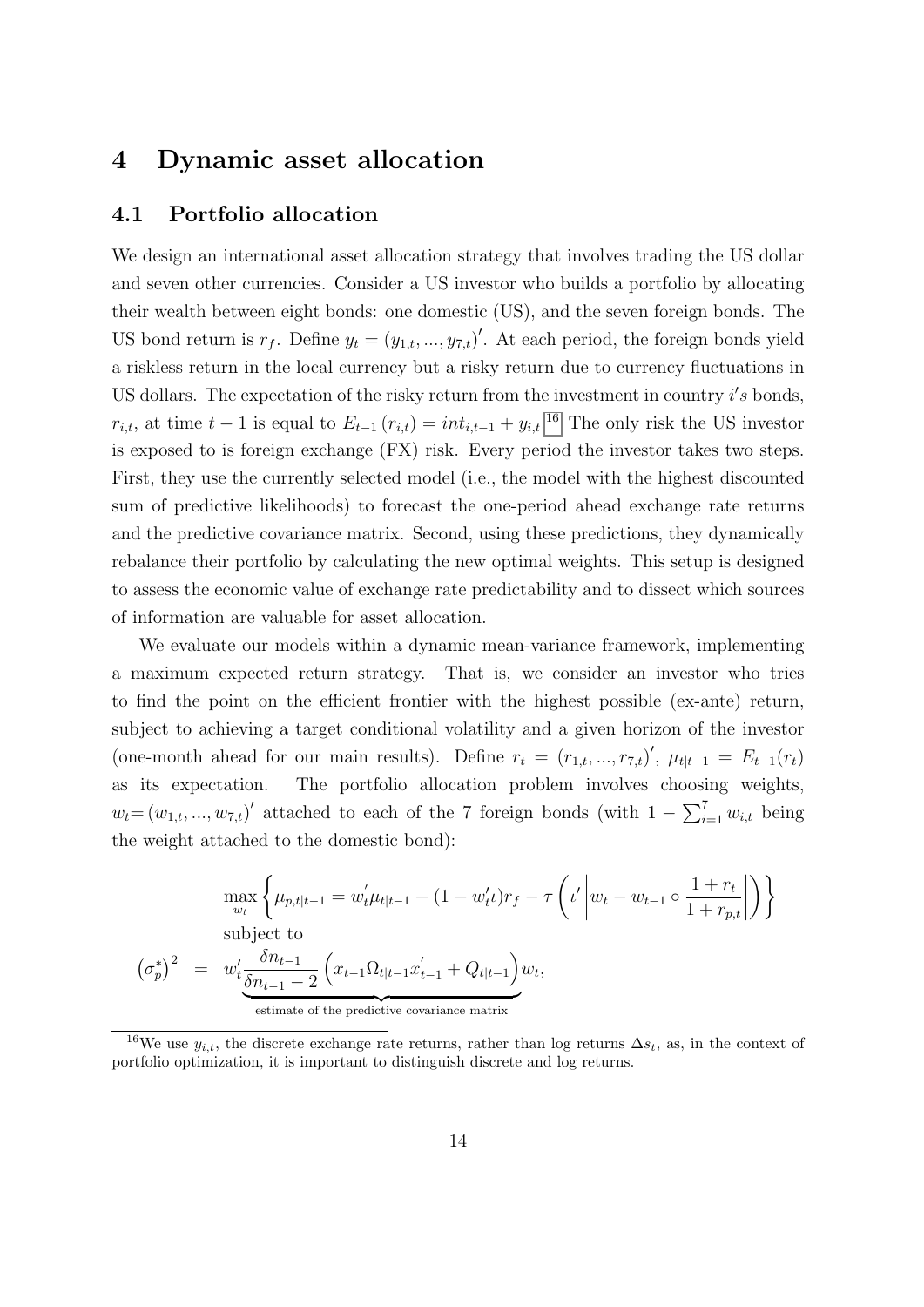# 4 Dynamic asset allocation

## 4.1 Portfolio allocation

We design an international asset allocation strategy that involves trading the US dollar and seven other currencies. Consider a US investor who builds a portfolio by allocating their wealth between eight bonds: one domestic (US), and the seven foreign bonds. The US bond return is $r_f$. Define $y_t = (y_{1,t}, ..., y_{7,t})'$. At each period, the foreign bonds yield a riskless return in the local currency but a risky return due to currency fluctuations in US dollars. The expectation of the risky return from the investment in country $i's$ bonds, $r_{i,t}$, at time $t-1$ is equal to $E_{t-1}(r_{i,t}) = int_{i,t-1} + y_{i,t}$.[16] The only risk the US investor is exposed to is foreign exchange (FX) risk. Every period the investor takes two steps. First, they use the currently selected model (i.e., the model with the highest discounted sum of predictive likelihoods) to forecast the one-period ahead exchange rate returns and the predictive covariance matrix. Second, using these predictions, they dynamically rebalance their portfolio by calculating the new optimal weights. This setup is designed to assess the economic value of exchange rate predictability and to dissect which sources of information are valuable for asset allocation.

We evaluate our models within a dynamic mean-variance framework, implementing a maximum expected return strategy. That is, we consider an investor who tries to find the point on the efficient frontier with the highest possible (ex-ante) return, subject to achieving a target conditional volatility and a given horizon of the investor (one-month ahead for our main results). Define $r_t = (r_{1,t}, ..., r_{7,t})'$, $\mu_{t|t-1} = E_{t-1}(r_t)$ as its expectation. The portfolio allocation problem involves choosing weights, $w_t = (w_{1,t}, ..., w_{7,t})'$ attached to each of the 7 foreign bonds (with $1 - \sum_{i=1}^{7} w_{i,t}$ being the weight attached to the domestic bond):

$$\max_{w_t} \left\{ \mu_{p,t|t-1} = w_t' \mu_{t|t-1} + (1 - w_t' \iota) r_f - \tau \left( \iota' \left| w_t - w_{t-1} \circ \frac{1 + r_t}{1 + r_{p,t}} \right| \right) \right\}$$

subject to

$$\left(\sigma_p^*\right)^2 = w_t' \underbrace{\frac{\delta n_{t-1}}{\delta n_{t-1} - 2} \left( x_{t-1} \Omega_{t|t-1} x_{t-1}' + Q_{t|t-1} \right)}_{\text{estimate of the predictive covariance matrix}} w_t,$$

[16] We use $y_{i,t}$, the discrete exchange rate returns, rather than log returns $\Delta s_t$, as, in the context of portfolio optimization, it is important to distinguish discrete and log returns.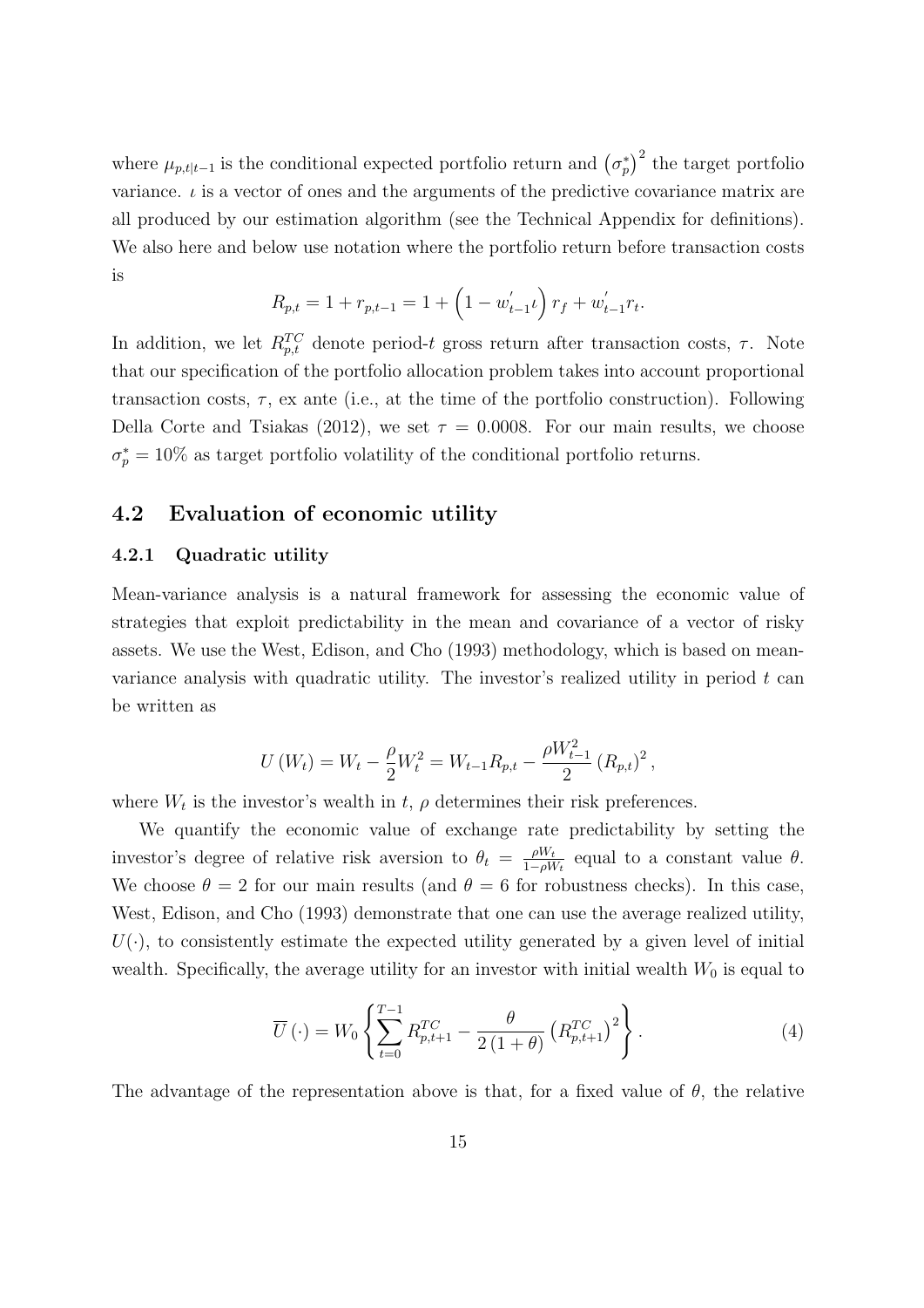where $\mu_{p,t|t-1}$ is the conditional expected portfolio return and $\left(\sigma_p^*\right)^2$ the target portfolio variance. $\iota$ is a vector of ones and the arguments of the predictive covariance matrix are all produced by our estimation algorithm (see the Technical Appendix for definitions). We also here and below use notation where the portfolio return before transaction costs is

$$R_{p,t} = 1 + r_{p,t-1} = 1 + \left(1 - w_{t-1}^{'}\iota\right) r_f + w_{t-1}^{'} r_t.$$

In addition, we let $R_{p,t}^{TC}$ denote period-$t$ gross return after transaction costs, $\tau$. Note that our specification of the portfolio allocation problem takes into account proportional transaction costs, $\tau$, ex ante (i.e., at the time of the portfolio construction). Following Della Corte and Tsiakas (2012), we set $\tau = 0.0008$. For our main results, we choose $\sigma_p^* = 10\%$ as target portfolio volatility of the conditional portfolio returns.

## 4.2 Evaluation of economic utility

### 4.2.1 Quadratic utility

Mean-variance analysis is a natural framework for assessing the economic value of strategies that exploit predictability in the mean and covariance of a vector of risky assets. We use the West, Edison, and Cho (1993) methodology, which is based on mean-variance analysis with quadratic utility. The investor's realized utility in period $t$ can be written as

$$U\left(W_t\right) = W_t - \frac{\rho}{2} W_t^2 = W_{t-1} R_{p,t} - \frac{\rho W_{t-1}^2}{2} \left(R_{p,t}\right)^2,$$

where $W_t$ is the investor's wealth in $t$, $\rho$ determines their risk preferences.

We quantify the economic value of exchange rate predictability by setting the investor's degree of relative risk aversion to $\theta_t = \frac{\rho W_t}{1 - \rho W_t}$ equal to a constant value $\theta$. We choose $\theta = 2$ for our main results (and $\theta = 6$ for robustness checks). In this case, West, Edison, and Cho (1993) demonstrate that one can use the average realized utility, $U(\cdot)$, to consistently estimate the expected utility generated by a given level of initial wealth. Specifically, the average utility for an investor with initial wealth $W_0$ is equal to

$$\overline{U}\left(\cdot\right) = W_0 \left\{ \sum_{t=0}^{T-1} R_{p,t+1}^{TC} - \frac{\theta}{2\left(1+\theta\right)} \left(R_{p,t+1}^{TC}\right)^2 \right\}. \tag{4}$$

The advantage of the representation above is that, for a fixed value of $\theta$, the relative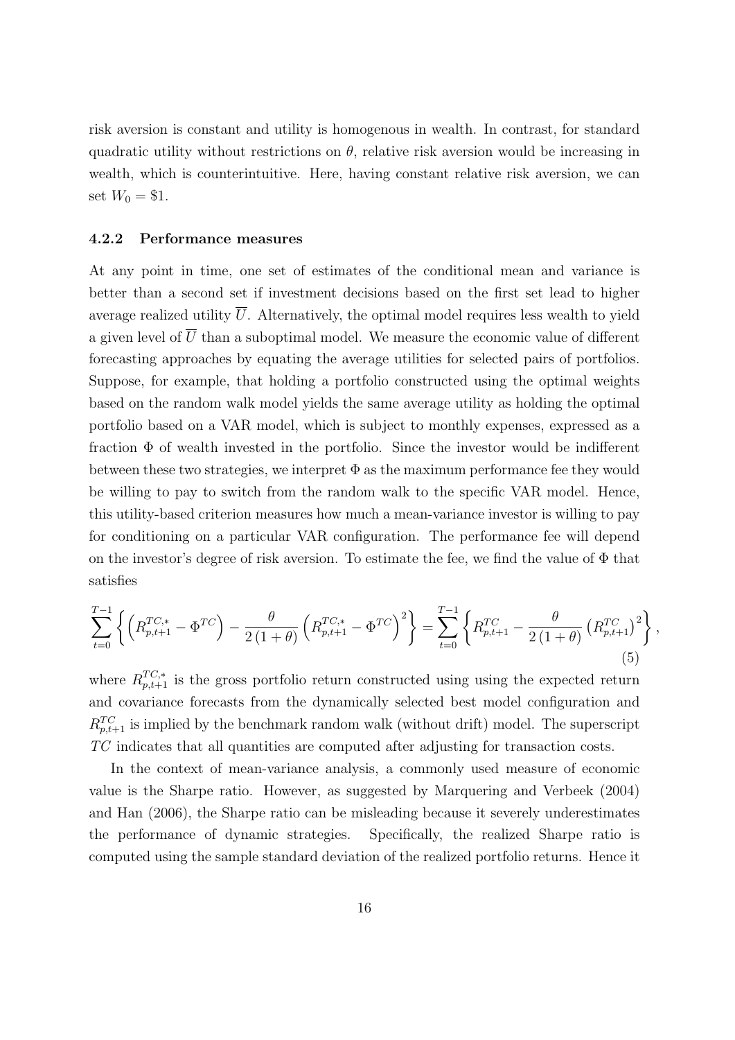risk aversion is constant and utility is homogenous in wealth. In contrast, for standard quadratic utility without restrictions on $\theta$, relative risk aversion would be increasing in wealth, which is counterintuitive. Here, having constant relative risk aversion, we can set $W_0 = \$1$.

### 4.2.2 Performance measures

At any point in time, one set of estimates of the conditional mean and variance is better than a second set if investment decisions based on the first set lead to higher average realized utility $\overline{U}$. Alternatively, the optimal model requires less wealth to yield a given level of $\overline{U}$ than a suboptimal model. We measure the economic value of different forecasting approaches by equating the average utilities for selected pairs of portfolios. Suppose, for example, that holding a portfolio constructed using the optimal weights based on the random walk model yields the same average utility as holding the optimal portfolio based on a VAR model, which is subject to monthly expenses, expressed as a fraction $\Phi$ of wealth invested in the portfolio. Since the investor would be indifferent between these two strategies, we interpret $\Phi$ as the maximum performance fee they would be willing to pay to switch from the random walk to the specific VAR model. Hence, this utility-based criterion measures how much a mean-variance investor is willing to pay for conditioning on a particular VAR configuration. The performance fee will depend on the investor's degree of risk aversion. To estimate the fee, we find the value of $\Phi$ that satisfies

$$\sum_{t=0}^{T-1} \left\{ \left( R_{p,t+1}^{TC,*} - \Phi^{TC} \right) - \frac{\theta}{2(1+\theta)} \left( R_{p,t+1}^{TC,*} - \Phi^{TC} \right)^2 \right\} = \sum_{t=0}^{T-1} \left\{ R_{p,t+1}^{TC} - \frac{\theta}{2(1+\theta)} \left( R_{p,t+1}^{TC} \right)^2 \right\}, \tag{5}$$

where $R_{p,t+1}^{TC,*}$ is the gross portfolio return constructed using using the expected return and covariance forecasts from the dynamically selected best model configuration and $R_{p,t+1}^{TC}$ is implied by the benchmark random walk (without drift) model. The superscript $TC$ indicates that all quantities are computed after adjusting for transaction costs.

In the context of mean-variance analysis, a commonly used measure of economic value is the Sharpe ratio. However, as suggested by Marquering and Verbeek (2004) and Han (2006), the Sharpe ratio can be misleading because it severely underestimates the performance of dynamic strategies. Specifically, the realized Sharpe ratio is computed using the sample standard deviation of the realized portfolio returns. Hence it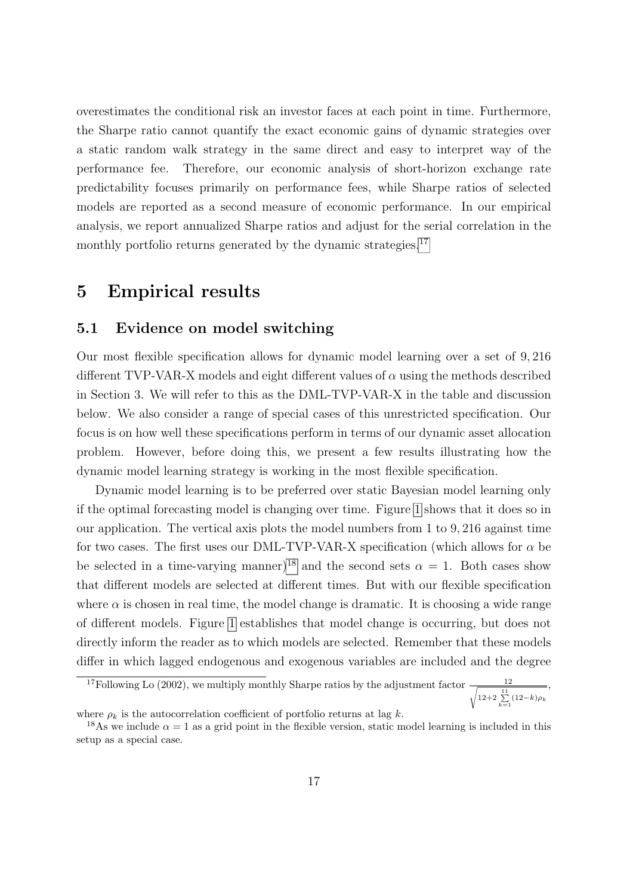overestimates the conditional risk an investor faces at each point in time. Furthermore, the Sharpe ratio cannot quantify the exact economic gains of dynamic strategies over a static random walk strategy in the same direct and easy to interpret way of the performance fee. Therefore, our economic analysis of short-horizon exchange rate predictability focuses primarily on performance fees, while Sharpe ratios of selected models are reported as a second measure of economic performance. In our empirical analysis, we report annualized Sharpe ratios and adjust for the serial correlation in the monthly portfolio returns generated by the dynamic strategies.[17]

# 5 Empirical results

## 5.1 Evidence on model switching

Our most flexible specification allows for dynamic model learning over a set of 9,216 different TVP-VAR-X models and eight different values of $\alpha$ using the methods described in Section 3. We will refer to this as the DML-TVP-VAR-X in the table and discussion below. We also consider a range of special cases of this unrestricted specification. Our focus is on how well these specifications perform in terms of our dynamic asset allocation problem. However, before doing this, we present a few results illustrating how the dynamic model learning strategy is working in the most flexible specification.

Dynamic model learning is to be preferred over static Bayesian model learning only if the optimal forecasting model is changing over time. Figure 1 shows that it does so in our application. The vertical axis plots the model numbers from 1 to 9,216 against time for two cases. The first uses our DML-TVP-VAR-X specification (which allows for $\alpha$ be be selected in a time-varying manner)[18] and the second sets $\alpha = 1$. Both cases show that different models are selected at different times. But with our flexible specification where $\alpha$ is chosen in real time, the model change is dramatic. It is choosing a wide range of different models. Figure 1 establishes that model change is occurring, but does not directly inform the reader as to which models are selected. Remember that these models differ in which lagged endogenous and exogenous variables are included and the degree

[17] Following Lo (2002), we multiply monthly Sharpe ratios by the adjustment factor $\frac{12}{\sqrt{12+2\sum_{k=1}^{11}(12-k)\rho_k}}$, where $\rho_k$ is the autocorrelation coefficient of portfolio returns at lag $k$.

[18] As we include $\alpha = 1$ as a grid point in the flexible version, static model learning is included in this setup as a special case.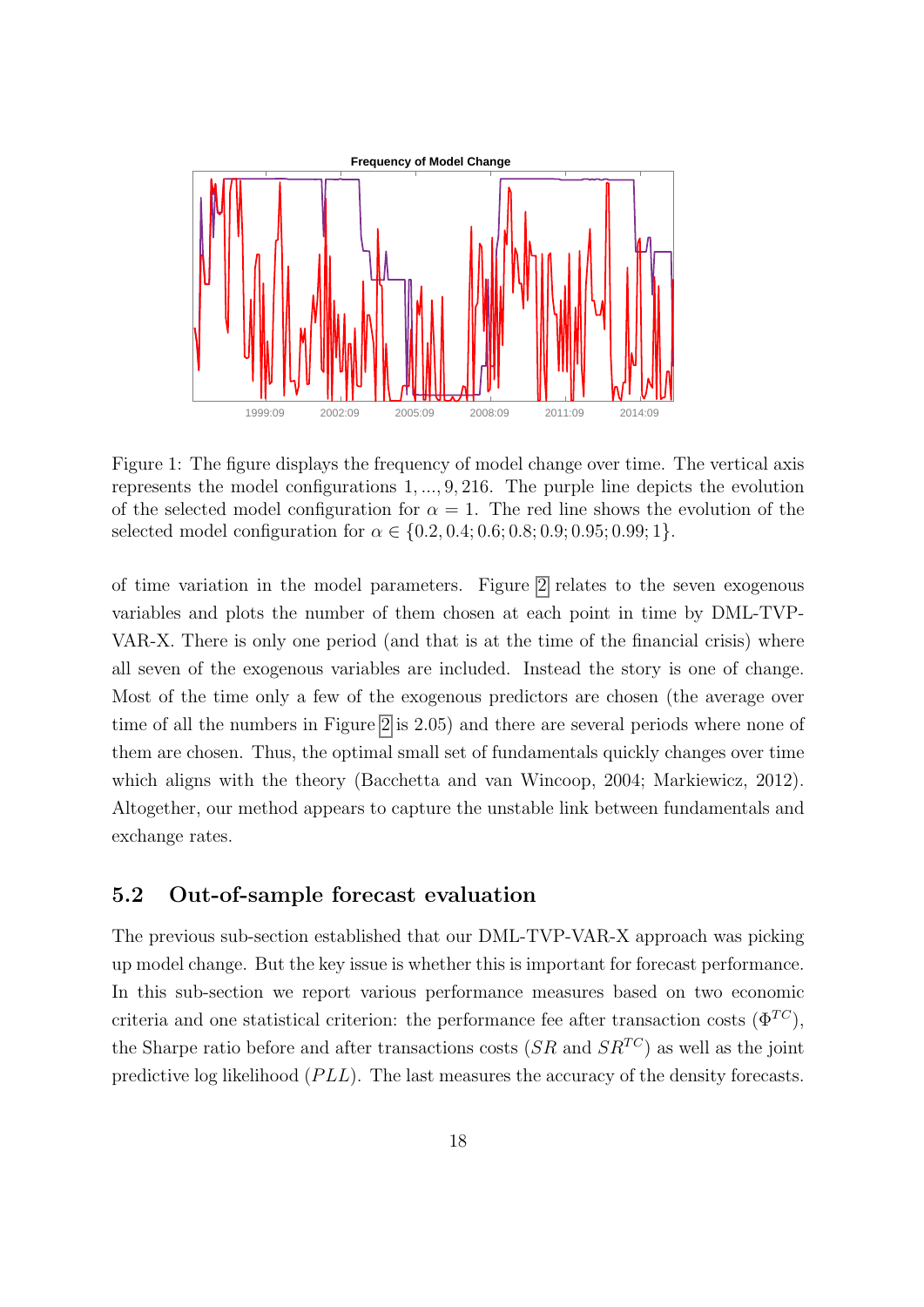Figure 1: The figure displays the frequency of model change over time. The vertical axis represents the model configurations $1, ..., 9, 216$. The purple line depicts the evolution of the selected model configuration for $\alpha = 1$. The red line shows the evolution of the selected model configuration for $\alpha \in \{0.2, 0.4; 0.6; 0.8; 0.9; 0.95; 0.99; 1\}$.

of time variation in the model parameters. Figure 2 relates to the seven exogenous variables and plots the number of them chosen at each point in time by DML-TVP-VAR-X. There is only one period (and that is at the time of the financial crisis) where all seven of the exogenous variables are included. Instead the story is one of change. Most of the time only a few of the exogenous predictors are chosen (the average over time of all the numbers in Figure 2 is 2.05) and there are several periods where none of them are chosen. Thus, the optimal small set of fundamentals quickly changes over time which aligns with the theory (Bacchetta and van Wincoop, 2004; Markiewicz, 2012). Altogether, our method appears to capture the unstable link between fundamentals and exchange rates.

## 5.2 Out-of-sample forecast evaluation

The previous sub-section established that our DML-TVP-VAR-X approach was picking up model change. But the key issue is whether this is important for forecast performance. In this sub-section we report various performance measures based on two economic criteria and one statistical criterion: the performance fee after transaction costs ($\Phi^{TC}$), the Sharpe ratio before and after transactions costs ($SR$ and $SR^{TC}$) as well as the joint predictive log likelihood ($PLL$). The last measures the accuracy of the density forecasts.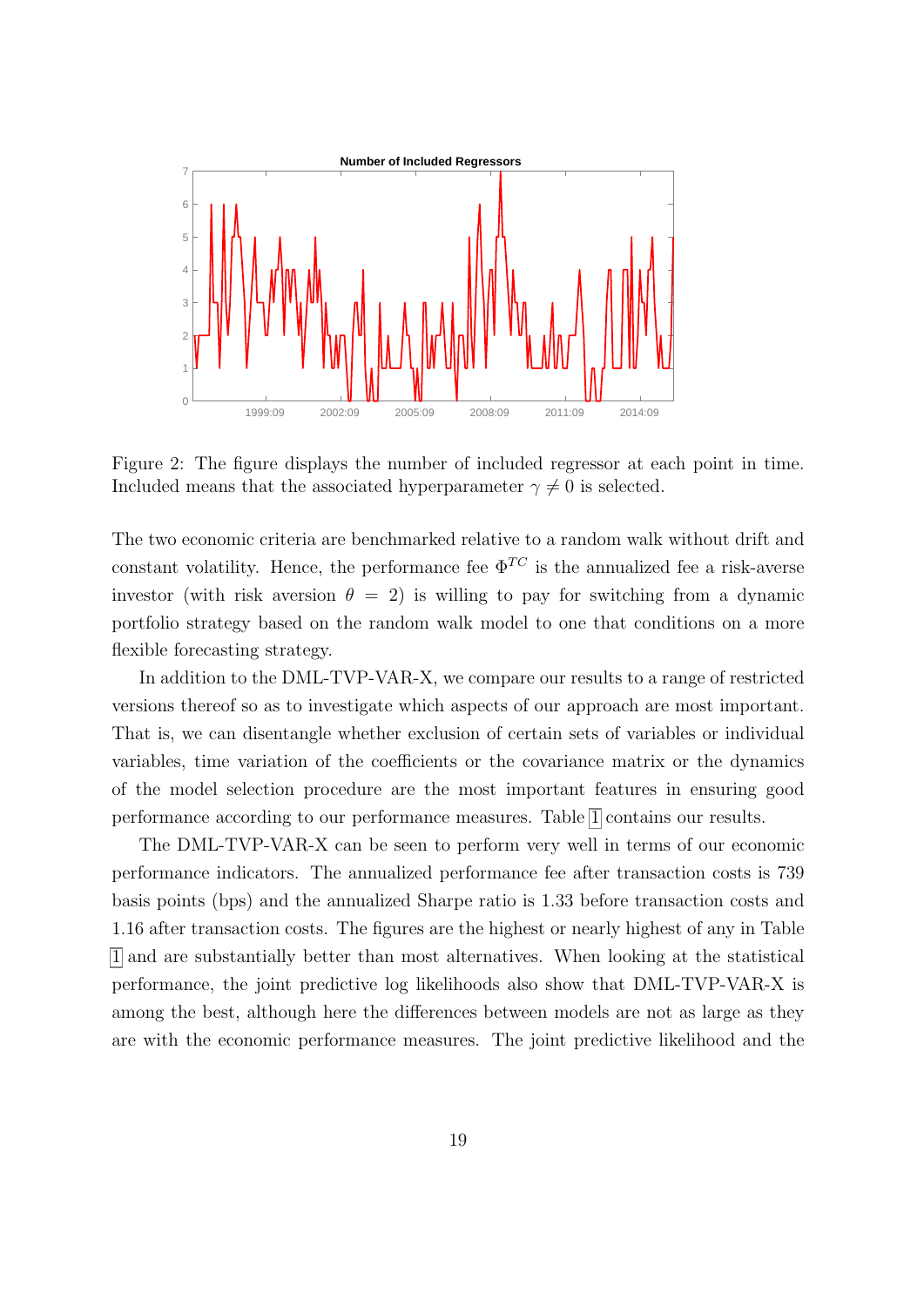Figure 2: The figure displays the number of included regressor at each point in time. Included means that the associated hyperparameter $\gamma \neq 0$ is selected.

The two economic criteria are benchmarked relative to a random walk without drift and constant volatility. Hence, the performance fee $\Phi^{TC}$ is the annualized fee a risk-averse investor (with risk aversion $\theta = 2$) is willing to pay for switching from a dynamic portfolio strategy based on the random walk model to one that conditions on a more flexible forecasting strategy.

In addition to the DML-TVP-VAR-X, we compare our results to a range of restricted versions thereof so as to investigate which aspects of our approach are most important. That is, we can disentangle whether exclusion of certain sets of variables or individual variables, time variation of the coefficients or the covariance matrix or the dynamics of the model selection procedure are the most important features in ensuring good performance according to our performance measures. Table 1 contains our results.

The DML-TVP-VAR-X can be seen to perform very well in terms of our economic performance indicators. The annualized performance fee after transaction costs is 739 basis points (bps) and the annualized Sharpe ratio is 1.33 before transaction costs and 1.16 after transaction costs. The figures are the highest or nearly highest of any in Table 1 and are substantially better than most alternatives. When looking at the statistical performance, the joint predictive log likelihoods also show that DML-TVP-VAR-X is among the best, although here the differences between models are not as large as they are with the economic performance measures. The joint predictive likelihood and the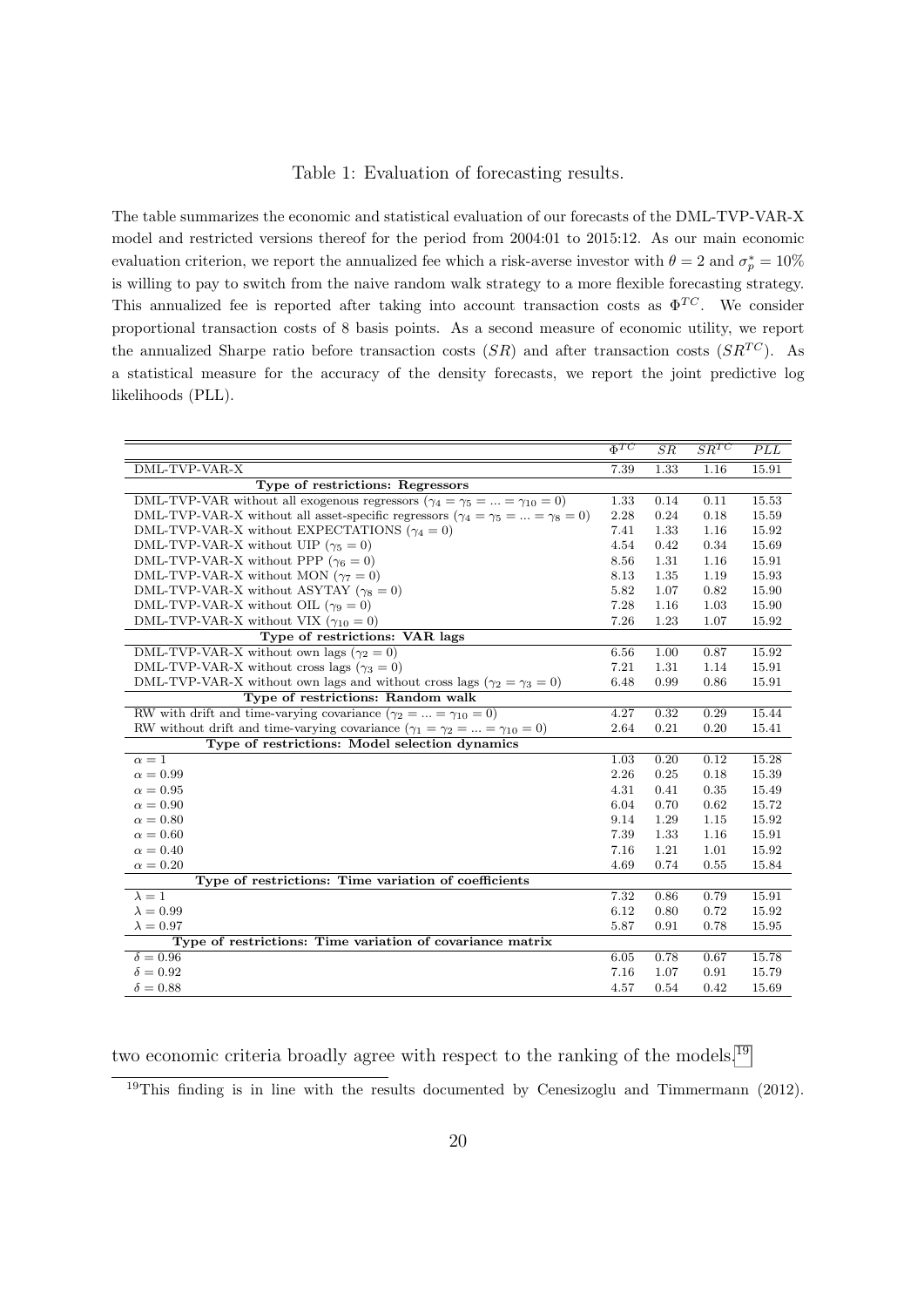Table 1: Evaluation of forecasting results.

The table summarizes the economic and statistical evaluation of our forecasts of the DML-TVP-VAR-X model and restricted versions thereof for the period from 2004:01 to 2015:12. As our main economic evaluation criterion, we report the annualized fee which a risk-averse investor with $\theta = 2$ and $\sigma_p^* = 10\%$ is willing to pay to switch from the naive random walk strategy to a more flexible forecasting strategy. This annualized fee is reported after taking into account transaction costs as $\Phi^{TC}$. We consider proportional transaction costs of 8 basis points. As a second measure of economic utility, we report the annualized Sharpe ratio before transaction costs ($SR$) and after transaction costs ($SR^{TC}$). As a statistical measure for the accuracy of the density forecasts, we report the joint predictive log likelihoods (PLL).

| | $\Phi^{TC}$ | $SR$ | $SR^{TC}$ | $PLL$ |
|---|---|---|---|---|
| DML-TVP-VAR-X | 7.39 | 1.33 | 1.16 | 15.91 |
| **Type of restrictions: Regressors** | | | | |
| DML-TVP-VAR without all exogenous regressors ($\gamma_4 = \gamma_5 = ... = \gamma_{10} = 0$) | 1.33 | 0.14 | 0.11 | 15.53 |
| DML-TVP-VAR-X without all asset-specific regressors ($\gamma_4 = \gamma_5 = ... = \gamma_8 = 0$) | 2.28 | 0.24 | 0.18 | 15.59 |
| DML-TVP-VAR-X without EXPECTATIONS ($\gamma_4 = 0$) | 7.41 | 1.33 | 1.16 | 15.92 |
| DML-TVP-VAR-X without UIP ($\gamma_5 = 0$) | 4.54 | 0.42 | 0.34 | 15.69 |
| DML-TVP-VAR-X without PPP ($\gamma_6 = 0$) | 8.56 | 1.31 | 1.16 | 15.91 |
| DML-TVP-VAR-X without MON ($\gamma_7 = 0$) | 8.13 | 1.35 | 1.19 | 15.93 |
| DML-TVP-VAR-X without ASYTAY ($\gamma_8 = 0$) | 5.82 | 1.07 | 0.82 | 15.90 |
| DML-TVP-VAR-X without OIL ($\gamma_9 = 0$) | 7.28 | 1.16 | 1.03 | 15.90 |
| DML-TVP-VAR-X without VIX ($\gamma_{10} = 0$) | 7.26 | 1.23 | 1.07 | 15.92 |
| **Type of restrictions: VAR lags** | | | | |
| DML-TVP-VAR-X without own lags ($\gamma_2 = 0$) | 6.56 | 1.00 | 0.87 | 15.92 |
| DML-TVP-VAR-X without cross lags ($\gamma_3 = 0$) | 7.21 | 1.31 | 1.14 | 15.91 |
| DML-TVP-VAR-X without own lags and without cross lags ($\gamma_2 = \gamma_3 = 0$) | 6.48 | 0.99 | 0.86 | 15.91 |
| **Type of restrictions: Random walk** | | | | |
| RW with drift and time-varying covariance ($\gamma_2 = ... = \gamma_{10} = 0$) | 4.27 | 0.32 | 0.29 | 15.44 |
| RW without drift and time-varying covariance ($\gamma_1 = \gamma_2 = ... = \gamma_{10} = 0$) | 2.64 | 0.21 | 0.20 | 15.41 |
| **Type of restrictions: Model selection dynamics** | | | | |
| $\alpha = 1$ | 1.03 | 0.20 | 0.12 | 15.28 |
| $\alpha = 0.99$ | 2.26 | 0.25 | 0.18 | 15.39 |
| $\alpha = 0.95$ | 4.31 | 0.41 | 0.35 | 15.49 |
| $\alpha = 0.90$ | 6.04 | 0.70 | 0.62 | 15.72 |
| $\alpha = 0.80$ | 9.14 | 1.29 | 1.15 | 15.92 |
| $\alpha = 0.60$ | 7.39 | 1.33 | 1.16 | 15.91 |
| $\alpha = 0.40$ | 7.16 | 1.21 | 1.01 | 15.92 |
| $\alpha = 0.20$ | 4.69 | 0.74 | 0.55 | 15.84 |
| **Type of restrictions: Time variation of coefficients** | | | | |
| $\lambda = 1$ | 7.32 | 0.86 | 0.79 | 15.91 |
| $\lambda = 0.99$ | 6.12 | 0.80 | 0.72 | 15.92 |
| $\lambda = 0.97$ | 5.87 | 0.91 | 0.78 | 15.95 |
| **Type of restrictions: Time variation of covariance matrix** | | | | |
| $\delta = 0.96$ | 6.05 | 0.78 | 0.67 | 15.78 |
| $\delta = 0.92$ | 7.16 | 1.07 | 0.91 | 15.79 |
| $\delta = 0.88$ | 4.57 | 0.54 | 0.42 | 15.69 |

two economic criteria broadly agree with respect to the ranking of the models.[19]

[19] This finding is in line with the results documented by Cenesizoglu and Timmermann (2012).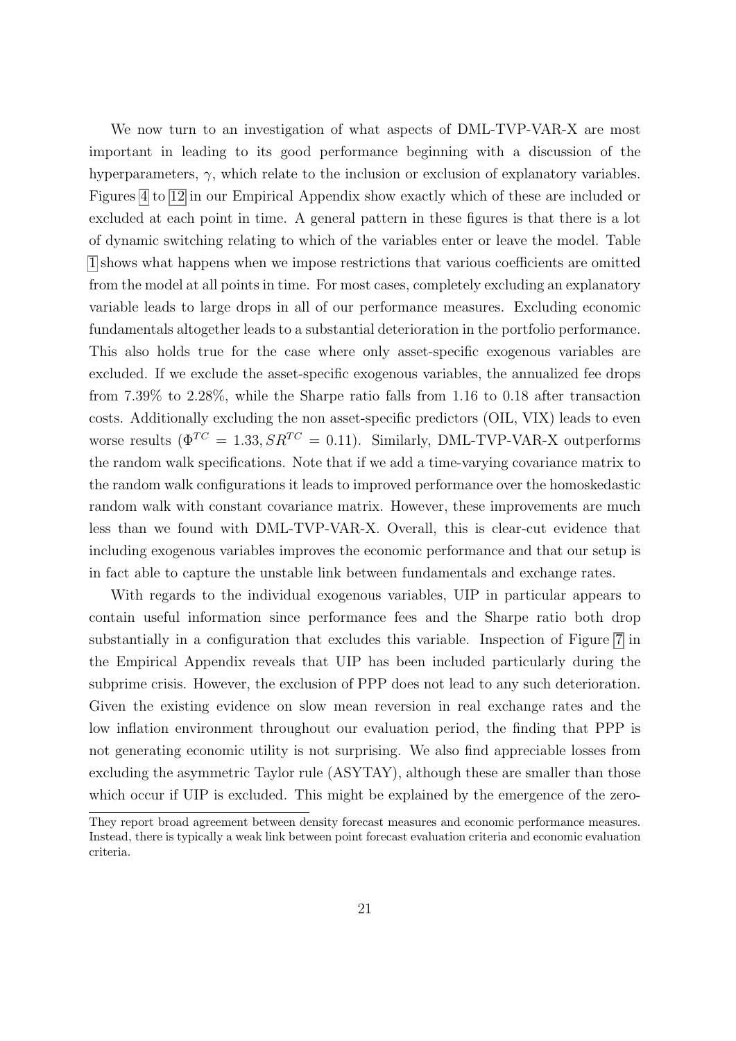We now turn to an investigation of what aspects of DML-TVP-VAR-X are most important in leading to its good performance beginning with a discussion of the hyperparameters, $\gamma$, which relate to the inclusion or exclusion of explanatory variables. Figures 4 to 12 in our Empirical Appendix show exactly which of these are included or excluded at each point in time. A general pattern in these figures is that there is a lot of dynamic switching relating to which of the variables enter or leave the model. Table 1 shows what happens when we impose restrictions that various coefficients are omitted from the model at all points in time. For most cases, completely excluding an explanatory variable leads to large drops in all of our performance measures. Excluding economic fundamentals altogether leads to a substantial deterioration in the portfolio performance. This also holds true for the case where only asset-specific exogenous variables are excluded. If we exclude the asset-specific exogenous variables, the annualized fee drops from 7.39% to 2.28%, while the Sharpe ratio falls from 1.16 to 0.18 after transaction costs. Additionally excluding the non asset-specific predictors (OIL, VIX) leads to even worse results ($\Phi^{TC} = 1.33, SR^{TC} = 0.11$). Similarly, DML-TVP-VAR-X outperforms the random walk specifications. Note that if we add a time-varying covariance matrix to the random walk configurations it leads to improved performance over the homoskedastic random walk with constant covariance matrix. However, these improvements are much less than we found with DML-TVP-VAR-X. Overall, this is clear-cut evidence that including exogenous variables improves the economic performance and that our setup is in fact able to capture the unstable link between fundamentals and exchange rates.

With regards to the individual exogenous variables, UIP in particular appears to contain useful information since performance fees and the Sharpe ratio both drop substantially in a configuration that excludes this variable. Inspection of Figure 7 in the Empirical Appendix reveals that UIP has been included particularly during the subprime crisis. However, the exclusion of PPP does not lead to any such deterioration. Given the existing evidence on slow mean reversion in real exchange rates and the low inflation environment throughout our evaluation period, the finding that PPP is not generating economic utility is not surprising. We also find appreciable losses from excluding the asymmetric Taylor rule (ASYTAY), although these are smaller than those which occur if UIP is excluded. This might be explained by the emergence of the zero-

They report broad agreement between density forecast measures and economic performance measures. Instead, there is typically a weak link between point forecast evaluation criteria and economic evaluation criteria.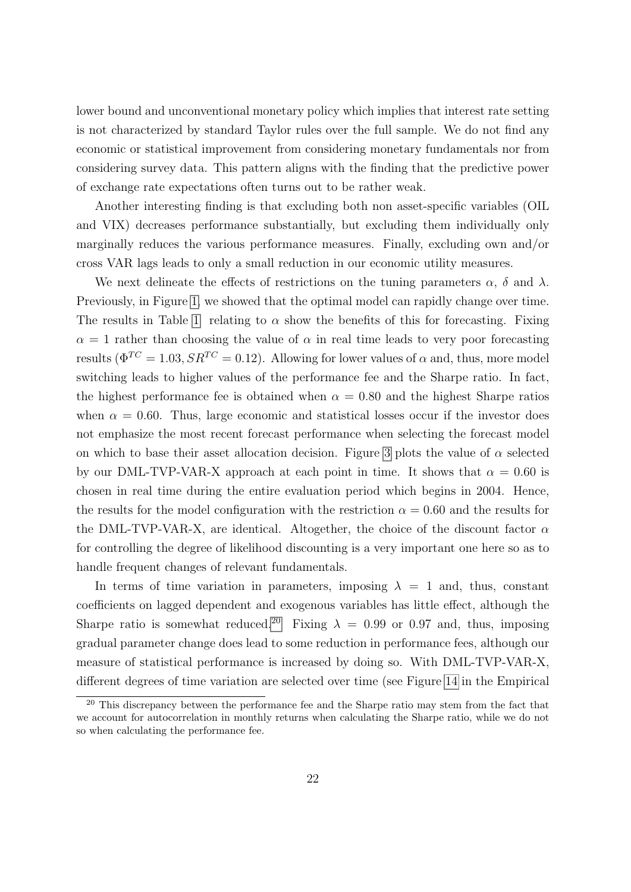lower bound and unconventional monetary policy which implies that interest rate setting is not characterized by standard Taylor rules over the full sample. We do not find any economic or statistical improvement from considering monetary fundamentals nor from considering survey data. This pattern aligns with the finding that the predictive power of exchange rate expectations often turns out to be rather weak.

Another interesting finding is that excluding both non asset-specific variables (OIL and VIX) decreases performance substantially, but excluding them individually only marginally reduces the various performance measures. Finally, excluding own and/or cross VAR lags leads to only a small reduction in our economic utility measures.

We next delineate the effects of restrictions on the tuning parameters $\alpha$, $\delta$ and $\lambda$. Previously, in Figure 1, we showed that the optimal model can rapidly change over time. The results in Table 1 relating to $\alpha$ show the benefits of this for forecasting. Fixing $\alpha = 1$ rather than choosing the value of $\alpha$ in real time leads to very poor forecasting results ($\Phi^{TC} = 1.03, SR^{TC} = 0.12$). Allowing for lower values of $\alpha$ and, thus, more model switching leads to higher values of the performance fee and the Sharpe ratio. In fact, the highest performance fee is obtained when $\alpha = 0.80$ and the highest Sharpe ratios when $\alpha = 0.60$. Thus, large economic and statistical losses occur if the investor does not emphasize the most recent forecast performance when selecting the forecast model on which to base their asset allocation decision. Figure 3 plots the value of $\alpha$ selected by our DML-TVP-VAR-X approach at each point in time. It shows that $\alpha = 0.60$ is chosen in real time during the entire evaluation period which begins in 2004. Hence, the results for the model configuration with the restriction $\alpha = 0.60$ and the results for the DML-TVP-VAR-X, are identical. Altogether, the choice of the discount factor $\alpha$ for controlling the degree of likelihood discounting is a very important one here so as to handle frequent changes of relevant fundamentals.

In terms of time variation in parameters, imposing $\lambda = 1$ and, thus, constant coefficients on lagged dependent and exogenous variables has little effect, although the Sharpe ratio is somewhat reduced.[20] Fixing $\lambda = 0.99$ or 0.97 and, thus, imposing gradual parameter change does lead to some reduction in performance fees, although our measure of statistical performance is increased by doing so. With DML-TVP-VAR-X, different degrees of time variation are selected over time (see Figure 14 in the Empirical

[20] This discrepancy between the performance fee and the Sharpe ratio may stem from the fact that we account for autocorrelation in monthly returns when calculating the Sharpe ratio, while we do not so when calculating the performance fee.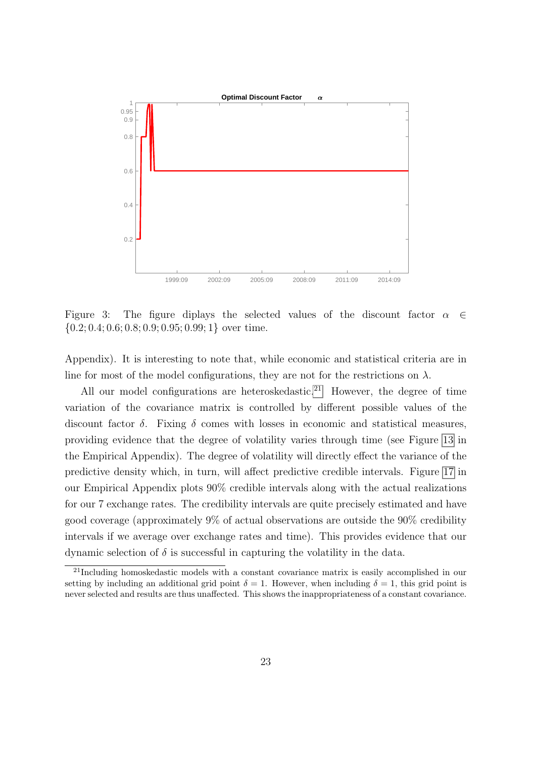Figure 3: The figure diplays the selected values of the discount factor $\alpha \in \{0.2; 0.4; 0.6; 0.8; 0.9; 0.95; 0.99; 1\}$ over time.

Appendix). It is interesting to note that, while economic and statistical criteria are in line for most of the model configurations, they are not for the restrictions on $\lambda$.

All our model configurations are heteroskedastic.[21] However, the degree of time variation of the covariance matrix is controlled by different possible values of the discount factor $\delta$. Fixing $\delta$ comes with losses in economic and statistical measures, providing evidence that the degree of volatility varies through time (see Figure 13 in the Empirical Appendix). The degree of volatility will directly effect the variance of the predictive density which, in turn, will affect predictive credible intervals. Figure 17 in our Empirical Appendix plots 90% credible intervals along with the actual realizations for our 7 exchange rates. The credibility intervals are quite precisely estimated and have good coverage (approximately 9% of actual observations are outside the 90% credibility intervals if we average over exchange rates and time). This provides evidence that our dynamic selection of $\delta$ is successful in capturing the volatility in the data.

[21] Including homoskedastic models with a constant covariance matrix is easily accomplished in our setting by including an additional grid point $\delta = 1$. However, when including $\delta = 1$, this grid point is never selected and results are thus unaffected. This shows the inappropriateness of a constant covariance.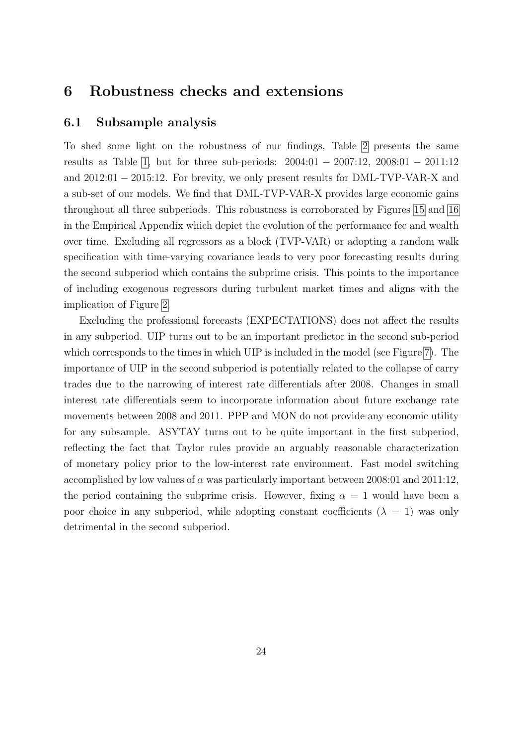# 6 Robustness checks and extensions

## 6.1 Subsample analysis

To shed some light on the robustness of our findings, Table 2 presents the same results as Table 1, but for three sub-periods: 2004:01 − 2007:12, 2008:01 − 2011:12 and 2012:01 − 2015:12. For brevity, we only present results for DML-TVP-VAR-X and a sub-set of our models. We find that DML-TVP-VAR-X provides large economic gains throughout all three subperiods. This robustness is corroborated by Figures 15 and 16 in the Empirical Appendix which depict the evolution of the performance fee and wealth over time. Excluding all regressors as a block (TVP-VAR) or adopting a random walk specification with time-varying covariance leads to very poor forecasting results during the second subperiod which contains the subprime crisis. This points to the importance of including exogenous regressors during turbulent market times and aligns with the implication of Figure 2.

Excluding the professional forecasts (EXPECTATIONS) does not affect the results in any subperiod. UIP turns out to be an important predictor in the second sub-period which corresponds to the times in which UIP is included in the model (see Figure 7). The importance of UIP in the second subperiod is potentially related to the collapse of carry trades due to the narrowing of interest rate differentials after 2008. Changes in small interest rate differentials seem to incorporate information about future exchange rate movements between 2008 and 2011. PPP and MON do not provide any economic utility for any subsample. ASYTAY turns out to be quite important in the first subperiod, reflecting the fact that Taylor rules provide an arguably reasonable characterization of monetary policy prior to the low-interest rate environment. Fast model switching accomplished by low values of $\alpha$ was particularly important between 2008:01 and 2011:12, the period containing the subprime crisis. However, fixing $\alpha = 1$ would have been a poor choice in any subperiod, while adopting constant coefficients ($\lambda = 1$) was only detrimental in the second subperiod.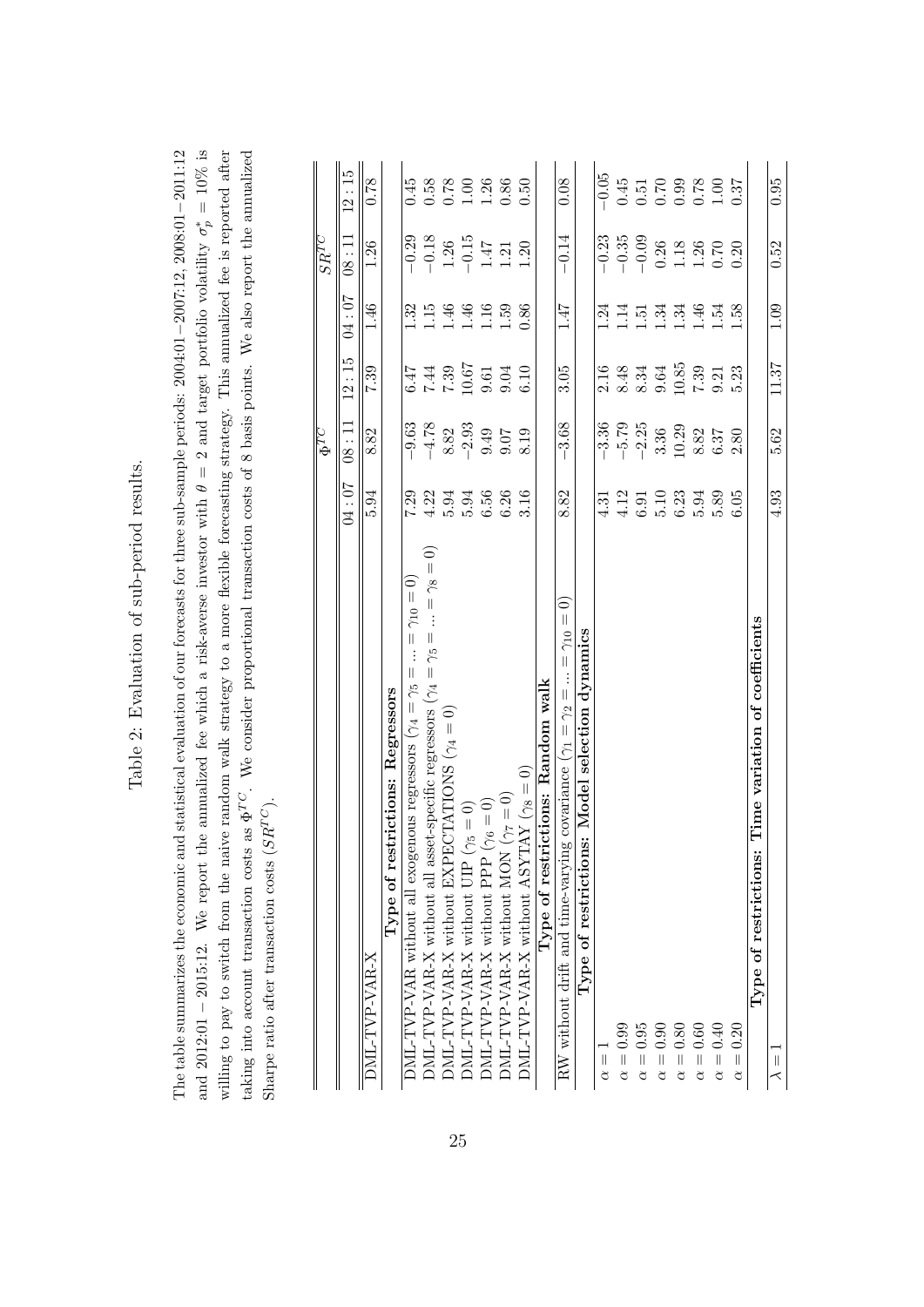Table 2: Evaluation of sub-period results.

The table summarizes the economic and statistical evaluation of our forecasts for three sub-sample periods: 2004:01 − 2007:12, 2008:01 − 2011:12 and 2012:01 − 2015:12. We report the annualized fee which a risk-averse investor with $\theta = 2$ and target portfolio volatility $\sigma_p^* = 10\%$ is willing to pay to switch from the naive random walk strategy to a more flexible forecasting strategy. This annualized fee is reported after taking into account transaction costs as $\Phi^{TC}$. We consider proportional transaction costs of 8 basis points. We also report the annualized Sharpe ratio after transaction costs ($SR^{TC}$).

| | $\Phi^{TC}$ | | | $SR^{TC}$ | | |
|---|---|---|---|---|---|---|
| | 04 : 07 | 08 : 11 | 12 : 15 | 04 : 07 | 08 : 11 | 12 : 15 |
| DML-TVP-VAR-X | 5.94 | 8.82 | 7.39 | 1.46 | 1.26 | 0.78 |
| **Type of restrictions: Regressors** | | | | | | |
| DML-TVP-VAR without all exogenous regressors ($\gamma_4 = \gamma_5 = ... = \gamma_{10} = 0$) | 7.29 | −9.63 | 6.47 | 1.32 | −0.29 | 0.45 |
| DML-TVP-VAR-X without all asset-specific regressors ($\gamma_4 = \gamma_5 = ... = \gamma_8 = 0$) | 4.22 | −4.78 | 7.44 | 1.15 | −0.18 | 0.58 |
| DML-TVP-VAR-X without EXPECTATIONS ($\gamma_4 = 0$) | 5.94 | 8.82 | 7.39 | 1.46 | 1.26 | 0.78 |
| DML-TVP-VAR-X without UIP ($\gamma_5 = 0$) | 5.94 | −2.93 | 10.67 | 1.46 | −0.15 | 1.00 |
| DML-TVP-VAR-X without PPP ($\gamma_6 = 0$) | 6.56 | 9.49 | 9.61 | 1.16 | 1.47 | 1.26 |
| DML-TVP-VAR-X without MON ($\gamma_7 = 0$) | 6.26 | 9.07 | 9.04 | 1.59 | 1.21 | 0.86 |
| DML-TVP-VAR-X without ASYTAY ($\gamma_8 = 0$) | 3.16 | 8.19 | 6.10 | 0.86 | 1.20 | 0.50 |
| **Type of restrictions: Random walk** | | | | | | |
| RW without drift and time-varying covariance ($\gamma_1 = \gamma_2 = ... = \gamma_{10} = 0$) | 8.82 | −3.68 | 3.05 | 1.47 | −0.14 | 0.08 |
| **Type of restrictions: Model selection dynamics** | | | | | | |
| $\alpha = 1$ | 4.31 | −3.36 | 2.16 | 1.24 | −0.23 | −0.05 |
| $\alpha = 0.99$ | 4.12 | −5.79 | 8.48 | 1.14 | −0.35 | 0.45 |
| $\alpha = 0.95$ | 6.91 | −2.25 | 8.34 | 1.51 | −0.09 | 0.51 |
| $\alpha = 0.90$ | 5.10 | 3.36 | 9.64 | 1.34 | 0.26 | 0.70 |
| $\alpha = 0.80$ | 6.23 | 10.29 | 10.85 | 1.34 | 1.18 | 0.99 |
| $\alpha = 0.60$ | 5.94 | 8.82 | 7.39 | 1.46 | 1.26 | 0.78 |
| $\alpha = 0.40$ | 5.89 | 6.37 | 9.21 | 1.54 | 0.70 | 1.00 |
| $\alpha = 0.20$ | 6.05 | 2.80 | 5.23 | 1.58 | 0.20 | 0.37 |
| **Type of restrictions: Time variation of coefficients** | | | | | | |
| $\lambda = 1$ | 4.93 | 5.62 | 11.37 | 1.09 | 0.52 | 0.95 |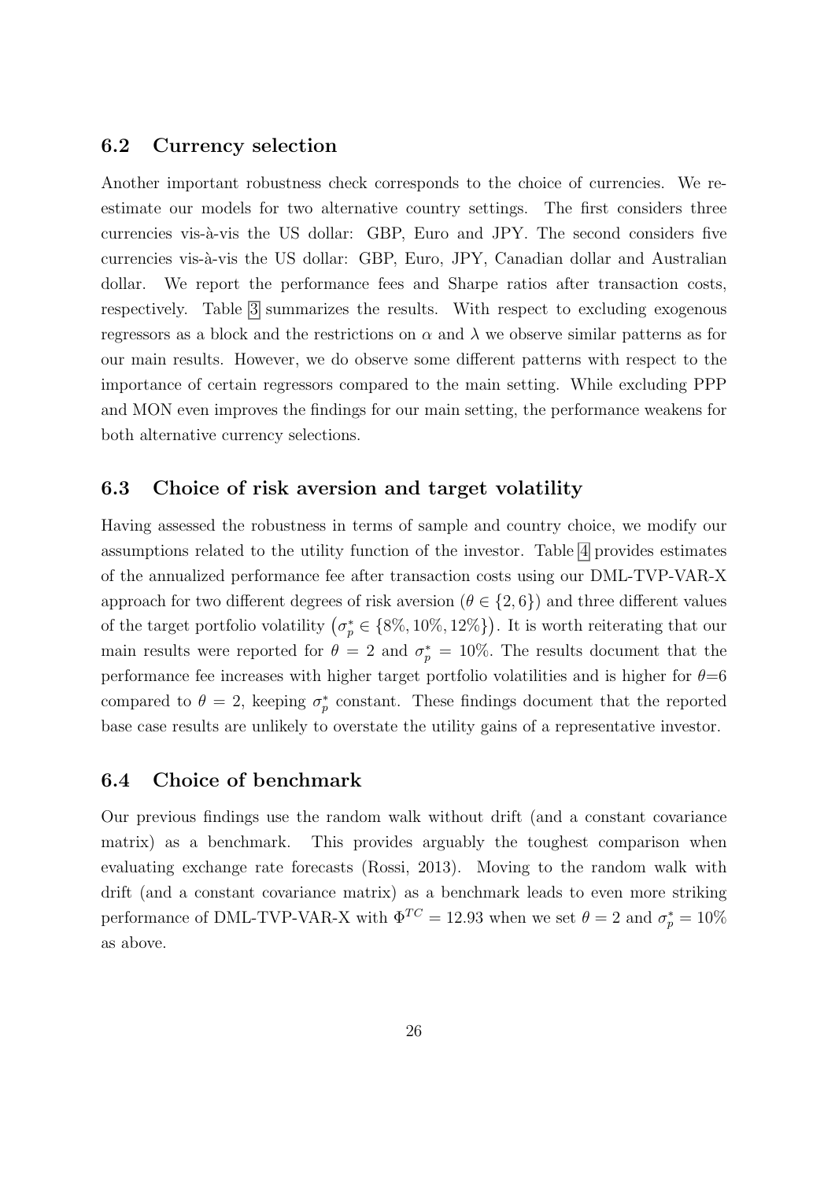## 6.2 Currency selection

Another important robustness check corresponds to the choice of currencies. We re-estimate our models for two alternative country settings. The first considers three currencies vis-à-vis the US dollar: GBP, Euro and JPY. The second considers five currencies vis-à-vis the US dollar: GBP, Euro, JPY, Canadian dollar and Australian dollar. We report the performance fees and Sharpe ratios after transaction costs, respectively. Table 3 summarizes the results. With respect to excluding exogenous regressors as a block and the restrictions on $\alpha$ and $\lambda$ we observe similar patterns as for our main results. However, we do observe some different patterns with respect to the importance of certain regressors compared to the main setting. While excluding PPP and MON even improves the findings for our main setting, the performance weakens for both alternative currency selections.

## 6.3 Choice of risk aversion and target volatility

Having assessed the robustness in terms of sample and country choice, we modify our assumptions related to the utility function of the investor. Table 4 provides estimates of the annualized performance fee after transaction costs using our DML-TVP-VAR-X approach for two different degrees of risk aversion ($\theta \in \{2, 6\}$) and three different values of the target portfolio volatility $\left(\sigma_p^* \in \{8\%, 10\%, 12\%\}\right)$. It is worth reiterating that our main results were reported for $\theta = 2$ and $\sigma_p^* = 10\%$. The results document that the performance fee increases with higher target portfolio volatilities and is higher for $\theta$=6 compared to $\theta = 2$, keeping $\sigma_p^*$ constant. These findings document that the reported base case results are unlikely to overstate the utility gains of a representative investor.

## 6.4 Choice of benchmark

Our previous findings use the random walk without drift (and a constant covariance matrix) as a benchmark. This provides arguably the toughest comparison when evaluating exchange rate forecasts (Rossi, 2013). Moving to the random walk with drift (and a constant covariance matrix) as a benchmark leads to even more striking performance of DML-TVP-VAR-X with $\Phi^{TC} = 12.93$ when we set $\theta = 2$ and $\sigma_p^* = 10\%$ as above.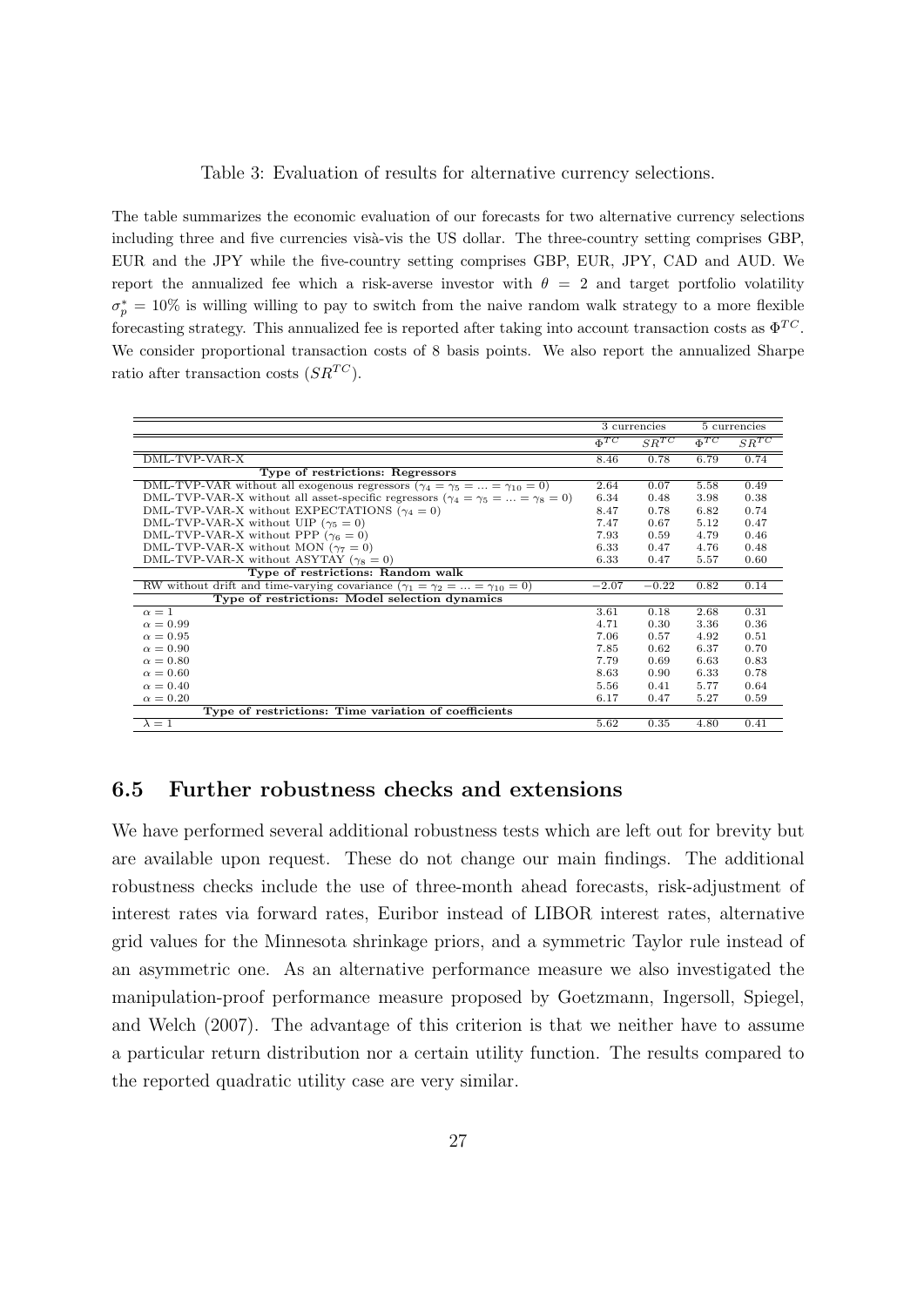Table 3: Evaluation of results for alternative currency selections.

The table summarizes the economic evaluation of our forecasts for two alternative currency selections including three and five currencies visà-vis the US dollar. The three-country setting comprises GBP, EUR and the JPY while the five-country setting comprises GBP, EUR, JPY, CAD and AUD. We report the annualized fee which a risk-averse investor with $\theta = 2$ and target portfolio volatility $\sigma_p^* = 10\%$ is willing willing to pay to switch from the naive random walk strategy to a more flexible forecasting strategy. This annualized fee is reported after taking into account transaction costs as $\Phi^{TC}$. We consider proportional transaction costs of 8 basis points. We also report the annualized Sharpe ratio after transaction costs ($SR^{TC}$).

| | 3 currencies | | 5 currencies | |
|---|---|---|---|---|
| | $\Phi^{TC}$ | $SR^{TC}$ | $\Phi^{TC}$ | $SR^{TC}$ |
| DML-TVP-VAR-X | 8.46 | 0.78 | 6.79 | 0.74 |
| **Type of restrictions: Regressors** | | | | |
| DML-TVP-VAR without all exogenous regressors ($\gamma_4 = \gamma_5 = \ldots = \gamma_{10} = 0$) | 2.64 | 0.07 | 5.58 | 0.49 |
| DML-TVP-VAR-X without all asset-specific regressors ($\gamma_4 = \gamma_5 = \ldots = \gamma_8 = 0$) | 6.34 | 0.48 | 3.98 | 0.38 |
| DML-TVP-VAR-X without EXPECTATIONS ($\gamma_4 = 0$) | 8.47 | 0.78 | 6.82 | 0.74 |
| DML-TVP-VAR-X without UIP ($\gamma_5 = 0$) | 7.47 | 0.67 | 5.12 | 0.47 |
| DML-TVP-VAR-X without PPP ($\gamma_6 = 0$) | 7.93 | 0.59 | 4.79 | 0.46 |
| DML-TVP-VAR-X without MON ($\gamma_7 = 0$) | 6.33 | 0.47 | 4.76 | 0.48 |
| DML-TVP-VAR-X without ASYTAY ($\gamma_8 = 0$) | 6.33 | 0.47 | 5.57 | 0.60 |
| **Type of restrictions: Random walk** | | | | |
| RW without drift and time-varying covariance ($\gamma_1 = \gamma_2 = \ldots = \gamma_{10} = 0$) | $-2.07$ | $-0.22$ | 0.82 | 0.14 |
| **Type of restrictions: Model selection dynamics** | | | | |
| $\alpha = 1$ | 3.61 | 0.18 | 2.68 | 0.31 |
| $\alpha = 0.99$ | 4.71 | 0.30 | 3.36 | 0.36 |
| $\alpha = 0.95$ | 7.06 | 0.57 | 4.92 | 0.51 |
| $\alpha = 0.90$ | 7.85 | 0.62 | 6.37 | 0.70 |
| $\alpha = 0.80$ | 7.79 | 0.69 | 6.63 | 0.83 |
| $\alpha = 0.60$ | 8.63 | 0.90 | 6.33 | 0.78 |
| $\alpha = 0.40$ | 5.56 | 0.41 | 5.77 | 0.64 |
| $\alpha = 0.20$ | 6.17 | 0.47 | 5.27 | 0.59 |
| **Type of restrictions: Time variation of coefficients** | | | | |
| $\lambda = 1$ | 5.62 | 0.35 | 4.80 | 0.41 |

## 6.5 Further robustness checks and extensions

We have performed several additional robustness tests which are left out for brevity but are available upon request. These do not change our main findings. The additional robustness checks include the use of three-month ahead forecasts, risk-adjustment of interest rates via forward rates, Euribor instead of LIBOR interest rates, alternative grid values for the Minnesota shrinkage priors, and a symmetric Taylor rule instead of an asymmetric one. As an alternative performance measure we also investigated the manipulation-proof performance measure proposed by Goetzmann, Ingersoll, Spiegel, and Welch (2007). The advantage of this criterion is that we neither have to assume a particular return distribution nor a certain utility function. The results compared to the reported quadratic utility case are very similar.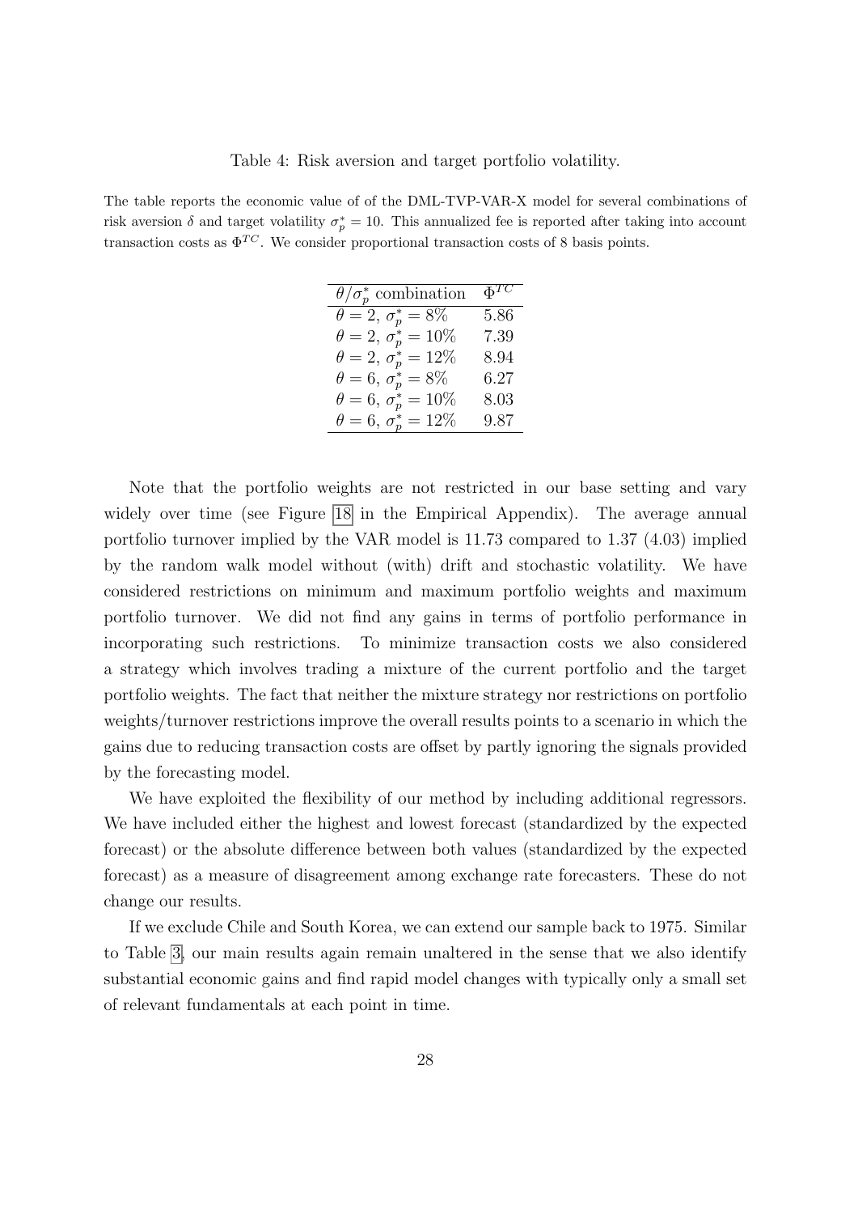Table 4: Risk aversion and target portfolio volatility.

The table reports the economic value of of the DML-TVP-VAR-X model for several combinations of risk aversion $\delta$ and target volatility $\sigma_p^* = 10$. This annualized fee is reported after taking into account transaction costs as $\Phi^{TC}$. We consider proportional transaction costs of 8 basis points.

| $\theta/\sigma_p^*$ combination | $\Phi^{TC}$ |
|---|---|
| $\theta = 2$, $\sigma_p^* = 8\%$ | 5.86 |
| $\theta = 2$, $\sigma_p^* = 10\%$ | 7.39 |
| $\theta = 2$, $\sigma_p^* = 12\%$ | 8.94 |
| $\theta = 6$, $\sigma_p^* = 8\%$ | 6.27 |
| $\theta = 6$, $\sigma_p^* = 10\%$ | 8.03 |
| $\theta = 6$, $\sigma_p^* = 12\%$ | 9.87 |

Note that the portfolio weights are not restricted in our base setting and vary widely over time (see Figure 18 in the Empirical Appendix). The average annual portfolio turnover implied by the VAR model is 11.73 compared to 1.37 (4.03) implied by the random walk model without (with) drift and stochastic volatility. We have considered restrictions on minimum and maximum portfolio weights and maximum portfolio turnover. We did not find any gains in terms of portfolio performance in incorporating such restrictions. To minimize transaction costs we also considered a strategy which involves trading a mixture of the current portfolio and the target portfolio weights. The fact that neither the mixture strategy nor restrictions on portfolio weights/turnover restrictions improve the overall results points to a scenario in which the gains due to reducing transaction costs are offset by partly ignoring the signals provided by the forecasting model.

We have exploited the flexibility of our method by including additional regressors. We have included either the highest and lowest forecast (standardized by the expected forecast) or the absolute difference between both values (standardized by the expected forecast) as a measure of disagreement among exchange rate forecasters. These do not change our results.

If we exclude Chile and South Korea, we can extend our sample back to 1975. Similar to Table 3, our main results again remain unaltered in the sense that we also identify substantial economic gains and find rapid model changes with typically only a small set of relevant fundamentals at each point in time.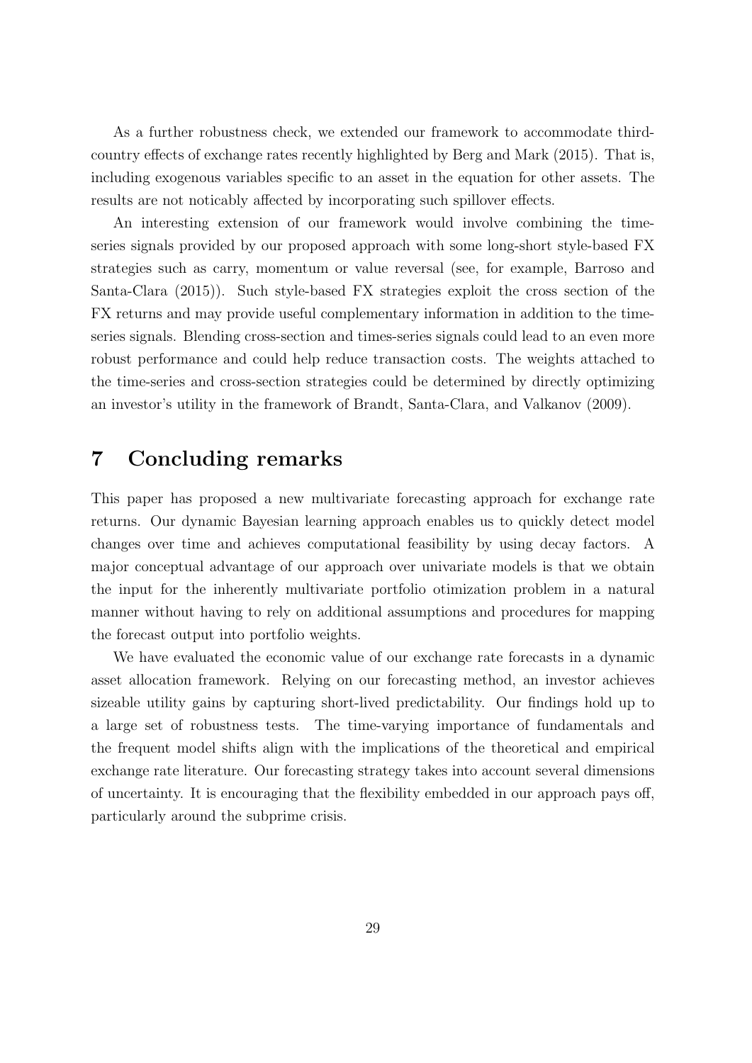As a further robustness check, we extended our framework to accommodate third-country effects of exchange rates recently highlighted by Berg and Mark (2015). That is, including exogenous variables specific to an asset in the equation for other assets. The results are not noticably affected by incorporating such spillover effects.

An interesting extension of our framework would involve combining the time-series signals provided by our proposed approach with some long-short style-based FX strategies such as carry, momentum or value reversal (see, for example, Barroso and Santa-Clara (2015)). Such style-based FX strategies exploit the cross section of the FX returns and may provide useful complementary information in addition to the time-series signals. Blending cross-section and times-series signals could lead to an even more robust performance and could help reduce transaction costs. The weights attached to the time-series and cross-section strategies could be determined by directly optimizing an investor's utility in the framework of Brandt, Santa-Clara, and Valkanov (2009).

# 7 Concluding remarks

This paper has proposed a new multivariate forecasting approach for exchange rate returns. Our dynamic Bayesian learning approach enables us to quickly detect model changes over time and achieves computational feasibility by using decay factors. A major conceptual advantage of our approach over univariate models is that we obtain the input for the inherently multivariate portfolio otimization problem in a natural manner without having to rely on additional assumptions and procedures for mapping the forecast output into portfolio weights.

We have evaluated the economic value of our exchange rate forecasts in a dynamic asset allocation framework. Relying on our forecasting method, an investor achieves sizeable utility gains by capturing short-lived predictability. Our findings hold up to a large set of robustness tests. The time-varying importance of fundamentals and the frequent model shifts align with the implications of the theoretical and empirical exchange rate literature. Our forecasting strategy takes into account several dimensions of uncertainty. It is encouraging that the flexibility embedded in our approach pays off, particularly around the subprime crisis.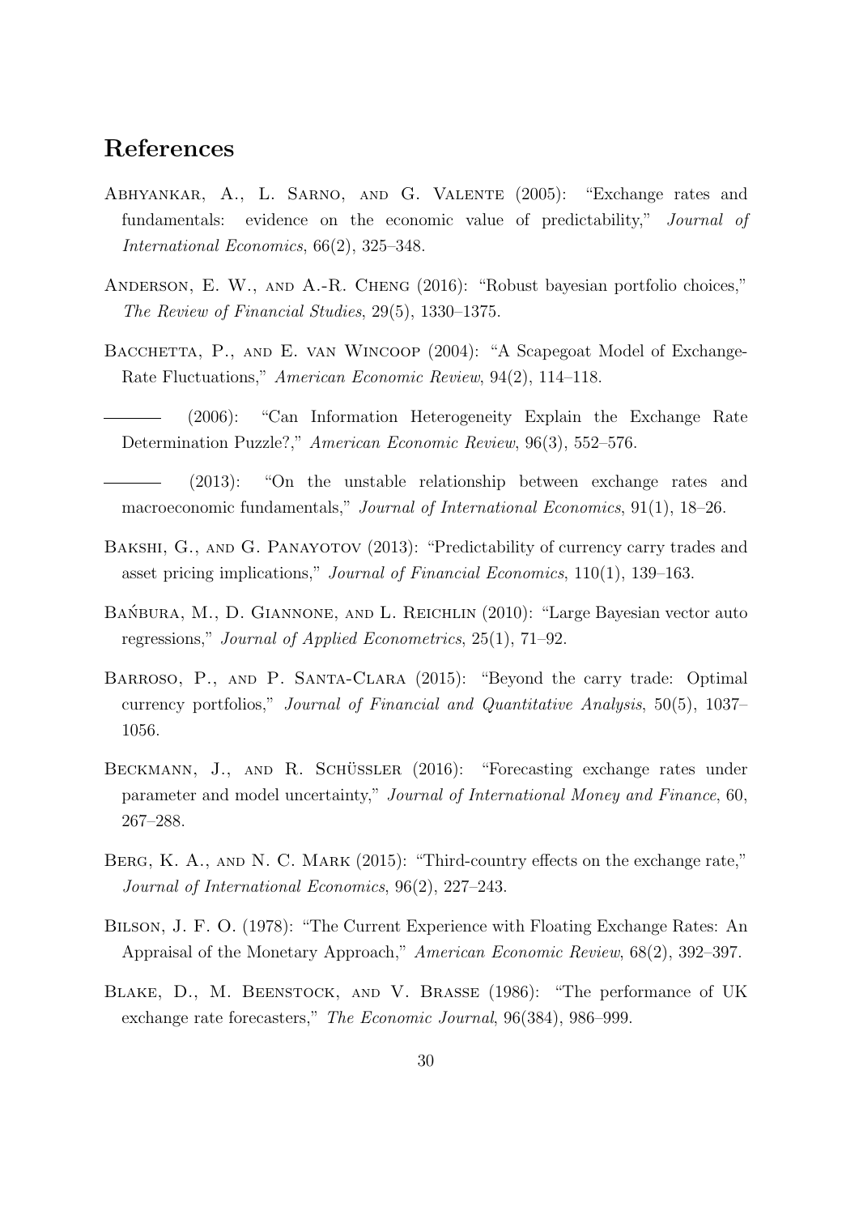## References

Abhyankar, A., L. Sarno, and G. Valente (2005): "Exchange rates and fundamentals: evidence on the economic value of predictability," *Journal of International Economics*, 66(2), 325–348.

Anderson, E. W., and A.-R. Cheng (2016): "Robust bayesian portfolio choices," *The Review of Financial Studies*, 29(5), 1330–1375.

Bacchetta, P., and E. van Wincoop (2004): "A Scapegoat Model of Exchange-Rate Fluctuations," *American Economic Review*, 94(2), 114–118.

——— (2006): "Can Information Heterogeneity Explain the Exchange Rate Determination Puzzle?," *American Economic Review*, 96(3), 552–576.

——— (2013): "On the unstable relationship between exchange rates and macroeconomic fundamentals," *Journal of International Economics*, 91(1), 18–26.

Bakshi, G., and G. Panayotov (2013): "Predictability of currency carry trades and asset pricing implications," *Journal of Financial Economics*, 110(1), 139–163.

Bańbura, M., D. Giannone, and L. Reichlin (2010): "Large Bayesian vector auto regressions," *Journal of Applied Econometrics*, 25(1), 71–92.

Barroso, P., and P. Santa-Clara (2015): "Beyond the carry trade: Optimal currency portfolios," *Journal of Financial and Quantitative Analysis*, 50(5), 1037–1056.

Beckmann, J., and R. Schüssler (2016): "Forecasting exchange rates under parameter and model uncertainty," *Journal of International Money and Finance*, 60, 267–288.

Berg, K. A., and N. C. Mark (2015): "Third-country effects on the exchange rate," *Journal of International Economics*, 96(2), 227–243.

Bilson, J. F. O. (1978): "The Current Experience with Floating Exchange Rates: An Appraisal of the Monetary Approach," *American Economic Review*, 68(2), 392–397.

Blake, D., M. Beenstock, and V. Brasse (1986): "The performance of UK exchange rate forecasters," *The Economic Journal*, 96(384), 986–999.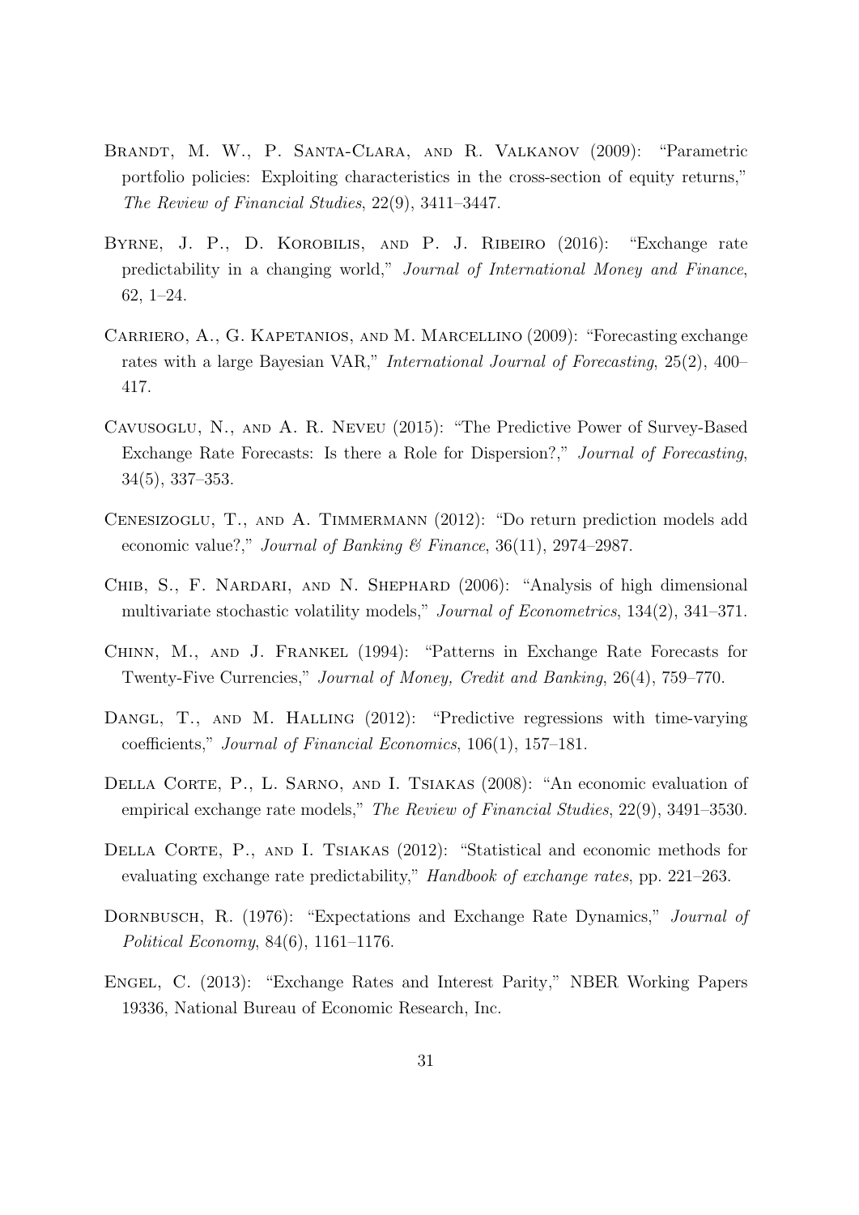Brandt, M. W., P. Santa-Clara, and R. Valkanov (2009): "Parametric portfolio policies: Exploiting characteristics in the cross-section of equity returns," *The Review of Financial Studies*, 22(9), 3411–3447.

Byrne, J. P., D. Korobilis, and P. J. Ribeiro (2016): "Exchange rate predictability in a changing world," *Journal of International Money and Finance*, 62, 1–24.

Carriero, A., G. Kapetanios, and M. Marcellino (2009): "Forecasting exchange rates with a large Bayesian VAR," *International Journal of Forecasting*, 25(2), 400–417.

Cavusoglu, N., and A. R. Neveu (2015): "The Predictive Power of Survey-Based Exchange Rate Forecasts: Is there a Role for Dispersion?," *Journal of Forecasting*, 34(5), 337–353.

Cenesizoglu, T., and A. Timmermann (2012): "Do return prediction models add economic value?," *Journal of Banking & Finance*, 36(11), 2974–2987.

Chib, S., F. Nardari, and N. Shephard (2006): "Analysis of high dimensional multivariate stochastic volatility models," *Journal of Econometrics*, 134(2), 341–371.

Chinn, M., and J. Frankel (1994): "Patterns in Exchange Rate Forecasts for Twenty-Five Currencies," *Journal of Money, Credit and Banking*, 26(4), 759–770.

Dangl, T., and M. Halling (2012): "Predictive regressions with time-varying coefficients," *Journal of Financial Economics*, 106(1), 157–181.

Della Corte, P., L. Sarno, and I. Tsiakas (2008): "An economic evaluation of empirical exchange rate models," *The Review of Financial Studies*, 22(9), 3491–3530.

Della Corte, P., and I. Tsiakas (2012): "Statistical and economic methods for evaluating exchange rate predictability," *Handbook of exchange rates*, pp. 221–263.

Dornbusch, R. (1976): "Expectations and Exchange Rate Dynamics," *Journal of Political Economy*, 84(6), 1161–1176.

Engel, C. (2013): "Exchange Rates and Interest Parity," NBER Working Papers 19336, National Bureau of Economic Research, Inc.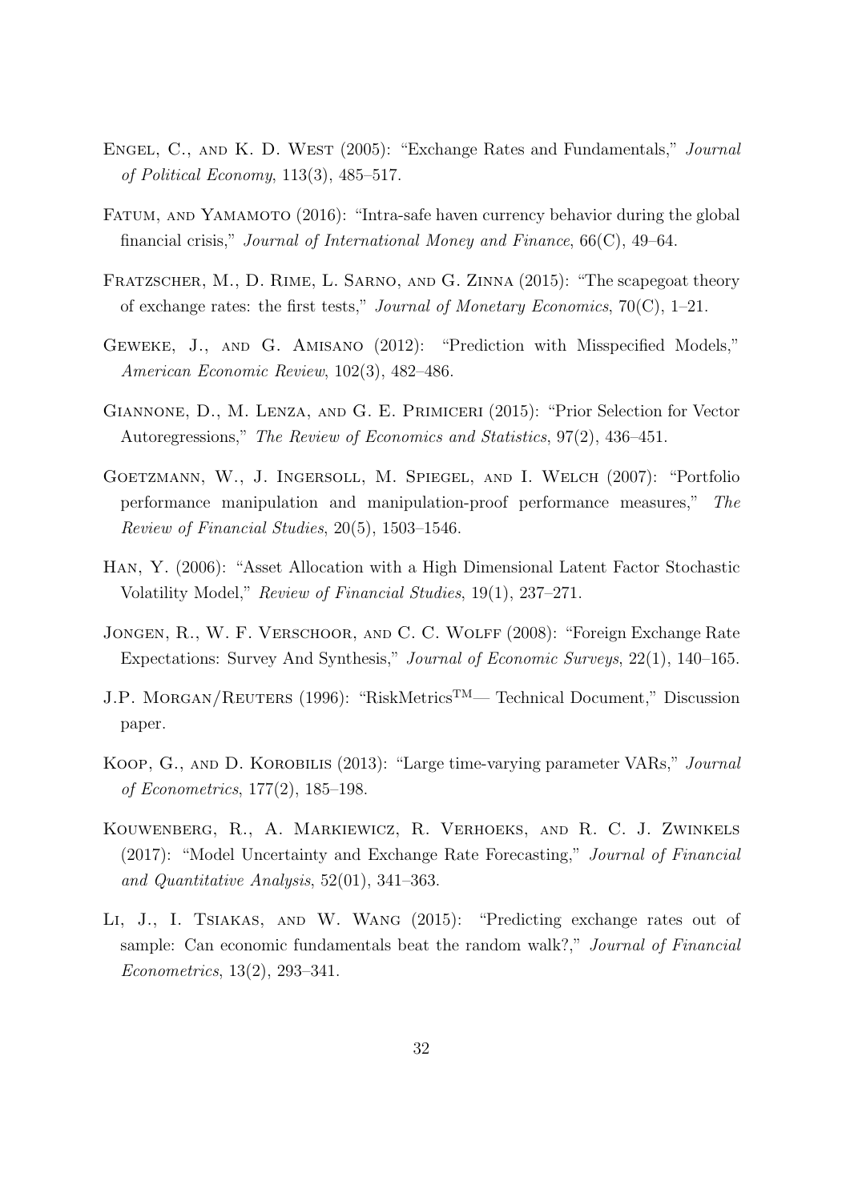Engel, C., and K. D. West (2005): "Exchange Rates and Fundamentals," *Journal of Political Economy*, 113(3), 485–517.

Fatum, and Yamamoto (2016): "Intra-safe haven currency behavior during the global financial crisis," *Journal of International Money and Finance*, 66(C), 49–64.

Fratzscher, M., D. Rime, L. Sarno, and G. Zinna (2015): "The scapegoat theory of exchange rates: the first tests," *Journal of Monetary Economics*, 70(C), 1–21.

Geweke, J., and G. Amisano (2012): "Prediction with Misspecified Models," *American Economic Review*, 102(3), 482–486.

Giannone, D., M. Lenza, and G. E. Primiceri (2015): "Prior Selection for Vector Autoregressions," *The Review of Economics and Statistics*, 97(2), 436–451.

Goetzmann, W., J. Ingersoll, M. Spiegel, and I. Welch (2007): "Portfolio performance manipulation and manipulation-proof performance measures," *The Review of Financial Studies*, 20(5), 1503–1546.

Han, Y. (2006): "Asset Allocation with a High Dimensional Latent Factor Stochastic Volatility Model," *Review of Financial Studies*, 19(1), 237–271.

Jongen, R., W. F. Verschoor, and C. C. Wolff (2008): "Foreign Exchange Rate Expectations: Survey And Synthesis," *Journal of Economic Surveys*, 22(1), 140–165.

J.P. Morgan/Reuters (1996): "RiskMetrics™— Technical Document," Discussion paper.

Koop, G., and D. Korobilis (2013): "Large time-varying parameter VARs," *Journal of Econometrics*, 177(2), 185–198.

Kouwenberg, R., A. Markiewicz, R. Verhoeks, and R. C. J. Zwinkels (2017): "Model Uncertainty and Exchange Rate Forecasting," *Journal of Financial and Quantitative Analysis*, 52(01), 341–363.

Li, J., I. Tsiakas, and W. Wang (2015): "Predicting exchange rates out of sample: Can economic fundamentals beat the random walk?," *Journal of Financial Econometrics*, 13(2), 293–341.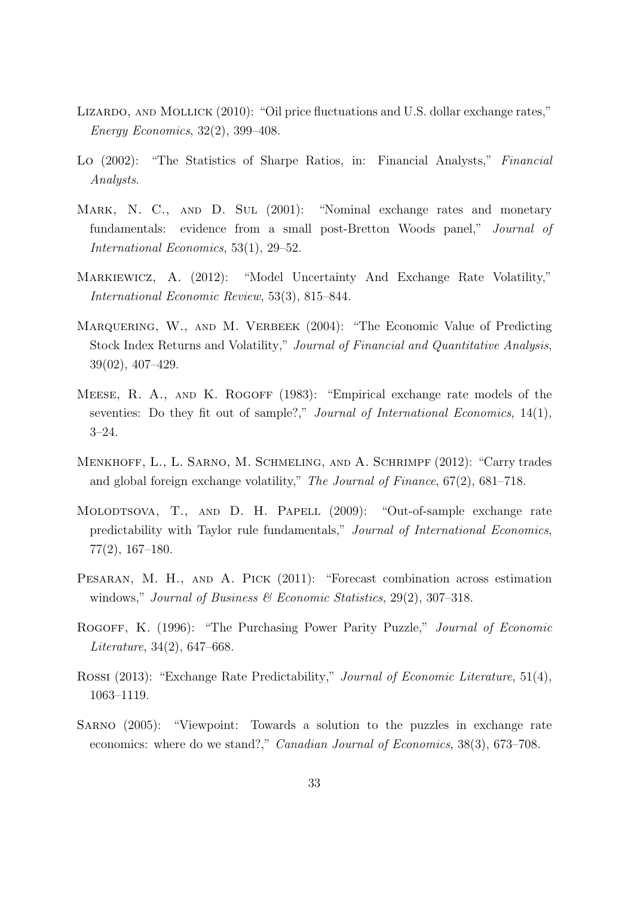Lizardo, and Mollick (2010): "Oil price fluctuations and U.S. dollar exchange rates," *Energy Economics*, 32(2), 399–408.

Lo (2002): "The Statistics of Sharpe Ratios, in: Financial Analysts," *Financial Analysts*.

Mark, N. C., and D. Sul (2001): "Nominal exchange rates and monetary fundamentals: evidence from a small post-Bretton Woods panel," *Journal of International Economics*, 53(1), 29–52.

Markiewicz, A. (2012): "Model Uncertainty And Exchange Rate Volatility," *International Economic Review*, 53(3), 815–844.

Marquering, W., and M. Verbeek (2004): "The Economic Value of Predicting Stock Index Returns and Volatility," *Journal of Financial and Quantitative Analysis*, 39(02), 407–429.

Meese, R. A., and K. Rogoff (1983): "Empirical exchange rate models of the seventies: Do they fit out of sample?," *Journal of International Economics*, 14(1), 3–24.

Menkhoff, L., L. Sarno, M. Schmeling, and A. Schrimpf (2012): "Carry trades and global foreign exchange volatility," *The Journal of Finance*, 67(2), 681–718.

Molodtsova, T., and D. H. Papell (2009): "Out-of-sample exchange rate predictability with Taylor rule fundamentals," *Journal of International Economics*, 77(2), 167–180.

Pesaran, M. H., and A. Pick (2011): "Forecast combination across estimation windows," *Journal of Business & Economic Statistics*, 29(2), 307–318.

Rogoff, K. (1996): "The Purchasing Power Parity Puzzle," *Journal of Economic Literature*, 34(2), 647–668.

Rossi (2013): "Exchange Rate Predictability," *Journal of Economic Literature*, 51(4), 1063–1119.

Sarno (2005): "Viewpoint: Towards a solution to the puzzles in exchange rate economics: where do we stand?," *Canadian Journal of Economics*, 38(3), 673–708.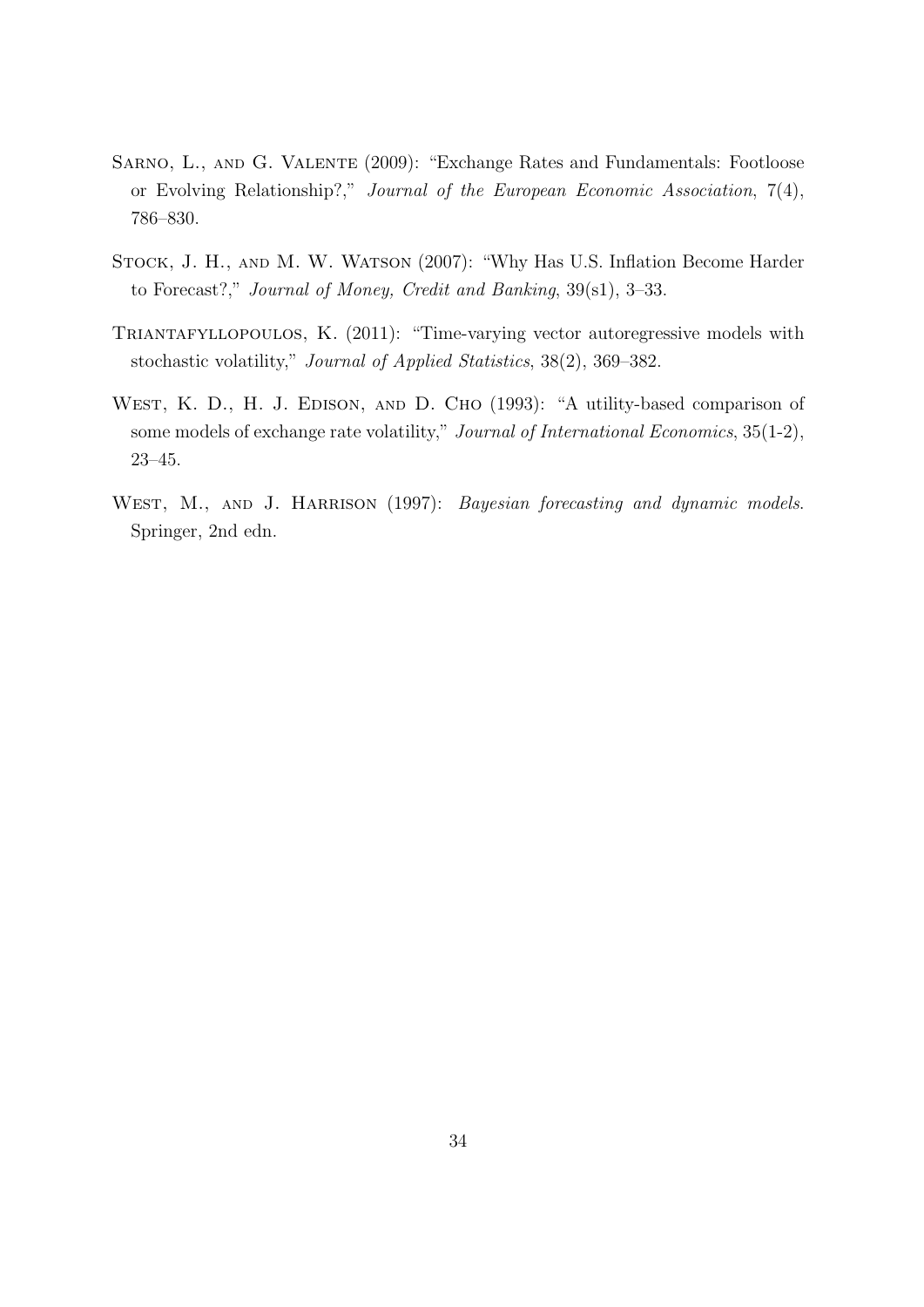Sarno, L., and G. Valente (2009): "Exchange Rates and Fundamentals: Footloose or Evolving Relationship?," *Journal of the European Economic Association*, 7(4), 786–830.

Stock, J. H., and M. W. Watson (2007): "Why Has U.S. Inflation Become Harder to Forecast?," *Journal of Money, Credit and Banking*, 39(s1), 3–33.

Triantafyllopoulos, K. (2011): "Time-varying vector autoregressive models with stochastic volatility," *Journal of Applied Statistics*, 38(2), 369–382.

West, K. D., H. J. Edison, and D. Cho (1993): "A utility-based comparison of some models of exchange rate volatility," *Journal of International Economics*, 35(1-2), 23–45.

West, M., and J. Harrison (1997): *Bayesian forecasting and dynamic models*. Springer, 2nd edn.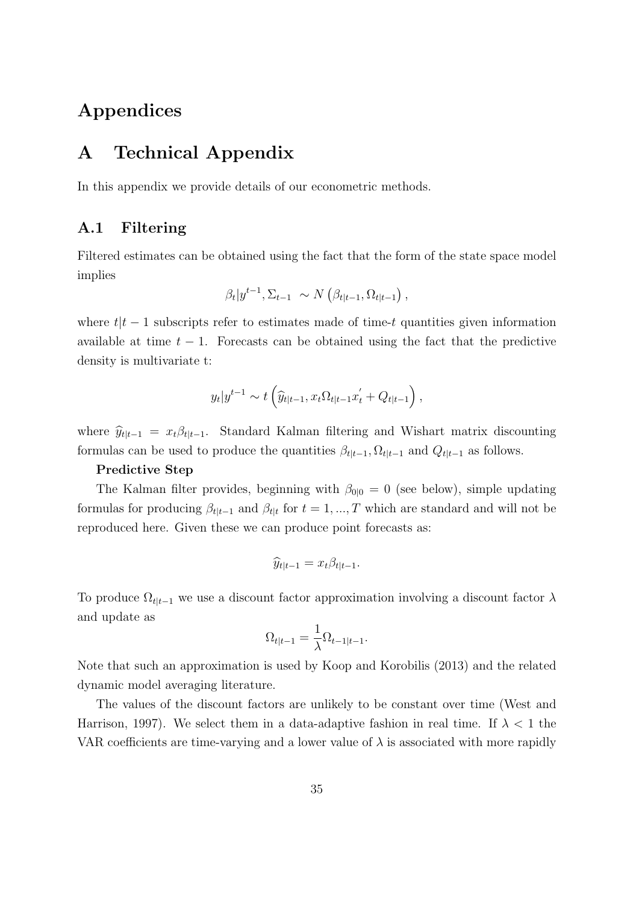# Appendices

# A Technical Appendix

In this appendix we provide details of our econometric methods.

## A.1 Filtering

Filtered estimates can be obtained using the fact that the form of the state space model implies

$$\beta_t | y^{t-1}, \Sigma_{t-1} \sim N\left(\beta_{t|t-1}, \Omega_{t|t-1}\right),$$

where $t|t-1$ subscripts refer to estimates made of time-$t$ quantities given information available at time $t-1$. Forecasts can be obtained using the fact that the predictive density is multivariate t:

$$y_t | y^{t-1} \sim t\left(\widehat{y}_{t|t-1}, x_t \Omega_{t|t-1} x_t^{'} + Q_{t|t-1}\right),$$

where $\widehat{y}_{t|t-1} = x_t \beta_{t|t-1}$. Standard Kalman filtering and Wishart matrix discounting formulas can be used to produce the quantities $\beta_{t|t-1}, \Omega_{t|t-1}$ and $Q_{t|t-1}$ as follows.

**Predictive Step**

The Kalman filter provides, beginning with $\beta_{0|0} = 0$ (see below), simple updating formulas for producing $\beta_{t|t-1}$ and $\beta_{t|t}$ for $t = 1, ..., T$ which are standard and will not be reproduced here. Given these we can produce point forecasts as:

$$\widehat{y}_{t|t-1} = x_t \beta_{t|t-1}.$$

To produce $\Omega_{t|t-1}$ we use a discount factor approximation involving a discount factor $\lambda$ and update as

$$\Omega_{t|t-1} = \frac{1}{\lambda} \Omega_{t-1|t-1}.$$

Note that such an approximation is used by Koop and Korobilis (2013) and the related dynamic model averaging literature.

The values of the discount factors are unlikely to be constant over time (West and Harrison, 1997). We select them in a data-adaptive fashion in real time. If $\lambda < 1$ the VAR coefficients are time-varying and a lower value of $\lambda$ is associated with more rapidly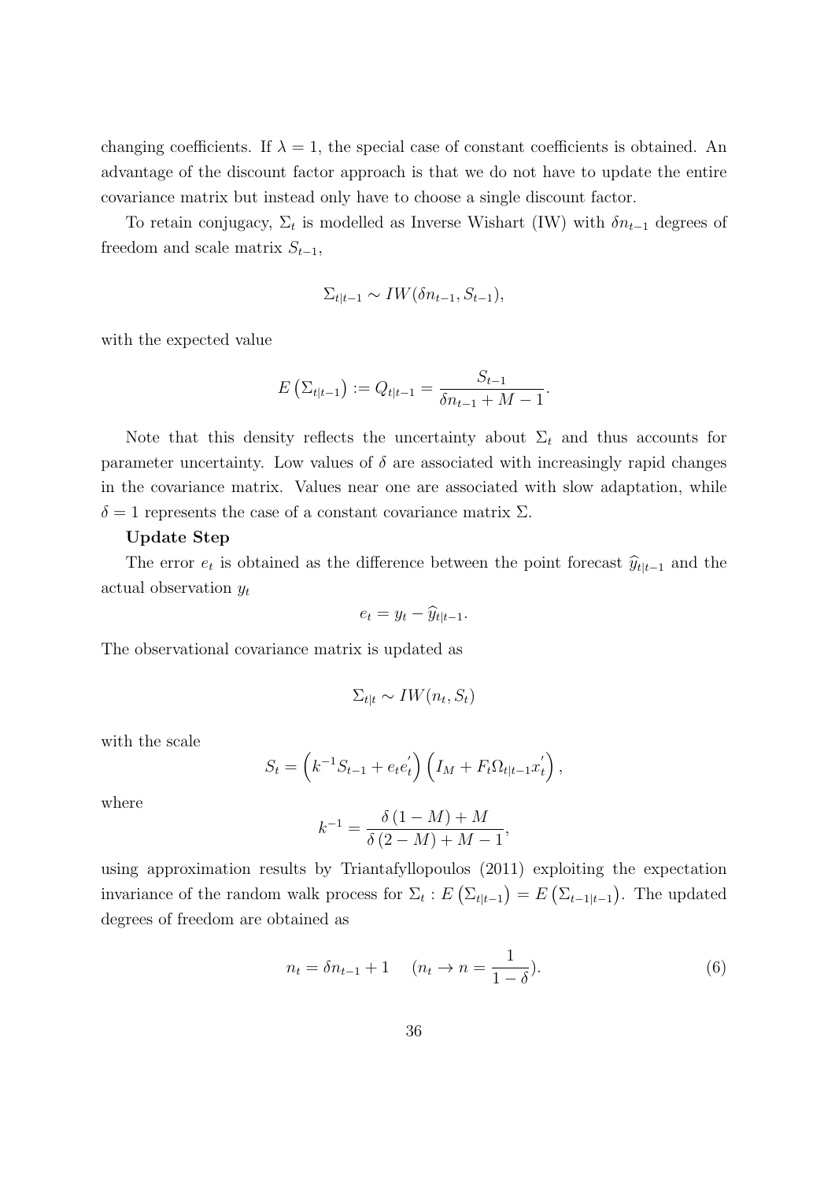changing coefficients. If $\lambda = 1$, the special case of constant coefficients is obtained. An advantage of the discount factor approach is that we do not have to update the entire covariance matrix but instead only have to choose a single discount factor.

To retain conjugacy, $\Sigma_t$ is modelled as Inverse Wishart (IW) with $\delta n_{t-1}$ degrees of freedom and scale matrix $S_{t-1}$,

$$\Sigma_{t|t-1} \sim IW(\delta n_{t-1}, S_{t-1}),$$

with the expected value

$$E\left(\Sigma_{t|t-1}\right) := Q_{t|t-1} = \frac{S_{t-1}}{\delta n_{t-1} + M - 1}.$$

Note that this density reflects the uncertainty about $\Sigma_t$ and thus accounts for parameter uncertainty. Low values of $\delta$ are associated with increasingly rapid changes in the covariance matrix. Values near one are associated with slow adaptation, while $\delta = 1$ represents the case of a constant covariance matrix $\Sigma$.

**Update Step**

The error $e_t$ is obtained as the difference between the point forecast $\widehat{y}_{t|t-1}$ and the actual observation $y_t$

$$e_t = y_t - \widehat{y}_{t|t-1}.$$

The observational covariance matrix is updated as

$$\Sigma_{t|t} \sim IW(n_t, S_t)$$

with the scale

$$S_t = \left(k^{-1} S_{t-1} + e_t e_t^{'}\right)\left(I_M + F_t \Omega_{t|t-1} x_t^{'}\right),$$

where

$$k^{-1} = \frac{\delta\,(1 - M) + M}{\delta\,(2 - M) + M - 1},$$

using approximation results by Triantafyllopoulos (2011) exploiting the expectation invariance of the random walk process for $\Sigma_t : E\left(\Sigma_{t|t-1}\right) = E\left(\Sigma_{t-1|t-1}\right)$. The updated degrees of freedom are obtained as

$$n_t = \delta n_{t-1} + 1 \qquad (n_t \rightarrow n = \frac{1}{1-\delta}). \tag{6}$$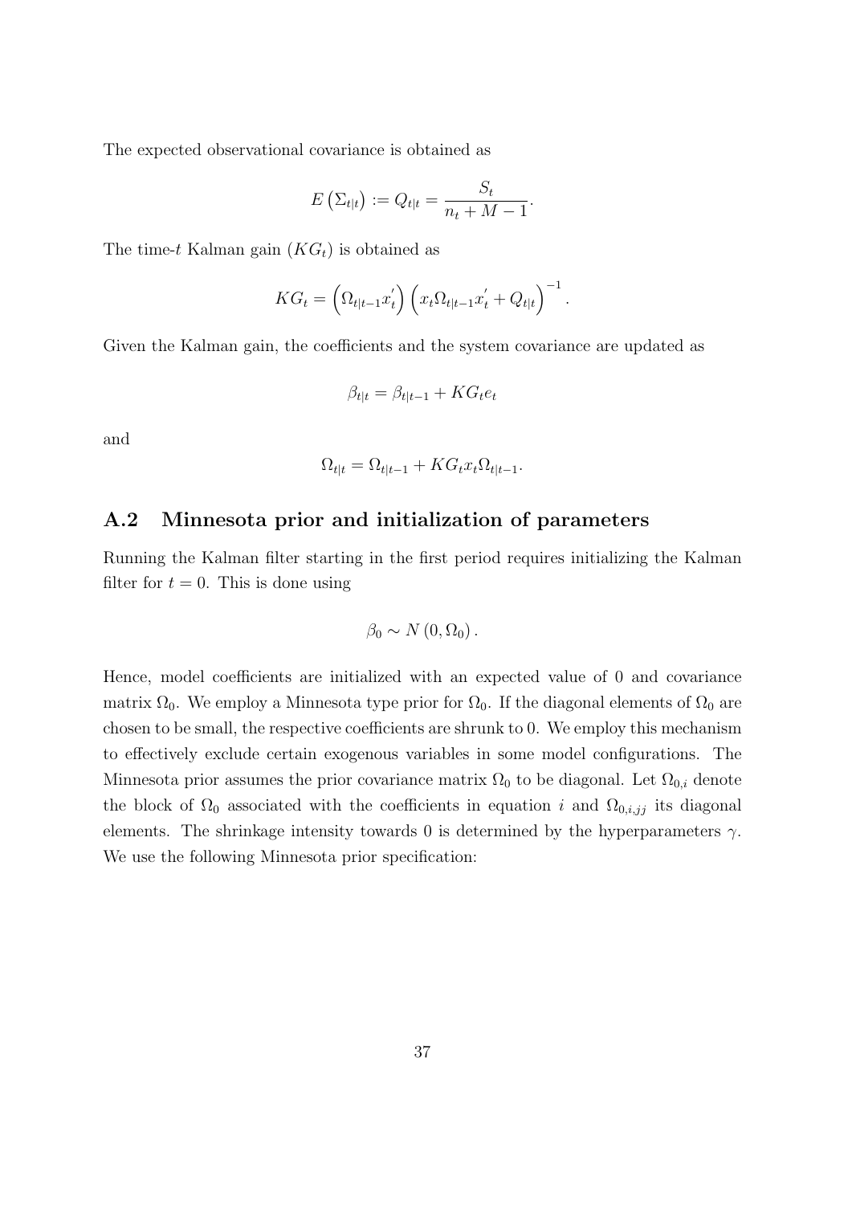The expected observational covariance is obtained as

$$E\left(\Sigma_{t|t}\right) := Q_{t|t} = \frac{S_t}{n_t + M - 1}.$$

The time-$t$ Kalman gain ($KG_t$) is obtained as

$$KG_t = \left(\Omega_{t|t-1} x_t^{'}\right) \left(x_t \Omega_{t|t-1} x_t^{'} + Q_{t|t}\right)^{-1}.$$

Given the Kalman gain, the coefficients and the system covariance are updated as

$$\beta_{t|t} = \beta_{t|t-1} + KG_t e_t$$

and

$$\Omega_{t|t} = \Omega_{t|t-1} + KG_t x_t \Omega_{t|t-1}.$$

## A.2 Minnesota prior and initialization of parameters

Running the Kalman filter starting in the first period requires initializing the Kalman filter for $t = 0$. This is done using

$$\beta_0 \sim N\left(0, \Omega_0\right).$$

Hence, model coefficients are initialized with an expected value of 0 and covariance matrix $\Omega_0$. We employ a Minnesota type prior for $\Omega_0$. If the diagonal elements of $\Omega_0$ are chosen to be small, the respective coefficients are shrunk to 0. We employ this mechanism to effectively exclude certain exogenous variables in some model configurations. The Minnesota prior assumes the prior covariance matrix $\Omega_0$ to be diagonal. Let $\Omega_{0,i}$ denote the block of $\Omega_0$ associated with the coefficients in equation $i$ and $\Omega_{0,i,jj}$ its diagonal elements. The shrinkage intensity towards 0 is determined by the hyperparameters $\gamma$. We use the following Minnesota prior specification: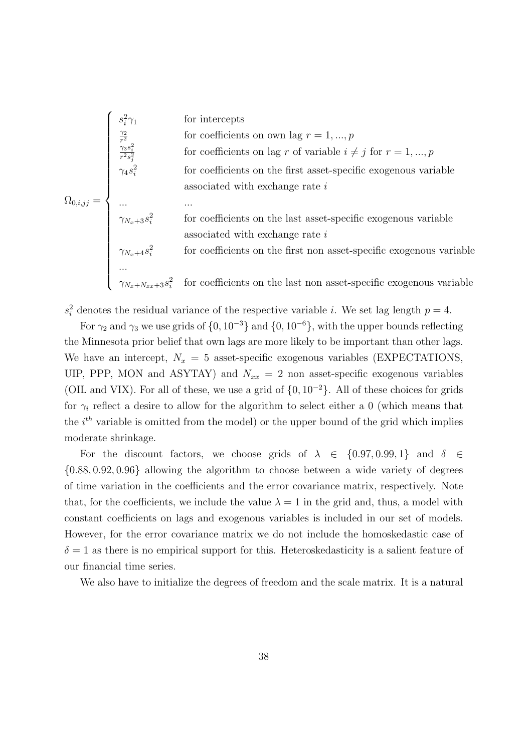$$
\Omega_{0,i,jj} = \begin{cases} s_i^2 \gamma_1 & \text{for intercepts} \\ \frac{\gamma_2}{r^2} & \text{for coefficients on own lag } r = 1, ..., p \\ \frac{\gamma_3 s_i^2}{r^2 s_j^2} & \text{for coefficients on lag } r \text{ of variable } i \neq j \text{ for } r = 1, ..., p \\ \gamma_4 s_i^2 & \text{for coefficients on the first asset-specific exogenous variable} \\ & \text{associated with exchange rate } i \\ ... & ... \\ \gamma_{N_x+3} s_i^2 & \text{for coefficients on the last asset-specific exogenous variable} \\ & \text{associated with exchange rate } i \\ \gamma_{N_x+4} s_i^2 & \text{for coefficients on the first non asset-specific exogenous variable} \\ ... & \\ \gamma_{N_x+N_{xx}+3} s_i^2 & \text{for coefficients on the last non asset-specific exogenous variable} \end{cases}
$$

$s_i^2$ denotes the residual variance of the respective variable $i$. We set lag length $p = 4$.

For $\gamma_2$ and $\gamma_3$ we use grids of $\{0, 10^{-3}\}$ and $\{0, 10^{-6}\}$, with the upper bounds reflecting the Minnesota prior belief that own lags are more likely to be important than other lags. We have an intercept, $N_x = 5$ asset-specific exogenous variables (EXPECTATIONS, UIP, PPP, MON and ASYTAY) and $N_{xx} = 2$ non asset-specific exogenous variables (OIL and VIX). For all of these, we use a grid of $\{0, 10^{-2}\}$. All of these choices for grids for $\gamma_i$ reflect a desire to allow for the algorithm to select either a 0 (which means that the $i^{th}$ variable is omitted from the model) or the upper bound of the grid which implies moderate shrinkage.

For the discount factors, we choose grids of $\lambda \in \{0.97, 0.99, 1\}$ and $\delta \in \{0.88, 0.92, 0.96\}$ allowing the algorithm to choose between a wide variety of degrees of time variation in the coefficients and the error covariance matrix, respectively. Note that, for the coefficients, we include the value $\lambda = 1$ in the grid and, thus, a model with constant coefficients on lags and exogenous variables is included in our set of models. However, for the error covariance matrix we do not include the homoskedastic case of $\delta = 1$ as there is no empirical support for this. Heteroskedasticity is a salient feature of our financial time series.

We also have to initialize the degrees of freedom and the scale matrix. It is a natural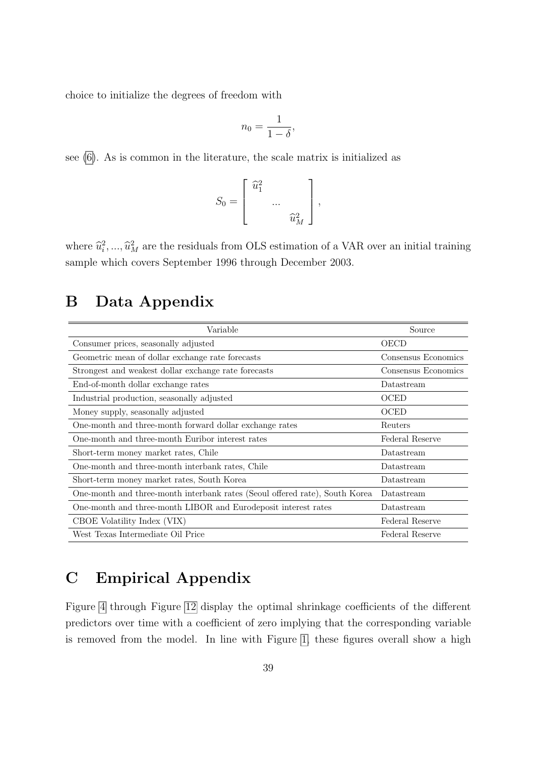choice to initialize the degrees of freedom with

$$n_0 = \frac{1}{1-\delta},$$

see (6). As is common in the literature, the scale matrix is initialized as

$$S_0 = \begin{bmatrix} \widehat{u}_1^2 & & \\ & ... & \\ & & \widehat{u}_M^2 \end{bmatrix},$$

where $\widehat{u}_i^2, ..., \widehat{u}_M^2$ are the residuals from OLS estimation of a VAR over an initial training sample which covers September 1996 through December 2003.

# B Data Appendix

| Variable | Source |
|---|---|
| Consumer prices, seasonally adjusted | OECD |
| Geometric mean of dollar exchange rate forecasts | Consensus Economics |
| Strongest and weakest dollar exchange rate forecasts | Consensus Economics |
| End-of-month dollar exchange rates | Datastream |
| Industrial production, seasonally adjusted | OCED |
| Money supply, seasonally adjusted | OCED |
| One-month and three-month forward dollar exchange rates | Reuters |
| One-month and three-month Euribor interest rates | Federal Reserve |
| Short-term money market rates, Chile | Datastream |
| One-month and three-month interbank rates, Chile | Datastream |
| Short-term money market rates, South Korea | Datastream |
| One-month and three-month interbank rates (Seoul offered rate), South Korea | Datastream |
| One-month and three-month LIBOR and Eurodeposit interest rates | Datastream |
| CBOE Volatility Index (VIX) | Federal Reserve |
| West Texas Intermediate Oil Price | Federal Reserve |

# C Empirical Appendix

Figure 4 through Figure 12 display the optimal shrinkage coefficients of the different predictors over time with a coefficient of zero implying that the corresponding variable is removed from the model. In line with Figure 1, these figures overall show a high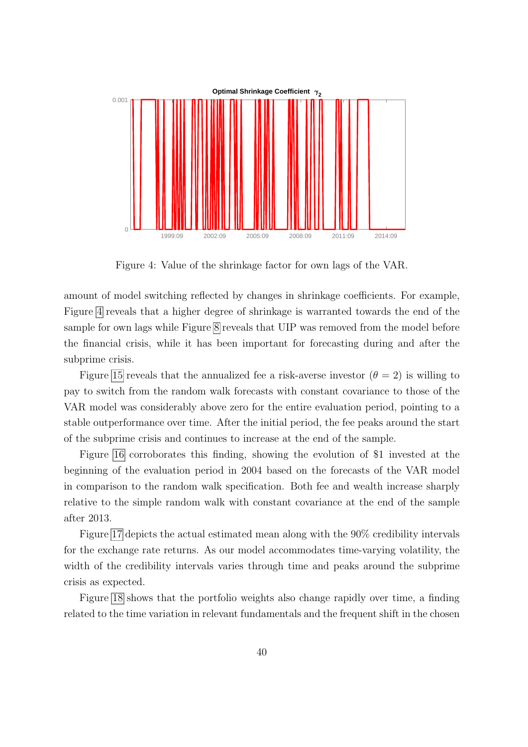Figure 4: Value of the shrinkage factor for own lags of the VAR.

amount of model switching reflected by changes in shrinkage coefficients. For example, Figure 4 reveals that a higher degree of shrinkage is warranted towards the end of the sample for own lags while Figure 8 reveals that UIP was removed from the model before the financial crisis, while it has been important for forecasting during and after the subprime crisis.

Figure 15 reveals that the annualized fee a risk-averse investor ($\theta = 2$) is willing to pay to switch from the random walk forecasts with constant covariance to those of the VAR model was considerably above zero for the entire evaluation period, pointing to a stable outperformance over time. After the initial period, the fee peaks around the start of the subprime crisis and continues to increase at the end of the sample.

Figure 16 corroborates this finding, showing the evolution of \$1 invested at the beginning of the evaluation period in 2004 based on the forecasts of the VAR model in comparison to the random walk specification. Both fee and wealth increase sharply relative to the simple random walk with constant covariance at the end of the sample after 2013.

Figure 17 depicts the actual estimated mean along with the 90% credibility intervals for the exchange rate returns. As our model accommodates time-varying volatility, the width of the credibility intervals varies through time and peaks around the subprime crisis as expected.

Figure 18 shows that the portfolio weights also change rapidly over time, a finding related to the time variation in relevant fundamentals and the frequent shift in the chosen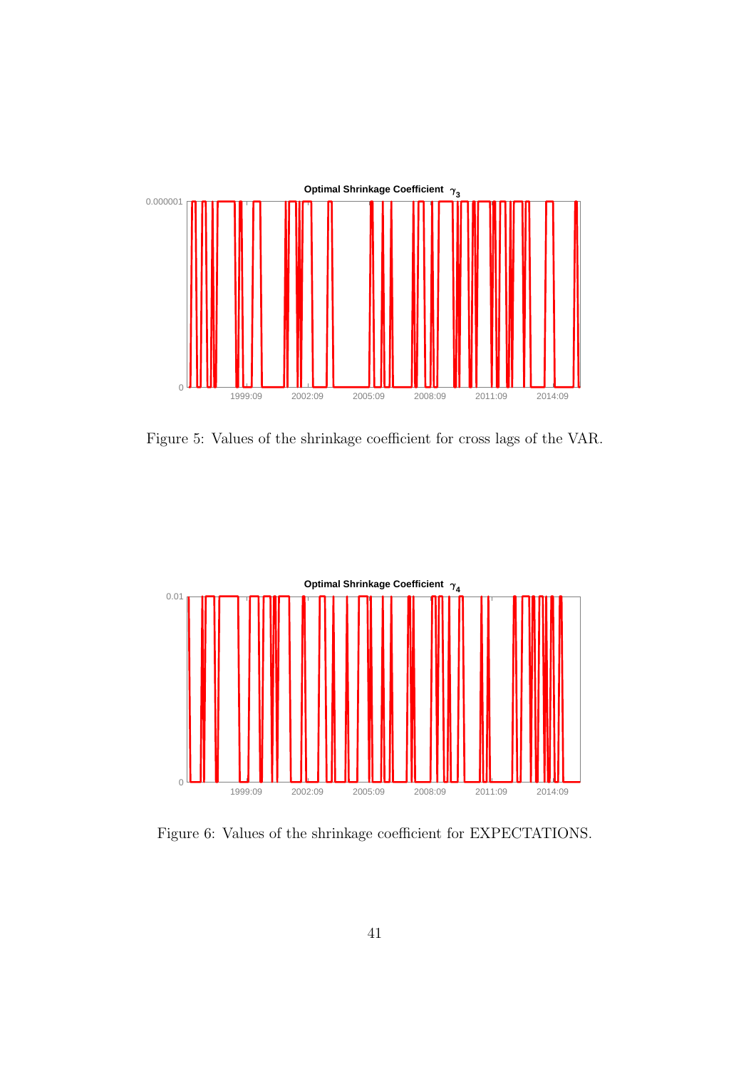Figure 5: Values of the shrinkage coefficient for cross lags of the VAR.

Figure 6: Values of the shrinkage coefficient for EXPECTATIONS.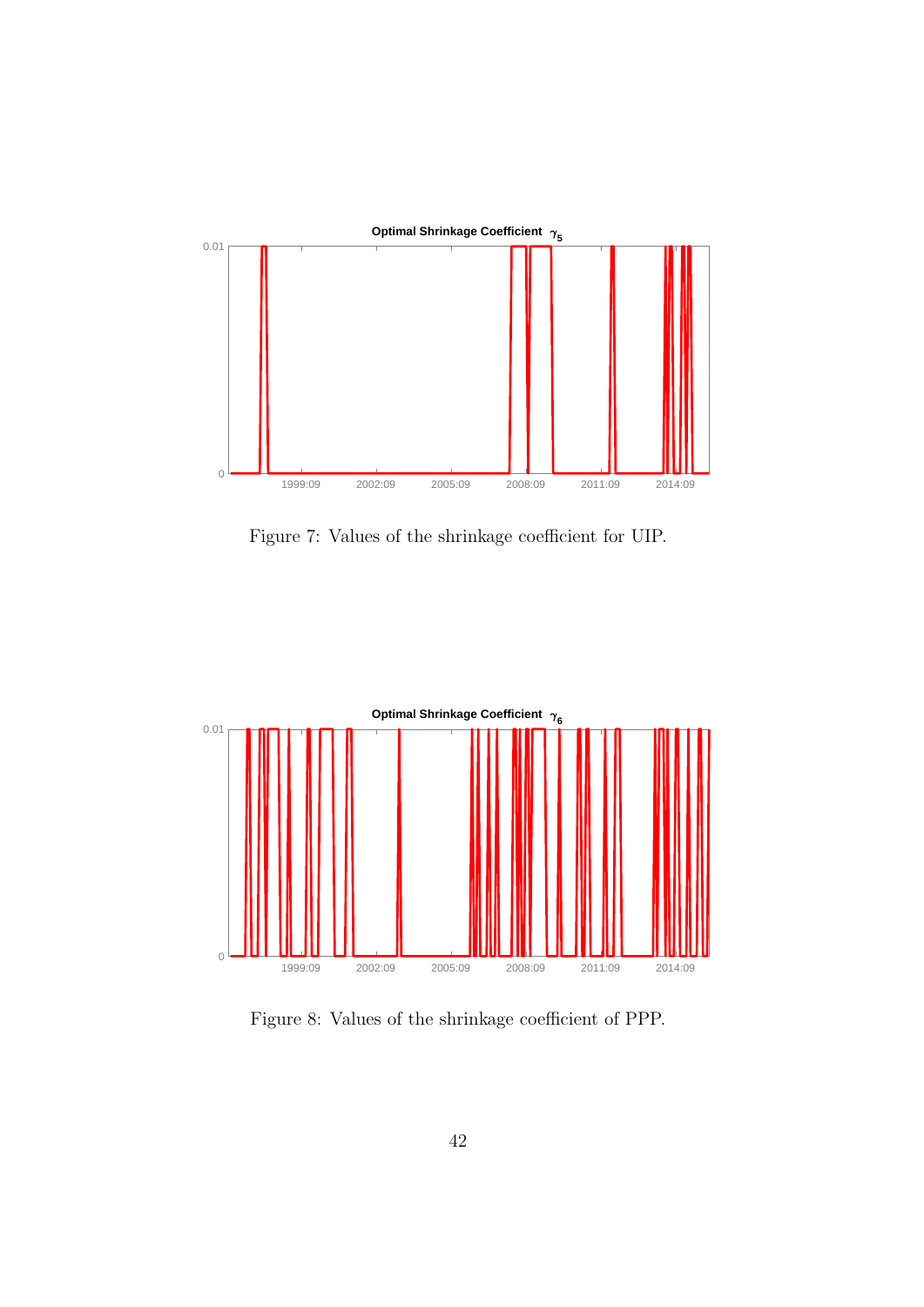Figure 7: Values of the shrinkage coefficient for UIP.

Figure 8: Values of the shrinkage coefficient of PPP.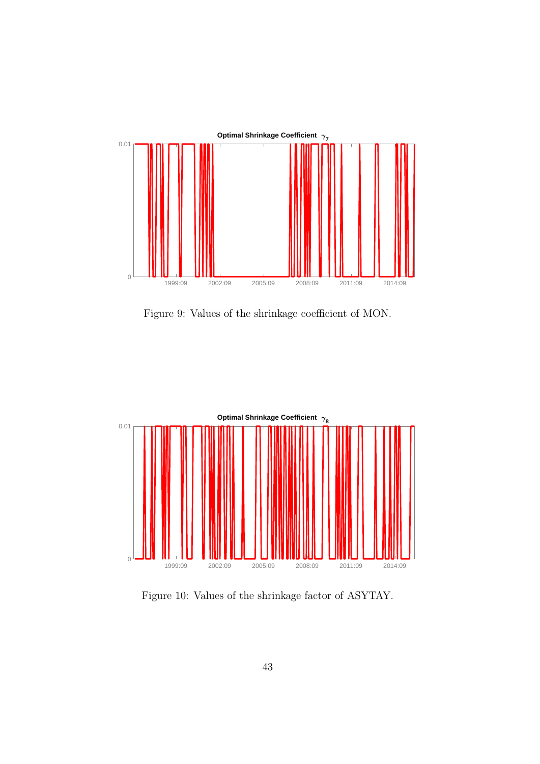Figure 9: Values of the shrinkage coefficient of MON.

Figure 10: Values of the shrinkage factor of ASYTAY.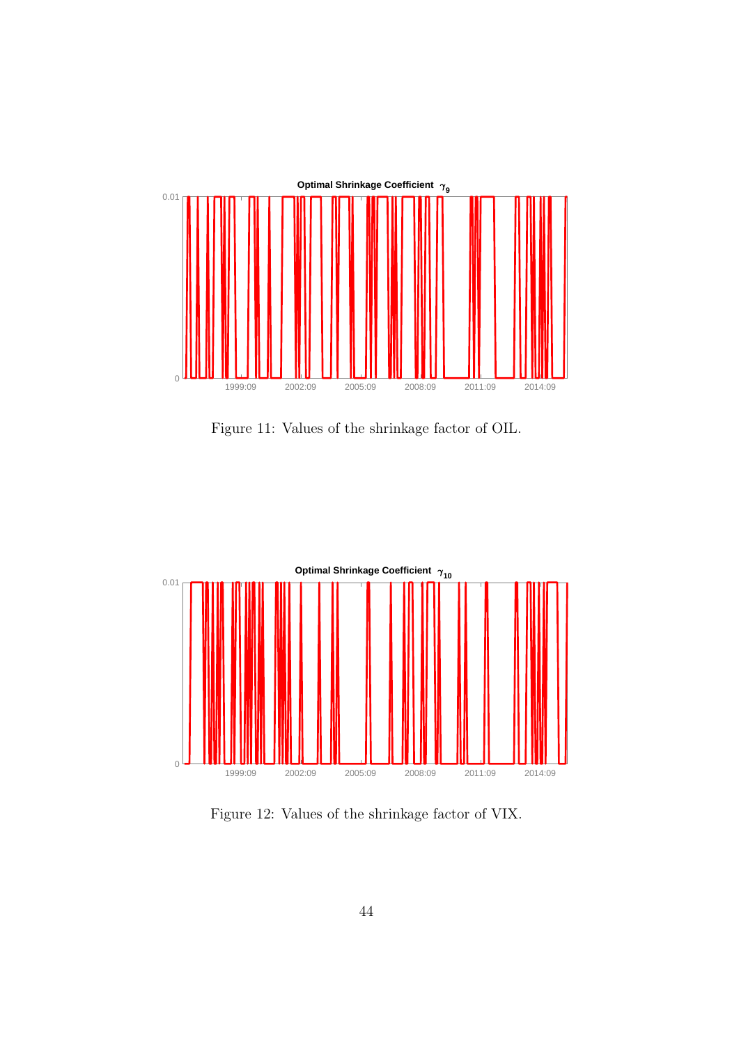Figure 11: Values of the shrinkage factor of OIL.

Figure 12: Values of the shrinkage factor of VIX.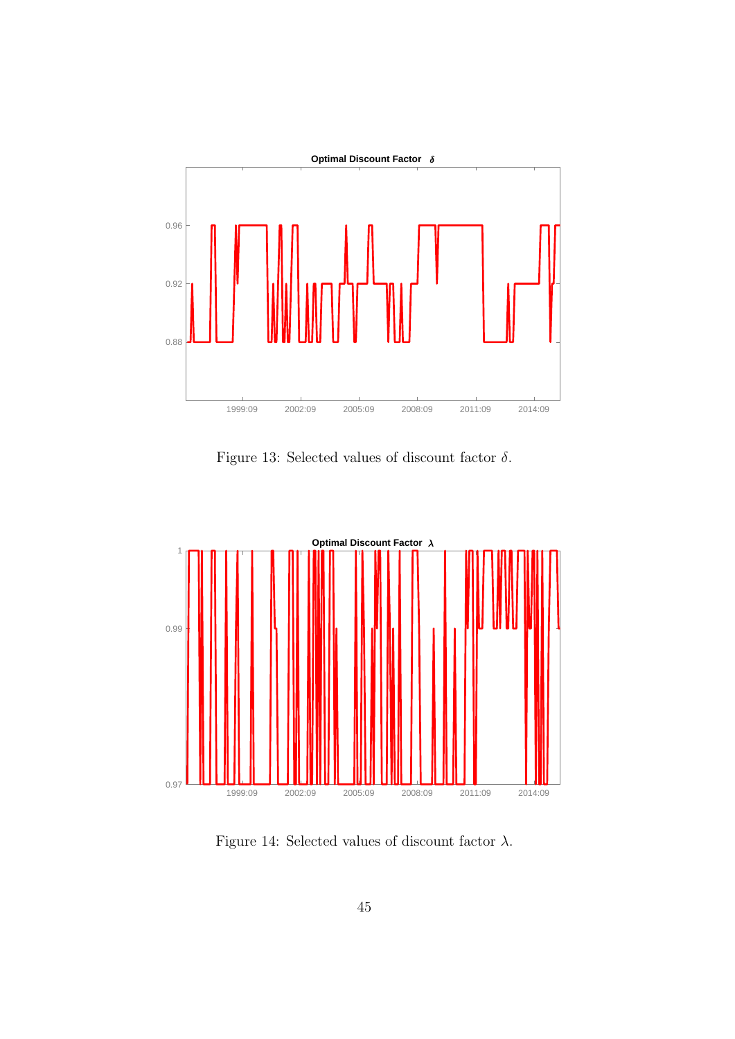Figure 13: Selected values of discount factor $\delta$.

Figure 14: Selected values of discount factor $\lambda$.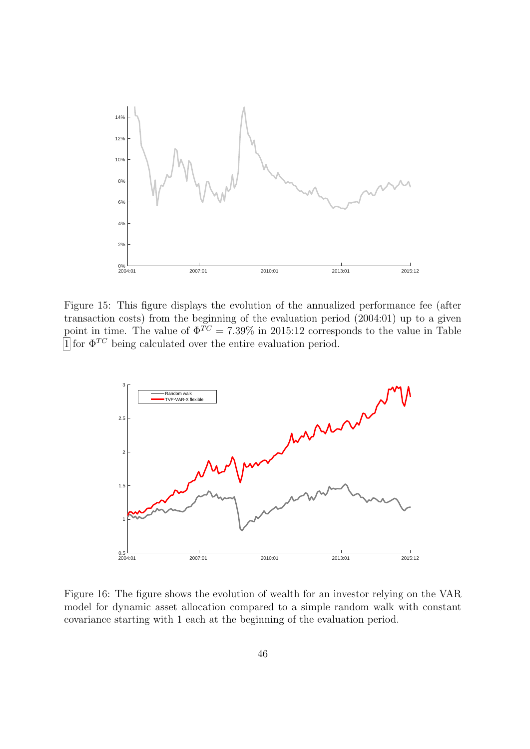Figure 15: This figure displays the evolution of the annualized performance fee (after transaction costs) from the beginning of the evaluation period (2004:01) up to a given point in time. The value of $\Phi^{TC} = 7.39\%$ in 2015:12 corresponds to the value in Table 1 for $\Phi^{TC}$ being calculated over the entire evaluation period.

Figure 16: The figure shows the evolution of wealth for an investor relying on the VAR model for dynamic asset allocation compared to a simple random walk with constant covariance starting with 1 each at the beginning of the evaluation period.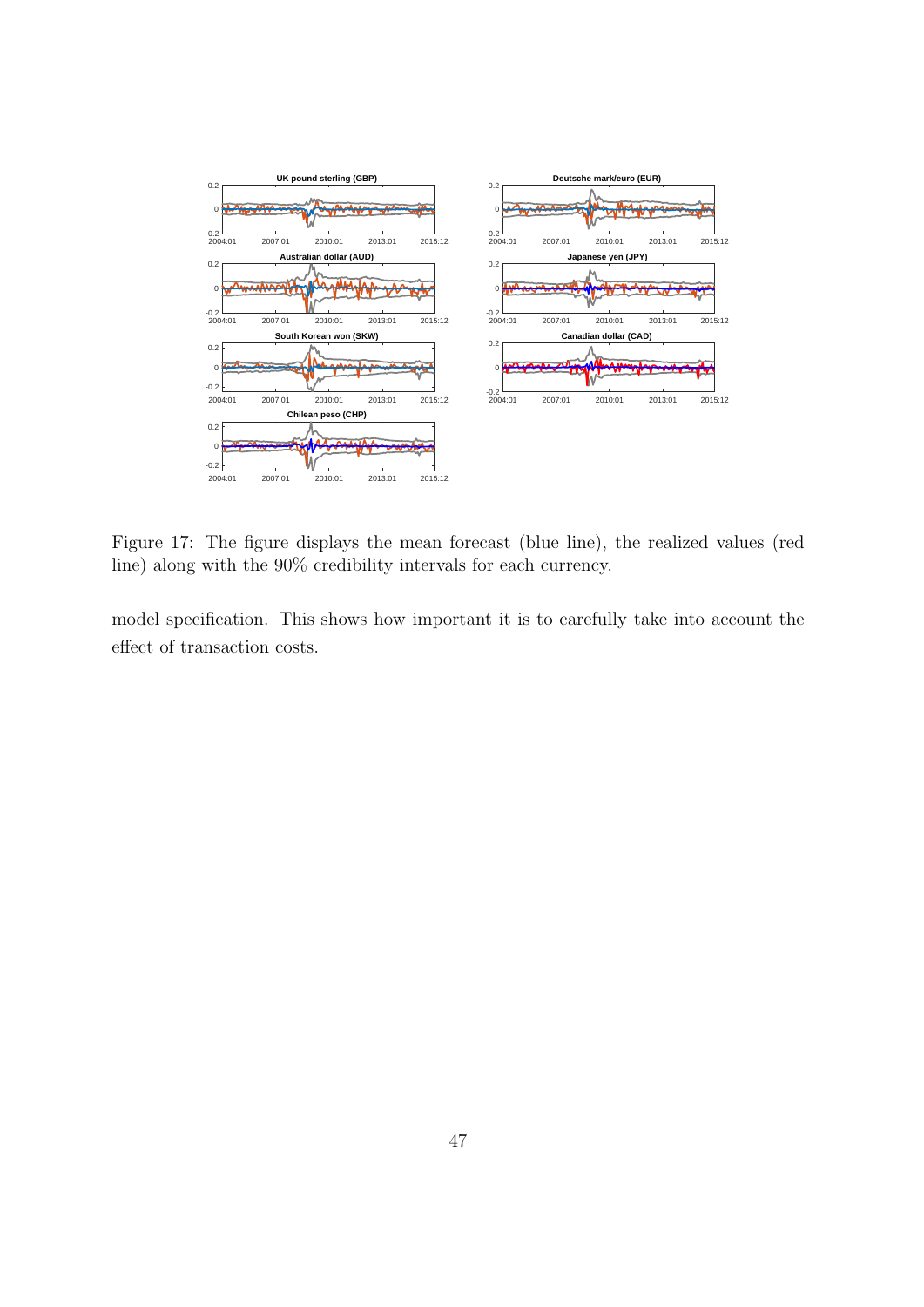Figure 17: The figure displays the mean forecast (blue line), the realized values (red line) along with the 90% credibility intervals for each currency.

model specification. This shows how important it is to carefully take into account the effect of transaction costs.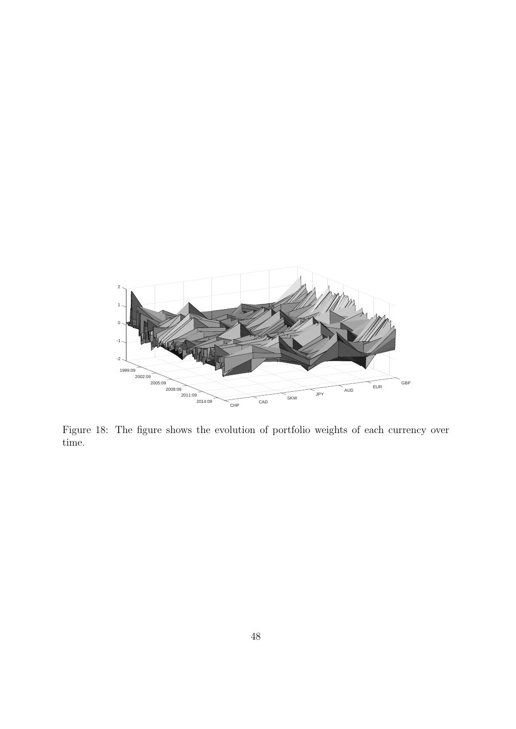2
1
0
-1
-2

1999:09
2002:09
2005:09
2008:09
2011:09
2014:09

CHP
CAD
SKW
JPY
AUD
EUR
GBP

Figure 18: The figure shows the evolution of portfolio weights of each currency over time.